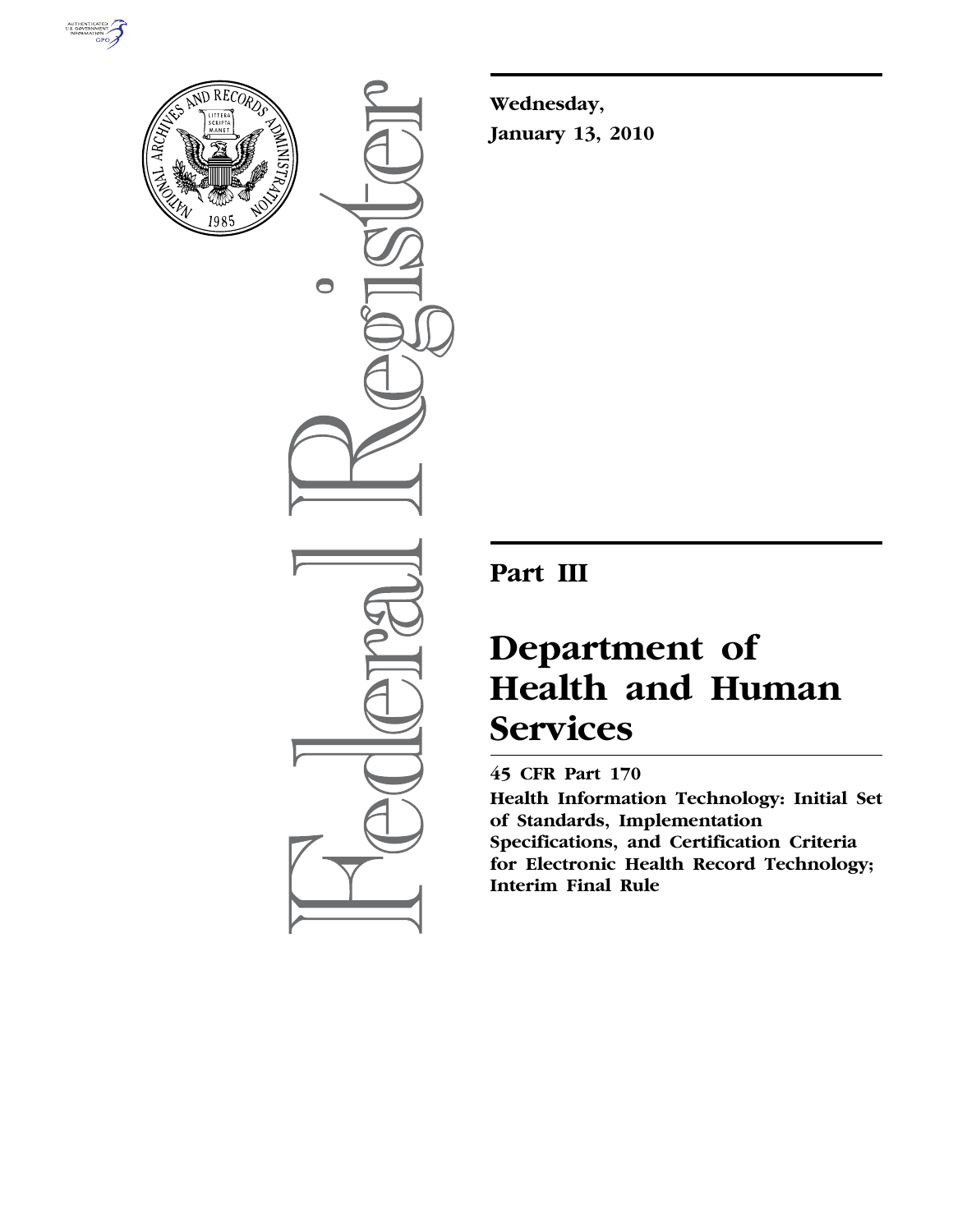Wednesday,

January 13, 2010

# Part III

# Department of Health and Human Services

## 45 CFR Part 170

## Health Information Technology: Initial Set of Standards, Implementation Specifications, and Certification Criteria for Electronic Health Record Technology; Interim Final Rule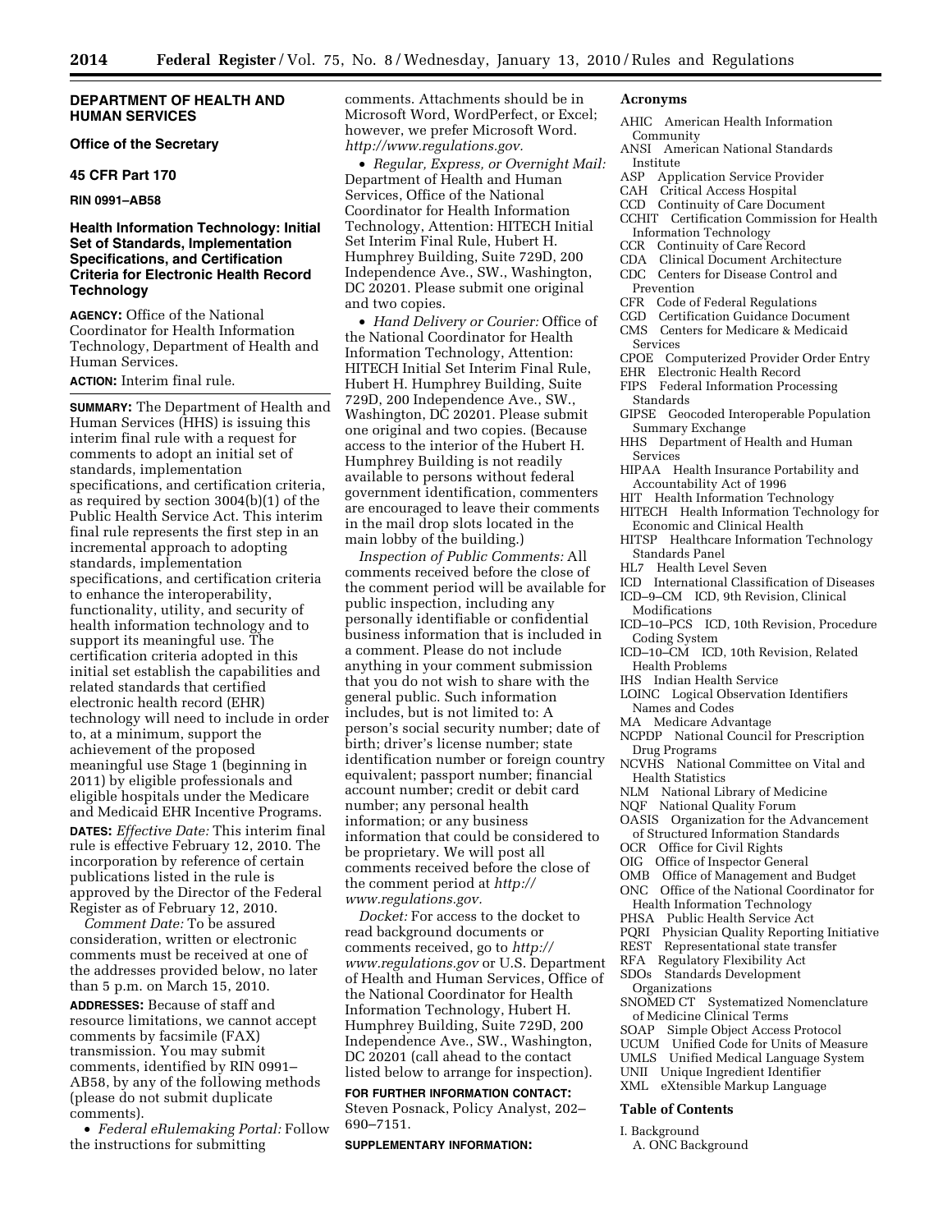## DEPARTMENT OF HEALTH AND HUMAN SERVICES

### Office of the Secretary

### 45 CFR Part 170

### RIN 0991–AB58

## Health Information Technology: Initial Set of Standards, Implementation Specifications, and Certification Criteria for Electronic Health Record Technology

**AGENCY:** Office of the National Coordinator for Health Information Technology, Department of Health and Human Services.

**ACTION:** Interim final rule.

**SUMMARY:** The Department of Health and Human Services (HHS) is issuing this interim final rule with a request for comments to adopt an initial set of standards, implementation specifications, and certification criteria, as required by section 3004(b)(1) of the Public Health Service Act. This interim final rule represents the first step in an incremental approach to adopting standards, implementation specifications, and certification criteria to enhance the interoperability, functionality, utility, and security of health information technology and to support its meaningful use. The certification criteria adopted in this initial set establish the capabilities and related standards that certified electronic health record (EHR) technology will need to include in order to, at a minimum, support the achievement of the proposed meaningful use Stage 1 (beginning in 2011) by eligible professionals and eligible hospitals under the Medicare and Medicaid EHR Incentive Programs.

**DATES:** *Effective Date:* This interim final rule is effective February 12, 2010. The incorporation by reference of certain publications listed in the rule is approved by the Director of the Federal Register as of February 12, 2010.

*Comment Date:* To be assured consideration, written or electronic comments must be received at one of the addresses provided below, no later than 5 p.m. on March 15, 2010.

**ADDRESSES:** Because of staff and resource limitations, we cannot accept comments by facsimile (FAX) transmission. You may submit comments, identified by RIN 0991–AB58, by any of the following methods (please do not submit duplicate comments).

- *Federal eRulemaking Portal:* Follow the instructions for submitting comments. Attachments should be in Microsoft Word, WordPerfect, or Excel; however, we prefer Microsoft Word. *http://www.regulations.gov.*
- *Regular, Express, or Overnight Mail:* Department of Health and Human Services, Office of the National Coordinator for Health Information Technology, Attention: HITECH Initial Set Interim Final Rule, Hubert H. Humphrey Building, Suite 729D, 200 Independence Ave., SW., Washington, DC 20201. Please submit one original and two copies.
- *Hand Delivery or Courier:* Office of the National Coordinator for Health Information Technology, Attention: HITECH Initial Set Interim Final Rule, Hubert H. Humphrey Building, Suite 729D, 200 Independence Ave., SW., Washington, DC 20201. Please submit one original and two copies. (Because access to the interior of the Hubert H. Humphrey Building is not readily available to persons without federal government identification, commenters are encouraged to leave their comments in the mail drop slots located in the main lobby of the building.)

*Inspection of Public Comments:* All comments received before the close of the comment period will be available for public inspection, including any personally identifiable or confidential business information that is included in a comment. Please do not include anything in your comment submission that you do not wish to share with the general public. Such information includes, but is not limited to: A person's social security number; date of birth; driver's license number; state identification number or foreign country equivalent; passport number; financial account number; credit or debit card number; any personal health information; or any business information that could be considered to be proprietary. We will post all comments received before the close of the comment period at *http://www.regulations.gov.*

*Docket:* For access to the docket to read background documents or comments received, go to *http://www.regulations.gov* or U.S. Department of Health and Human Services, Office of the National Coordinator for Health Information Technology, Hubert H. Humphrey Building, Suite 729D, 200 Independence Ave., SW., Washington, DC 20201 (call ahead to the contact listed below to arrange for inspection).

**FOR FURTHER INFORMATION CONTACT:** Steven Posnack, Policy Analyst, 202–690–7151.

**SUPPLEMENTARY INFORMATION:**

### Acronyms

AHIC American Health Information Community
ANSI American National Standards Institute
ASP Application Service Provider
CAH Critical Access Hospital
CCD Continuity of Care Document
CCHIT Certification Commission for Health Information Technology
CCR Continuity of Care Record
CDA Clinical Document Architecture
CDC Centers for Disease Control and Prevention
CFR Code of Federal Regulations
CGD Certification Guidance Document
CMS Centers for Medicare & Medicaid Services
CPOE Computerized Provider Order Entry
EHR Electronic Health Record
FIPS Federal Information Processing Standards
GIPSE Geocoded Interoperable Population Summary Exchange
HHS Department of Health and Human Services
HIPAA Health Insurance Portability and Accountability Act of 1996
HIT Health Information Technology
HITECH Health Information Technology for Economic and Clinical Health
HITSP Healthcare Information Technology Standards Panel
HL7 Health Level Seven
ICD International Classification of Diseases
ICD–9–CM ICD, 9th Revision, Clinical Modifications
ICD–10–PCS ICD, 10th Revision, Procedure Coding System
ICD–10–CM ICD, 10th Revision, Related Health Problems
IHS Indian Health Service
LOINC Logical Observation Identifiers Names and Codes
MA Medicare Advantage
NCPDP National Council for Prescription Drug Programs
NCVHS National Committee on Vital and Health Statistics
NLM National Library of Medicine
NQF National Quality Forum
OASIS Organization for the Advancement of Structured Information Standards
OCR Office for Civil Rights
OIG Office of Inspector General
OMB Office of Management and Budget
ONC Office of the National Coordinator for Health Information Technology
PHSA Public Health Service Act
PQRI Physician Quality Reporting Initiative
REST Representational state transfer
RFA Regulatory Flexibility Act
SDOs Standards Development Organizations
SNOMED CT Systematized Nomenclature of Medicine Clinical Terms
SOAP Simple Object Access Protocol
UCUM Unified Code for Units of Measure
UMLS Unified Medical Language System
UNII Unique Ingredient Identifier
XML eXtensible Markup Language

### Table of Contents

I. Background
  A. ONC Background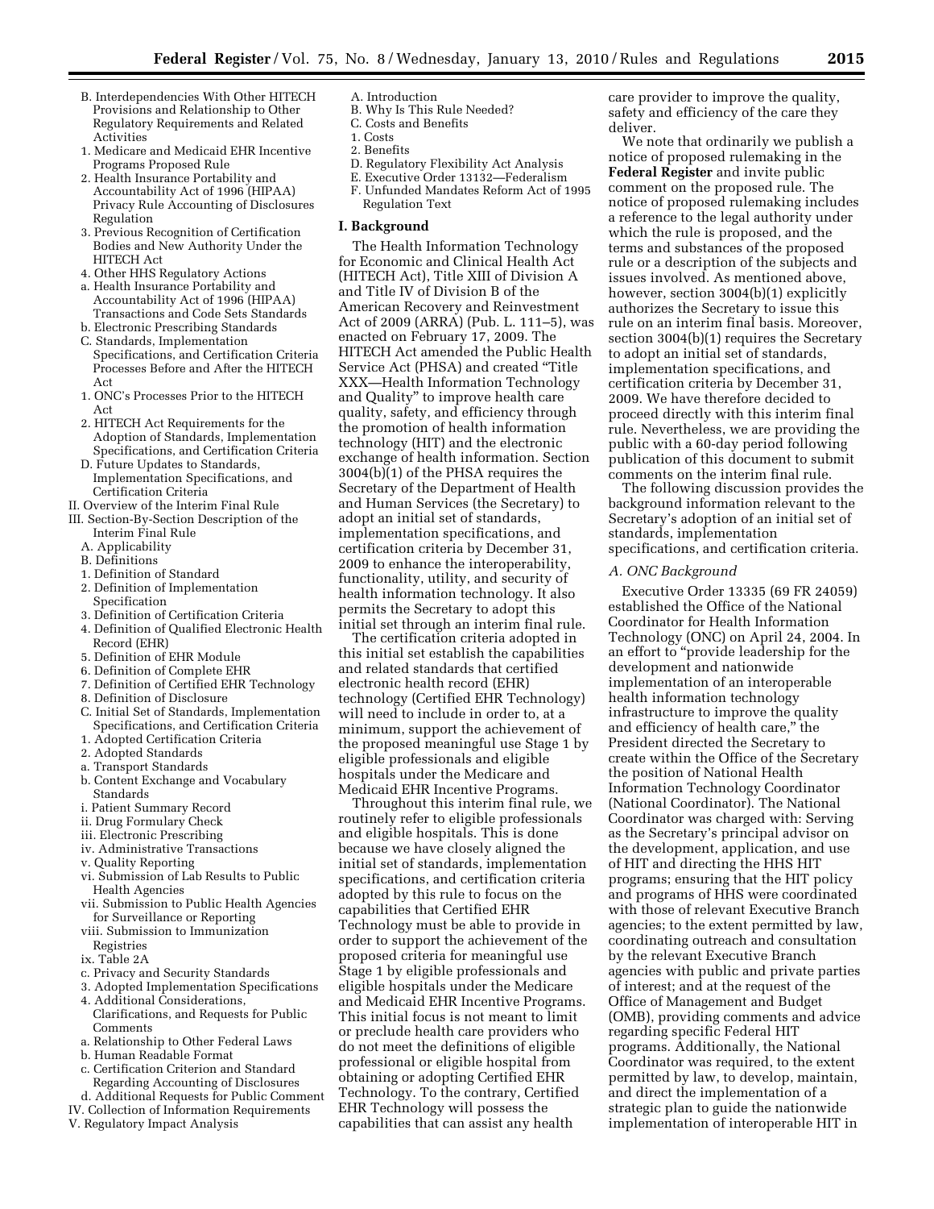B. Interdependencies With Other HITECH Provisions and Relationship to Other Regulatory Requirements and Related Activities
1. Medicare and Medicaid EHR Incentive Programs Proposed Rule
2. Health Insurance Portability and Accountability Act of 1996 (HIPAA) Privacy Rule Accounting of Disclosures Regulation
3. Previous Recognition of Certification Bodies and New Authority Under the HITECH Act
4. Other HHS Regulatory Actions
a. Health Insurance Portability and Accountability Act of 1996 (HIPAA) Transactions and Code Sets Standards
b. Electronic Prescribing Standards
C. Standards, Implementation Specifications, and Certification Criteria Processes Before and After the HITECH Act
1. ONC's Processes Prior to the HITECH Act
2. HITECH Act Requirements for the Adoption of Standards, Implementation Specifications, and Certification Criteria
D. Future Updates to Standards, Implementation Specifications, and Certification Criteria
II. Overview of the Interim Final Rule
III. Section-By-Section Description of the Interim Final Rule
A. Applicability
B. Definitions
1. Definition of Standard
2. Definition of Implementation Specification
3. Definition of Certification Criteria
4. Definition of Qualified Electronic Health Record (EHR)
5. Definition of EHR Module
6. Definition of Complete EHR
7. Definition of Certified EHR Technology
8. Definition of Disclosure
C. Initial Set of Standards, Implementation Specifications, and Certification Criteria
1. Adopted Certification Criteria
2. Adopted Standards
a. Transport Standards
b. Content Exchange and Vocabulary Standards
i. Patient Summary Record
ii. Drug Formulary Check
iii. Electronic Prescribing
iv. Administrative Transactions
v. Quality Reporting
vi. Submission of Lab Results to Public Health Agencies
vii. Submission to Public Health Agencies for Surveillance or Reporting
viii. Submission to Immunization Registries
ix. Table 2A
c. Privacy and Security Standards
3. Adopted Implementation Specifications
4. Additional Considerations, Clarifications, and Requests for Public Comments
a. Relationship to Other Federal Laws
b. Human Readable Format
c. Certification Criterion and Standard Regarding Accounting of Disclosures
d. Additional Requests for Public Comment
IV. Collection of Information Requirements
V. Regulatory Impact Analysis
A. Introduction
B. Why Is This Rule Needed?
C. Costs and Benefits
1. Costs
2. Benefits
D. Regulatory Flexibility Act Analysis
E. Executive Order 13132—Federalism
F. Unfunded Mandates Reform Act of 1995
Regulation Text

## I. Background

The Health Information Technology for Economic and Clinical Health Act (HITECH Act), Title XIII of Division A and Title IV of Division B of the American Recovery and Reinvestment Act of 2009 (ARRA) (Pub. L. 111–5), was enacted on February 17, 2009. The HITECH Act amended the Public Health Service Act (PHSA) and created "Title XXX—Health Information Technology and Quality" to improve health care quality, safety, and efficiency through the promotion of health information technology (HIT) and the electronic exchange of health information. Section 3004(b)(1) of the PHSA requires the Secretary of the Department of Health and Human Services (the Secretary) to adopt an initial set of standards, implementation specifications, and certification criteria by December 31, 2009 to enhance the interoperability, functionality, utility, and security of health information technology. It also permits the Secretary to adopt this initial set through an interim final rule.

The certification criteria adopted in this initial set establish the capabilities and related standards that certified electronic health record (EHR) technology (Certified EHR Technology) will need to include in order to, at a minimum, support the achievement of the proposed meaningful use Stage 1 by eligible professionals and eligible hospitals under the Medicare and Medicaid EHR Incentive Programs.

Throughout this interim final rule, we routinely refer to eligible professionals and eligible hospitals. This is done because we have closely aligned the initial set of standards, implementation specifications, and certification criteria adopted by this rule to focus on the capabilities that Certified EHR Technology must be able to provide in order to support the achievement of the proposed criteria for meaningful use Stage 1 by eligible professionals and eligible hospitals under the Medicare and Medicaid EHR Incentive Programs. This initial focus is not meant to limit or preclude health care providers who do not meet the definitions of eligible professional or eligible hospital from obtaining or adopting Certified EHR Technology. To the contrary, Certified EHR Technology will possess the capabilities that can assist any health care provider to improve the quality, safety and efficiency of the care they deliver.

We note that ordinarily we publish a notice of proposed rulemaking in the **Federal Register** and invite public comment on the proposed rule. The notice of proposed rulemaking includes a reference to the legal authority under which the rule is proposed, and the terms and substances of the proposed rule or a description of the subjects and issues involved. As mentioned above, however, section 3004(b)(1) explicitly authorizes the Secretary to issue this rule on an interim final basis. Moreover, section 3004(b)(1) requires the Secretary to adopt an initial set of standards, implementation specifications, and certification criteria by December 31, 2009. We have therefore decided to proceed directly with this interim final rule. Nevertheless, we are providing the public with a 60-day period following publication of this document to submit comments on the interim final rule.

The following discussion provides the background information relevant to the Secretary's adoption of an initial set of standards, implementation specifications, and certification criteria.

### *A. ONC Background*

Executive Order 13335 (69 FR 24059) established the Office of the National Coordinator for Health Information Technology (ONC) on April 24, 2004. In an effort to "provide leadership for the development and nationwide implementation of an interoperable health information technology infrastructure to improve the quality and efficiency of health care," the President directed the Secretary to create within the Office of the Secretary the position of National Health Information Technology Coordinator (National Coordinator). The National Coordinator was charged with: Serving as the Secretary's principal advisor on the development, application, and use of HIT and directing the HHS HIT programs; ensuring that the HIT policy and programs of HHS were coordinated with those of relevant Executive Branch agencies; to the extent permitted by law, coordinating outreach and consultation by the relevant Executive Branch agencies with public and private parties of interest; and at the request of the Office of Management and Budget (OMB), providing comments and advice regarding specific Federal HIT programs. Additionally, the National Coordinator was required, to the extent permitted by law, to develop, maintain, and direct the implementation of a strategic plan to guide the nationwide implementation of interoperable HIT in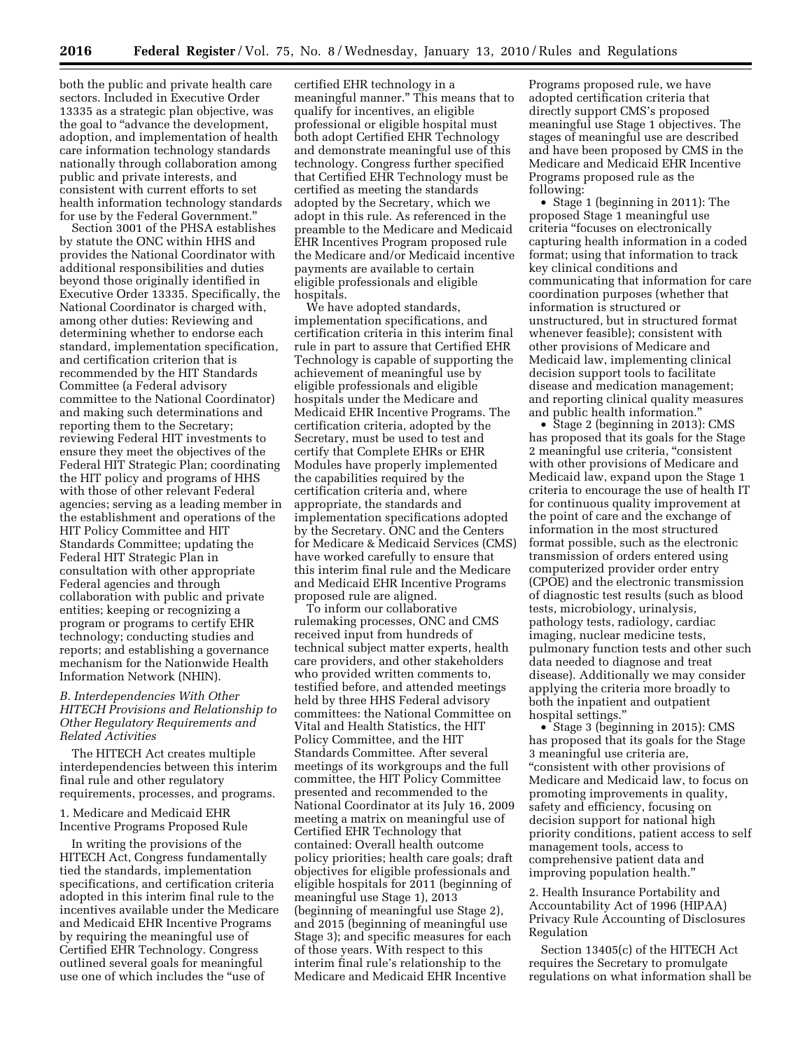both the public and private health care sectors. Included in Executive Order 13335 as a strategic plan objective, was the goal to "advance the development, adoption, and implementation of health care information technology standards nationally through collaboration among public and private interests, and consistent with current efforts to set health information technology standards for use by the Federal Government."

Section 3001 of the PHSA establishes by statute the ONC within HHS and provides the National Coordinator with additional responsibilities and duties beyond those originally identified in Executive Order 13335. Specifically, the National Coordinator is charged with, among other duties: Reviewing and determining whether to endorse each standard, implementation specification, and certification criterion that is recommended by the HIT Standards Committee (a Federal advisory committee to the National Coordinator) and making such determinations and reporting them to the Secretary; reviewing Federal HIT investments to ensure they meet the objectives of the Federal HIT Strategic Plan; coordinating the HIT policy and programs of HHS with those of other relevant Federal agencies; serving as a leading member in the establishment and operations of the HIT Policy Committee and HIT Standards Committee; updating the Federal HIT Strategic Plan in consultation with other appropriate Federal agencies and through collaboration with public and private entities; keeping or recognizing a program or programs to certify EHR technology; conducting studies and reports; and establishing a governance mechanism for the Nationwide Health Information Network (NHIN).

### *B. Interdependencies With Other HITECH Provisions and Relationship to Other Regulatory Requirements and Related Activities*

The HITECH Act creates multiple interdependencies between this interim final rule and other regulatory requirements, processes, and programs.

#### 1. Medicare and Medicaid EHR Incentive Programs Proposed Rule

In writing the provisions of the HITECH Act, Congress fundamentally tied the standards, implementation specifications, and certification criteria adopted in this interim final rule to the incentives available under the Medicare and Medicaid EHR Incentive Programs by requiring the meaningful use of Certified EHR Technology. Congress outlined several goals for meaningful use one of which includes the "use of certified EHR technology in a meaningful manner." This means that to qualify for incentives, an eligible professional or eligible hospital must both adopt Certified EHR Technology and demonstrate meaningful use of this technology. Congress further specified that Certified EHR Technology must be certified as meeting the standards adopted by the Secretary, which we adopt in this rule. As referenced in the preamble to the Medicare and Medicaid EHR Incentives Program proposed rule the Medicare and/or Medicaid incentive payments are available to certain eligible professionals and eligible hospitals.

We have adopted standards, implementation specifications, and certification criteria in this interim final rule in part to assure that Certified EHR Technology is capable of supporting the achievement of meaningful use by eligible professionals and eligible hospitals under the Medicare and Medicaid EHR Incentive Programs. The certification criteria, adopted by the Secretary, must be used to test and certify that Complete EHRs or EHR Modules have properly implemented the capabilities required by the certification criteria and, where appropriate, the standards and implementation specifications adopted by the Secretary. ONC and the Centers for Medicare & Medicaid Services (CMS) have worked carefully to ensure that this interim final rule and the Medicare and Medicaid EHR Incentive Programs proposed rule are aligned.

To inform our collaborative rulemaking processes, ONC and CMS received input from hundreds of technical subject matter experts, health care providers, and other stakeholders who provided written comments to, testified before, and attended meetings held by three HHS Federal advisory committees: the National Committee on Vital and Health Statistics, the HIT Policy Committee, and the HIT Standards Committee. After several meetings of its workgroups and the full committee, the HIT Policy Committee presented and recommended to the National Coordinator at its July 16, 2009 meeting a matrix on meaningful use of Certified EHR Technology that contained: Overall health outcome policy priorities; health care goals; draft objectives for eligible professionals and eligible hospitals for 2011 (beginning of meaningful use Stage 1), 2013 (beginning of meaningful use Stage 2), and 2015 (beginning of meaningful use Stage 3); and specific measures for each of those years. With respect to this interim final rule's relationship to the Medicare and Medicaid EHR Incentive Programs proposed rule, we have adopted certification criteria that directly support CMS's proposed meaningful use Stage 1 objectives. The stages of meaningful use are described and have been proposed by CMS in the Medicare and Medicaid EHR Incentive Programs proposed rule as the following:

- Stage 1 (beginning in 2011): The proposed Stage 1 meaningful use criteria "focuses on electronically capturing health information in a coded format; using that information to track key clinical conditions and communicating that information for care coordination purposes (whether that information is structured or unstructured, but in structured format whenever feasible); consistent with other provisions of Medicare and Medicaid law, implementing clinical decision support tools to facilitate disease and medication management; and reporting clinical quality measures and public health information."
- Stage 2 (beginning in 2013): CMS has proposed that its goals for the Stage 2 meaningful use criteria, "consistent with other provisions of Medicare and Medicaid law, expand upon the Stage 1 criteria to encourage the use of health IT for continuous quality improvement at the point of care and the exchange of information in the most structured format possible, such as the electronic transmission of orders entered using computerized provider order entry (CPOE) and the electronic transmission of diagnostic test results (such as blood tests, microbiology, urinalysis, pathology tests, radiology, cardiac imaging, nuclear medicine tests, pulmonary function tests and other such data needed to diagnose and treat disease). Additionally we may consider applying the criteria more broadly to both the inpatient and outpatient hospital settings."
- Stage 3 (beginning in 2015): CMS has proposed that its goals for the Stage 3 meaningful use criteria are, "consistent with other provisions of Medicare and Medicaid law, to focus on promoting improvements in quality, safety and efficiency, focusing on decision support for national high priority conditions, patient access to self management tools, access to comprehensive patient data and improving population health."

#### 2. Health Insurance Portability and Accountability Act of 1996 (HIPAA) Privacy Rule Accounting of Disclosures Regulation

Section 13405(c) of the HITECH Act requires the Secretary to promulgate regulations on what information shall be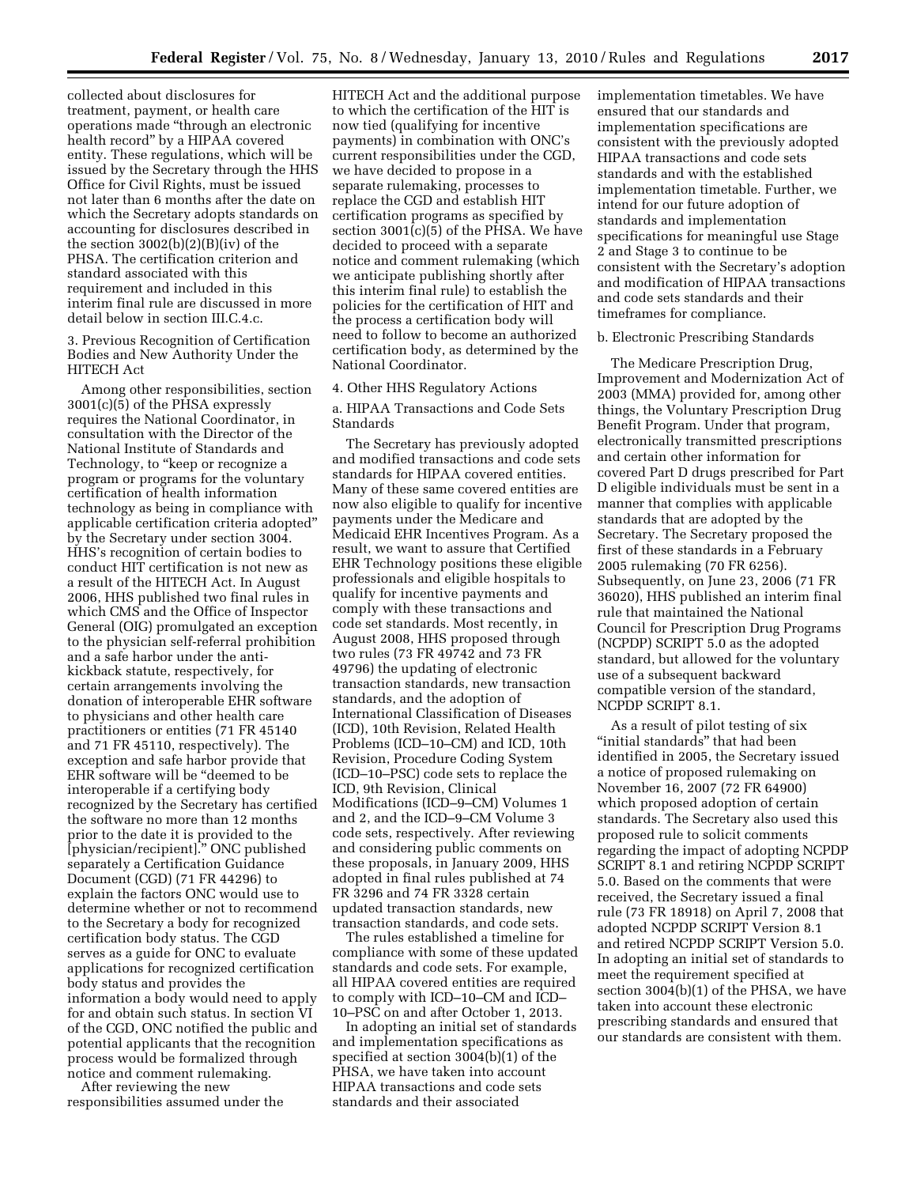collected about disclosures for treatment, payment, or health care operations made "through an electronic health record" by a HIPAA covered entity. These regulations, which will be issued by the Secretary through the HHS Office for Civil Rights, must be issued not later than 6 months after the date on which the Secretary adopts standards on accounting for disclosures described in the section 3002(b)(2)(B)(iv) of the PHSA. The certification criterion and standard associated with this requirement and included in this interim final rule are discussed in more detail below in section III.C.4.c.

3. Previous Recognition of Certification Bodies and New Authority Under the HITECH Act

Among other responsibilities, section 3001(c)(5) of the PHSA expressly requires the National Coordinator, in consultation with the Director of the National Institute of Standards and Technology, to "keep or recognize a program or programs for the voluntary certification of health information technology as being in compliance with applicable certification criteria adopted" by the Secretary under section 3004. HHS's recognition of certain bodies to conduct HIT certification is not new as a result of the HITECH Act. In August 2006, HHS published two final rules in which CMS and the Office of Inspector General (OIG) promulgated an exception to the physician self-referral prohibition and a safe harbor under the anti-kickback statute, respectively, for certain arrangements involving the donation of interoperable EHR software to physicians and other health care practitioners or entities (71 FR 45140 and 71 FR 45110, respectively). The exception and safe harbor provide that EHR software will be "deemed to be interoperable if a certifying body recognized by the Secretary has certified the software no more than 12 months prior to the date it is provided to the [physician/recipient]." ONC published separately a Certification Guidance Document (CGD) (71 FR 44296) to explain the factors ONC would use to determine whether or not to recommend to the Secretary a body for recognized certification body status. The CGD serves as a guide for ONC to evaluate applications for recognized certification body status and provides the information a body would need to apply for and obtain such status. In section VI of the CGD, ONC notified the public and potential applicants that the recognition process would be formalized through notice and comment rulemaking.

After reviewing the new responsibilities assumed under the HITECH Act and the additional purpose to which the certification of the HIT is now tied (qualifying for incentive payments) in combination with ONC's current responsibilities under the CGD, we have decided to propose in a separate rulemaking, processes to replace the CGD and establish HIT certification programs as specified by section 3001(c)(5) of the PHSA. We have decided to proceed with a separate notice and comment rulemaking (which we anticipate publishing shortly after this interim final rule) to establish the policies for the certification of HIT and the process a certification body will need to follow to become an authorized certification body, as determined by the National Coordinator.

4. Other HHS Regulatory Actions

a. HIPAA Transactions and Code Sets Standards

The Secretary has previously adopted and modified transactions and code sets standards for HIPAA covered entities. Many of these same covered entities are now also eligible to qualify for incentive payments under the Medicare and Medicaid EHR Incentives Program. As a result, we want to assure that Certified EHR Technology positions these eligible professionals and eligible hospitals to qualify for incentive payments and comply with these transactions and code set standards. Most recently, in August 2008, HHS proposed through two rules (73 FR 49742 and 73 FR 49796) the updating of electronic transaction standards, new transaction standards, and the adoption of International Classification of Diseases (ICD), 10th Revision, Related Health Problems (ICD–10–CM) and ICD, 10th Revision, Procedure Coding System (ICD–10–PSC) code sets to replace the ICD, 9th Revision, Clinical Modifications (ICD–9–CM) Volumes 1 and 2, and the ICD–9–CM Volume 3 code sets, respectively. After reviewing and considering public comments on these proposals, in January 2009, HHS adopted in final rules published at 74 FR 3296 and 74 FR 3328 certain updated transaction standards, new transaction standards, and code sets.

The rules established a timeline for compliance with some of these updated standards and code sets. For example, all HIPAA covered entities are required to comply with ICD–10–CM and ICD–10–PSC on and after October 1, 2013.

In adopting an initial set of standards and implementation specifications as specified at section 3004(b)(1) of the PHSA, we have taken into account HIPAA transactions and code sets standards and their associated implementation timetables. We have ensured that our standards and implementation specifications are consistent with the previously adopted HIPAA transactions and code sets standards and with the established implementation timetable. Further, we intend for our future adoption of standards and implementation specifications for meaningful use Stage 2 and Stage 3 to continue to be consistent with the Secretary's adoption and modification of HIPAA transactions and code sets standards and their timeframes for compliance.

b. Electronic Prescribing Standards

The Medicare Prescription Drug, Improvement and Modernization Act of 2003 (MMA) provided for, among other things, the Voluntary Prescription Drug Benefit Program. Under that program, electronically transmitted prescriptions and certain other information for covered Part D drugs prescribed for Part D eligible individuals must be sent in a manner that complies with applicable standards that are adopted by the Secretary. The Secretary proposed the first of these standards in a February 2005 rulemaking (70 FR 6256). Subsequently, on June 23, 2006 (71 FR 36020), HHS published an interim final rule that maintained the National Council for Prescription Drug Programs (NCPDP) SCRIPT 5.0 as the adopted standard, but allowed for the voluntary use of a subsequent backward compatible version of the standard, NCPDP SCRIPT 8.1.

As a result of pilot testing of six "initial standards" that had been identified in 2005, the Secretary issued a notice of proposed rulemaking on November 16, 2007 (72 FR 64900) which proposed adoption of certain standards. The Secretary also used this proposed rule to solicit comments regarding the impact of adopting NCPDP SCRIPT 8.1 and retiring NCPDP SCRIPT 5.0. Based on the comments that were received, the Secretary issued a final rule (73 FR 18918) on April 7, 2008 that adopted NCPDP SCRIPT Version 8.1 and retired NCPDP SCRIPT Version 5.0. In adopting an initial set of standards to meet the requirement specified at section 3004(b)(1) of the PHSA, we have taken into account these electronic prescribing standards and ensured that our standards are consistent with them.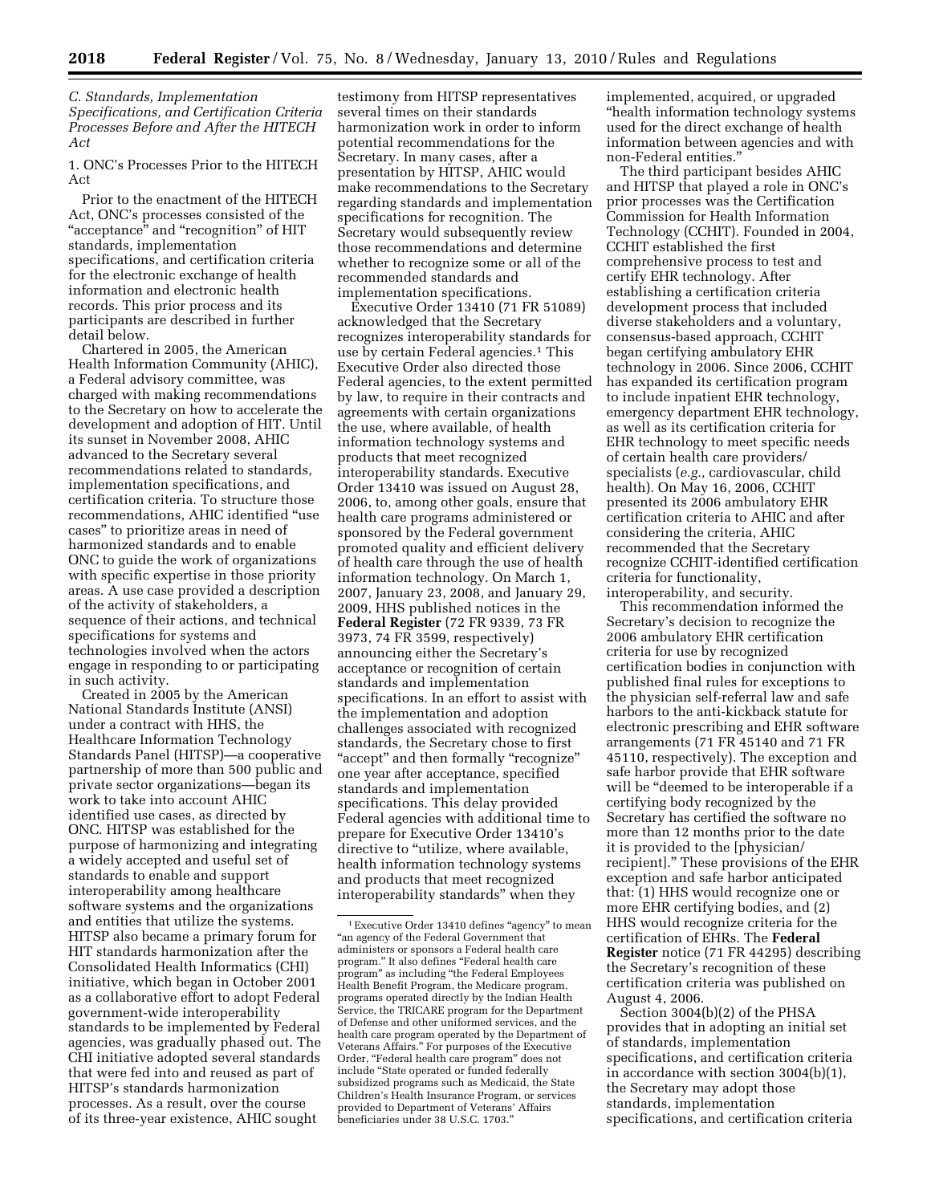### *C. Standards, Implementation Specifications, and Certification Criteria Processes Before and After the HITECH Act*

1. ONC's Processes Prior to the HITECH Act

Prior to the enactment of the HITECH Act, ONC's processes consisted of the "acceptance" and "recognition" of HIT standards, implementation specifications, and certification criteria for the electronic exchange of health information and electronic health records. This prior process and its participants are described in further detail below.

Chartered in 2005, the American Health Information Community (AHIC), a Federal advisory committee, was charged with making recommendations to the Secretary on how to accelerate the development and adoption of HIT. Until its sunset in November 2008, AHIC advanced to the Secretary several recommendations related to standards, implementation specifications, and certification criteria. To structure those recommendations, AHIC identified "use cases" to prioritize areas in need of harmonized standards and to enable ONC to guide the work of organizations with specific expertise in those priority areas. A use case provided a description of the activity of stakeholders, a sequence of their actions, and technical specifications for systems and technologies involved when the actors engage in responding to or participating in such activity.

Created in 2005 by the American National Standards Institute (ANSI) under a contract with HHS, the Healthcare Information Technology Standards Panel (HITSP)—a cooperative partnership of more than 500 public and private sector organizations—began its work to take into account AHIC identified use cases, as directed by ONC. HITSP was established for the purpose of harmonizing and integrating a widely accepted and useful set of standards to enable and support interoperability among healthcare software systems and the organizations and entities that utilize the systems. HITSP also became a primary forum for HIT standards harmonization after the Consolidated Health Informatics (CHI) initiative, which began in October 2001 as a collaborative effort to adopt Federal government-wide interoperability standards to be implemented by Federal agencies, was gradually phased out. The CHI initiative adopted several standards that were fed into and reused as part of HITSP's standards harmonization processes. As a result, over the course of its three-year existence, AHIC sought testimony from HITSP representatives several times on their standards harmonization work in order to inform potential recommendations for the Secretary. In many cases, after a presentation by HITSP, AHIC would make recommendations to the Secretary regarding standards and implementation specifications for recognition. The Secretary would subsequently review those recommendations and determine whether to recognize some or all of the recommended standards and implementation specifications.

Executive Order 13410 (71 FR 51089) acknowledged that the Secretary recognizes interoperability standards for use by certain Federal agencies.[1] This Executive Order also directed those Federal agencies, to the extent permitted by law, to require in their contracts and agreements with certain organizations the use, where available, of health information technology systems and products that meet recognized interoperability standards. Executive Order 13410 was issued on August 28, 2006, to, among other goals, ensure that health care programs administered or sponsored by the Federal government promoted quality and efficient delivery of health care through the use of health information technology. On March 1, 2007, January 23, 2008, and January 29, 2009, HHS published notices in the **Federal Register** (72 FR 9339, 73 FR 3973, 74 FR 3599, respectively) announcing either the Secretary's acceptance or recognition of certain standards and implementation specifications. In an effort to assist with the implementation and adoption challenges associated with recognized standards, the Secretary chose to first "accept" and then formally "recognize" one year after acceptance, specified standards and implementation specifications. This delay provided Federal agencies with additional time to prepare for Executive Order 13410's directive to "utilize, where available, health information technology systems and products that meet recognized interoperability standards" when they implemented, acquired, or upgraded "health information technology systems used for the direct exchange of health information between agencies and with non-Federal entities."

The third participant besides AHIC and HITSP that played a role in ONC's prior processes was the Certification Commission for Health Information Technology (CCHIT). Founded in 2004, CCHIT established the first comprehensive process to test and certify EHR technology. After establishing a certification criteria development process that included diverse stakeholders and a voluntary, consensus-based approach, CCHIT began certifying ambulatory EHR technology in 2006. Since 2006, CCHIT has expanded its certification program to include inpatient EHR technology, emergency department EHR technology, as well as its certification criteria for EHR technology to meet specific needs of certain health care providers/specialists (*e.g.,* cardiovascular, child health). On May 16, 2006, CCHIT presented its 2006 ambulatory EHR certification criteria to AHIC and after considering the criteria, AHIC recommended that the Secretary recognize CCHIT-identified certification criteria for functionality, interoperability, and security.

This recommendation informed the Secretary's decision to recognize the 2006 ambulatory EHR certification criteria for use by recognized certification bodies in conjunction with published final rules for exceptions to the physician self-referral law and safe harbors to the anti-kickback statute for electronic prescribing and EHR software arrangements (71 FR 45140 and 71 FR 45110, respectively). The exception and safe harbor provide that EHR software will be "deemed to be interoperable if a certifying body recognized by the Secretary has certified the software no more than 12 months prior to the date it is provided to the [physician/recipient]." These provisions of the EHR exception and safe harbor anticipated that: (1) HHS would recognize one or more EHR certifying bodies, and (2) HHS would recognize criteria for the certification of EHRs. The **Federal Register** notice (71 FR 44295) describing the Secretary's recognition of these certification criteria was published on August 4, 2006.

Section 3004(b)(2) of the PHSA provides that in adopting an initial set of standards, implementation specifications, and certification criteria in accordance with section 3004(b)(1), the Secretary may adopt those standards, implementation specifications, and certification criteria

[1] Executive Order 13410 defines "agency" to mean "an agency of the Federal Government that administers or sponsors a Federal health care program." It also defines "Federal health care program" as including "the Federal Employees Health Benefit Program, the Medicare program, programs operated directly by the Indian Health Service, the TRICARE program for the Department of Defense and other uniformed services, and the health care program operated by the Department of Veterans Affairs." For purposes of the Executive Order, "Federal health care program" does not include "State operated or funded federally subsidized programs such as Medicaid, the State Children's Health Insurance Program, or services provided to Department of Veterans' Affairs beneficiaries under 38 U.S.C. 1703."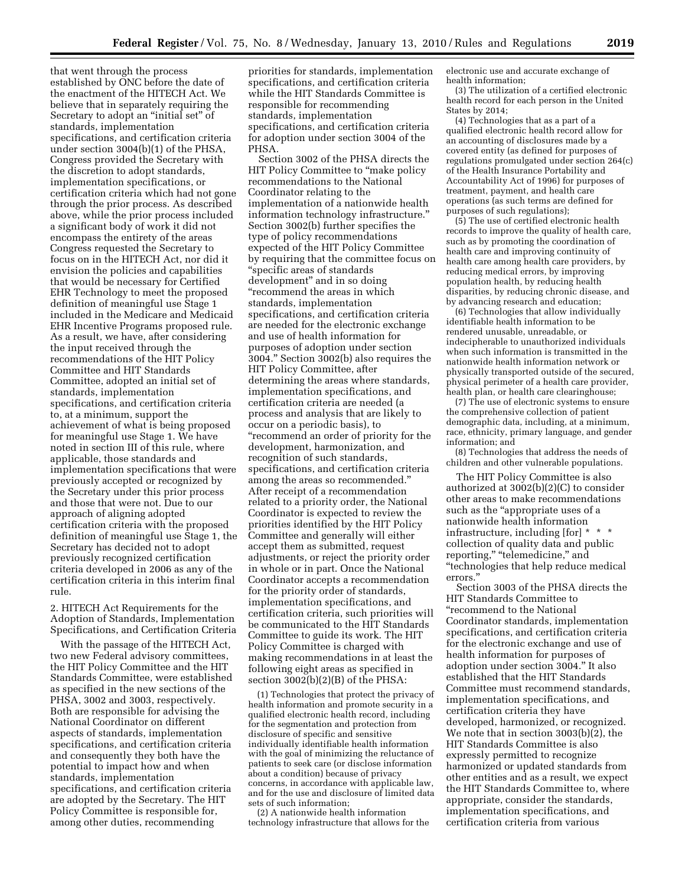that went through the process established by ONC before the date of the enactment of the HITECH Act. We believe that in separately requiring the Secretary to adopt an "initial set" of standards, implementation specifications, and certification criteria under section 3004(b)(1) of the PHSA, Congress provided the Secretary with the discretion to adopt standards, implementation specifications, or certification criteria which had not gone through the prior process. As described above, while the prior process included a significant body of work it did not encompass the entirety of the areas Congress requested the Secretary to focus on in the HITECH Act, nor did it envision the policies and capabilities that would be necessary for Certified EHR Technology to meet the proposed definition of meaningful use Stage 1 included in the Medicare and Medicaid EHR Incentive Programs proposed rule. As a result, we have, after considering the input received through the recommendations of the HIT Policy Committee and HIT Standards Committee, adopted an initial set of standards, implementation specifications, and certification criteria to, at a minimum, support the achievement of what is being proposed for meaningful use Stage 1. We have noted in section III of this rule, where applicable, those standards and implementation specifications that were previously accepted or recognized by the Secretary under this prior process and those that were not. Due to our approach of aligning adopted certification criteria with the proposed definition of meaningful use Stage 1, the Secretary has decided not to adopt previously recognized certification criteria developed in 2006 as any of the certification criteria in this interim final rule.

2. HITECH Act Requirements for the Adoption of Standards, Implementation Specifications, and Certification Criteria

With the passage of the HITECH Act, two new Federal advisory committees, the HIT Policy Committee and the HIT Standards Committee, were established as specified in the new sections of the PHSA, 3002 and 3003, respectively. Both are responsible for advising the National Coordinator on different aspects of standards, implementation specifications, and certification criteria and consequently they both have the potential to impact how and when standards, implementation specifications, and certification criteria are adopted by the Secretary. The HIT Policy Committee is responsible for, among other duties, recommending priorities for standards, implementation specifications, and certification criteria while the HIT Standards Committee is responsible for recommending standards, implementation specifications, and certification criteria for adoption under section 3004 of the PHSA.

Section 3002 of the PHSA directs the HIT Policy Committee to "make policy recommendations to the National Coordinator relating to the implementation of a nationwide health information technology infrastructure." Section 3002(b) further specifies the type of policy recommendations expected of the HIT Policy Committee by requiring that the committee focus on "specific areas of standards development" and in so doing "recommend the areas in which standards, implementation specifications, and certification criteria are needed for the electronic exchange and use of health information for purposes of adoption under section 3004." Section 3002(b) also requires the HIT Policy Committee, after determining the areas where standards, implementation specifications, and certification criteria are needed (a process and analysis that are likely to occur on a periodic basis), to "recommend an order of priority for the development, harmonization, and recognition of such standards, specifications, and certification criteria among the areas so recommended." After receipt of a recommendation related to a priority order, the National Coordinator is expected to review the priorities identified by the HIT Policy Committee and generally will either accept them as submitted, request adjustments, or reject the priority order in whole or in part. Once the National Coordinator accepts a recommendation for the priority order of standards, implementation specifications, and certification criteria, such priorities will be communicated to the HIT Standards Committee to guide its work. The HIT Policy Committee is charged with making recommendations in at least the following eight areas as specified in section 3002(b)(2)(B) of the PHSA:

(1) Technologies that protect the privacy of health information and promote security in a qualified electronic health record, including for the segmentation and protection from disclosure of specific and sensitive individually identifiable health information with the goal of minimizing the reluctance of patients to seek care (or disclose information about a condition) because of privacy concerns, in accordance with applicable law, and for the use and disclosure of limited data sets of such information;

(2) A nationwide health information technology infrastructure that allows for the electronic use and accurate exchange of health information;

(3) The utilization of a certified electronic health record for each person in the United States by 2014;

(4) Technologies that as a part of a qualified electronic health record allow for an accounting of disclosures made by a covered entity (as defined for purposes of regulations promulgated under section 264(c) of the Health Insurance Portability and Accountability Act of 1996) for purposes of treatment, payment, and health care operations (as such terms are defined for purposes of such regulations);

(5) The use of certified electronic health records to improve the quality of health care, such as by promoting the coordination of health care and improving continuity of health care among health care providers, by reducing medical errors, by improving population health, by reducing health disparities, by reducing chronic disease, and by advancing research and education;

(6) Technologies that allow individually identifiable health information to be rendered unusable, unreadable, or indecipherable to unauthorized individuals when such information is transmitted in the nationwide health information network or physically transported outside of the secured, physical perimeter of a health care provider, health plan, or health care clearinghouse;

(7) The use of electronic systems to ensure the comprehensive collection of patient demographic data, including, at a minimum, race, ethnicity, primary language, and gender information; and

(8) Technologies that address the needs of children and other vulnerable populations.

The HIT Policy Committee is also authorized at 3002(b)(2)(C) to consider other areas to make recommendations such as the "appropriate uses of a nationwide health information infrastructure, including [for] * * * collection of quality data and public reporting," "telemedicine," and "technologies that help reduce medical errors."

Section 3003 of the PHSA directs the HIT Standards Committee to "recommend to the National Coordinator standards, implementation specifications, and certification criteria for the electronic exchange and use of health information for purposes of adoption under section 3004." It also established that the HIT Standards Committee must recommend standards, implementation specifications, and certification criteria they have developed, harmonized, or recognized. We note that in section 3003(b)(2), the HIT Standards Committee is also expressly permitted to recognize harmonized or updated standards from other entities and as a result, we expect the HIT Standards Committee to, where appropriate, consider the standards, implementation specifications, and certification criteria from various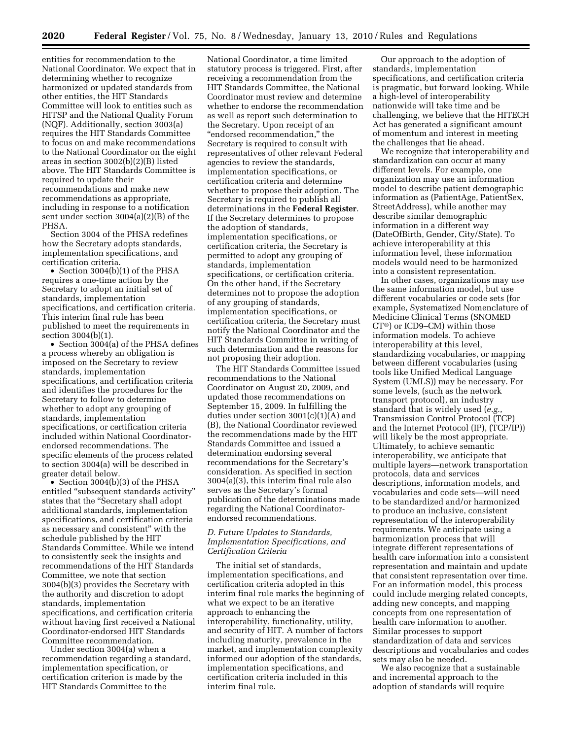entities for recommendation to the National Coordinator. We expect that in determining whether to recognize harmonized or updated standards from other entities, the HIT Standards Committee will look to entities such as HITSP and the National Quality Forum (NQF). Additionally, section 3003(a) requires the HIT Standards Committee to focus on and make recommendations to the National Coordinator on the eight areas in section 3002(b)(2)(B) listed above. The HIT Standards Committee is required to update their recommendations and make new recommendations as appropriate, including in response to a notification sent under section 3004(a)(2)(B) of the PHSA.

Section 3004 of the PHSA redefines how the Secretary adopts standards, implementation specifications, and certification criteria.

- Section 3004(b)(1) of the PHSA requires a one-time action by the Secretary to adopt an initial set of standards, implementation specifications, and certification criteria. This interim final rule has been published to meet the requirements in section 3004(b)(1).
- Section 3004(a) of the PHSA defines a process whereby an obligation is imposed on the Secretary to review standards, implementation specifications, and certification criteria and identifies the procedures for the Secretary to follow to determine whether to adopt any grouping of standards, implementation specifications, or certification criteria included within National Coordinator-endorsed recommendations. The specific elements of the process related to section 3004(a) will be described in greater detail below.
- Section 3004(b)(3) of the PHSA entitled "subsequent standards activity" states that the "Secretary shall adopt additional standards, implementation specifications, and certification criteria as necessary and consistent" with the schedule published by the HIT Standards Committee. While we intend to consistently seek the insights and recommendations of the HIT Standards Committee, we note that section 3004(b)(3) provides the Secretary with the authority and discretion to adopt standards, implementation specifications, and certification criteria without having first received a National Coordinator-endorsed HIT Standards Committee recommendation.

Under section 3004(a) when a recommendation regarding a standard, implementation specification, or certification criterion is made by the HIT Standards Committee to the National Coordinator, a time limited statutory process is triggered. First, after receiving a recommendation from the HIT Standards Committee, the National Coordinator must review and determine whether to endorse the recommendation as well as report such determination to the Secretary. Upon receipt of an "endorsed recommendation," the Secretary is required to consult with representatives of other relevant Federal agencies to review the standards, implementation specifications, or certification criteria and determine whether to propose their adoption. The Secretary is required to publish all determinations in the **Federal Register**. If the Secretary determines to propose the adoption of standards, implementation specifications, or certification criteria, the Secretary is permitted to adopt any grouping of standards, implementation specifications, or certification criteria. On the other hand, if the Secretary determines not to propose the adoption of any grouping of standards, implementation specifications, or certification criteria, the Secretary must notify the National Coordinator and the HIT Standards Committee in writing of such determination and the reasons for not proposing their adoption.

The HIT Standards Committee issued recommendations to the National Coordinator on August 20, 2009, and updated those recommendations on September 15, 2009. In fulfilling the duties under section 3001(c)(1)(A) and (B), the National Coordinator reviewed the recommendations made by the HIT Standards Committee and issued a determination endorsing several recommendations for the Secretary's consideration. As specified in section 3004(a)(3), this interim final rule also serves as the Secretary's formal publication of the determinations made regarding the National Coordinator-endorsed recommendations.

### *D. Future Updates to Standards, Implementation Specifications, and Certification Criteria*

The initial set of standards, implementation specifications, and certification criteria adopted in this interim final rule marks the beginning of what we expect to be an iterative approach to enhancing the interoperability, functionality, utility, and security of HIT. A number of factors including maturity, prevalence in the market, and implementation complexity informed our adoption of the standards, implementation specifications, and certification criteria included in this interim final rule.

Our approach to the adoption of standards, implementation specifications, and certification criteria is pragmatic, but forward looking. While a high-level of interoperability nationwide will take time and be challenging, we believe that the HITECH Act has generated a significant amount of momentum and interest in meeting the challenges that lie ahead.

We recognize that interoperability and standardization can occur at many different levels. For example, one organization may use an information model to describe patient demographic information as (PatientAge, PatientSex, StreetAddress), while another may describe similar demographic information in a different way (DateOfBirth, Gender, City/State). To achieve interoperability at this information level, these information models would need to be harmonized into a consistent representation.

In other cases, organizations may use the same information model, but use different vocabularies or code sets (for example, Systematized Nomenclature of Medicine Clinical Terms (SNOMED CT®) or ICD9–CM) within those information models. To achieve interoperability at this level, standardizing vocabularies, or mapping between different vocabularies (using tools like Unified Medical Language System (UMLS)) may be necessary. For some levels, (such as the network transport protocol), an industry standard that is widely used (*e.g.*, Transmission Control Protocol (TCP) and the Internet Protocol (IP), (TCP/IP)) will likely be the most appropriate. Ultimately, to achieve semantic interoperability, we anticipate that multiple layers—network transportation protocols, data and services descriptions, information models, and vocabularies and code sets—will need to be standardized and/or harmonized to produce an inclusive, consistent representation of the interoperability requirements. We anticipate using a harmonization process that will integrate different representations of health care information into a consistent representation and maintain and update that consistent representation over time. For an information model, this process could include merging related concepts, adding new concepts, and mapping concepts from one representation of health care information to another. Similar processes to support standardization of data and services descriptions and vocabularies and codes sets may also be needed.

We also recognize that a sustainable and incremental approach to the adoption of standards will require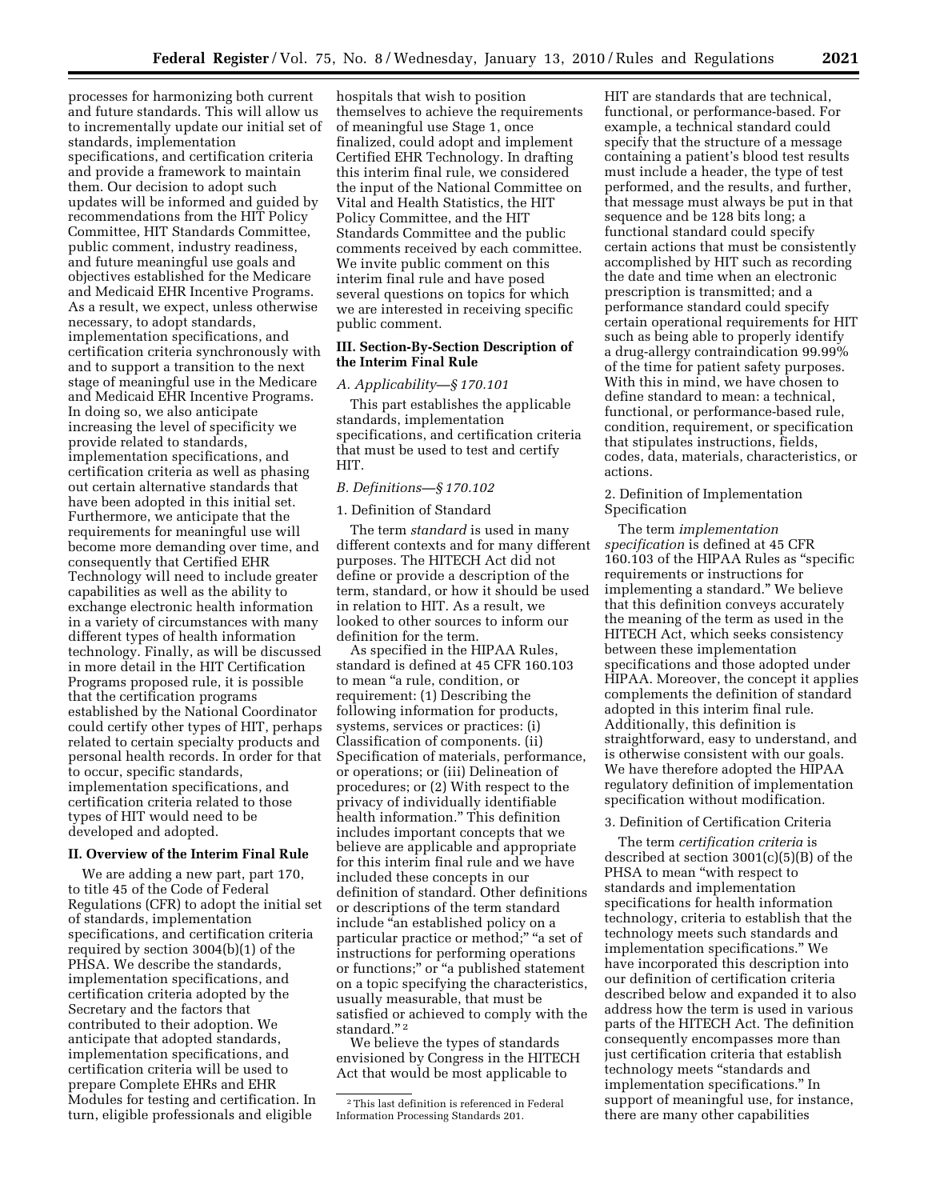processes for harmonizing both current and future standards. This will allow us to incrementally update our initial set of standards, implementation specifications, and certification criteria and provide a framework to maintain them. Our decision to adopt such updates will be informed and guided by recommendations from the HIT Policy Committee, HIT Standards Committee, public comment, industry readiness, and future meaningful use goals and objectives established for the Medicare and Medicaid EHR Incentive Programs. As a result, we expect, unless otherwise necessary, to adopt standards, implementation specifications, and certification criteria synchronously with and to support a transition to the next stage of meaningful use in the Medicare and Medicaid EHR Incentive Programs. In doing so, we also anticipate increasing the level of specificity we provide related to standards, implementation specifications, and certification criteria as well as phasing out certain alternative standards that have been adopted in this initial set. Furthermore, we anticipate that the requirements for meaningful use will become more demanding over time, and consequently that Certified EHR Technology will need to include greater capabilities as well as the ability to exchange electronic health information in a variety of circumstances with many different types of health information technology. Finally, as will be discussed in more detail in the HIT Certification Programs proposed rule, it is possible that the certification programs established by the National Coordinator could certify other types of HIT, perhaps related to certain specialty products and personal health records. In order for that to occur, specific standards, implementation specifications, and certification criteria related to those types of HIT would need to be developed and adopted.

## II. Overview of the Interim Final Rule

We are adding a new part, part 170, to title 45 of the Code of Federal Regulations (CFR) to adopt the initial set of standards, implementation specifications, and certification criteria required by section 3004(b)(1) of the PHSA. We describe the standards, implementation specifications, and certification criteria adopted by the Secretary and the factors that contributed to their adoption. We anticipate that adopted standards, implementation specifications, and certification criteria will be used to prepare Complete EHRs and EHR Modules for testing and certification. In turn, eligible professionals and eligible hospitals that wish to position themselves to achieve the requirements of meaningful use Stage 1, once finalized, could adopt and implement Certified EHR Technology. In drafting this interim final rule, we considered the input of the National Committee on Vital and Health Statistics, the HIT Policy Committee, and the HIT Standards Committee and the public comments received by each committee. We invite public comment on this interim final rule and have posed several questions on topics for which we are interested in receiving specific public comment.

## III. Section-By-Section Description of the Interim Final Rule

### *A. Applicability—§ 170.101*

This part establishes the applicable standards, implementation specifications, and certification criteria that must be used to test and certify HIT.

### *B. Definitions—§ 170.102*

#### 1. Definition of Standard

The term *standard* is used in many different contexts and for many different purposes. The HITECH Act did not define or provide a description of the term, standard, or how it should be used in relation to HIT. As a result, we looked to other sources to inform our definition for the term.

As specified in the HIPAA Rules, standard is defined at 45 CFR 160.103 to mean "a rule, condition, or requirement: (1) Describing the following information for products, systems, services or practices: (i) Classification of components. (ii) Specification of materials, performance, or operations; or (iii) Delineation of procedures; or (2) With respect to the privacy of individually identifiable health information." This definition includes important concepts that we believe are applicable and appropriate for this interim final rule and we have included these concepts in our definition of standard. Other definitions or descriptions of the term standard include "an established policy on a particular practice or method;" "a set of instructions for performing operations or functions;" or "a published statement on a topic specifying the characteristics, usually measurable, that must be satisfied or achieved to comply with the standard." [2]

We believe the types of standards envisioned by Congress in the HITECH Act that would be most applicable to HIT are standards that are technical, functional, or performance-based. For example, a technical standard could specify that the structure of a message containing a patient's blood test results must include a header, the type of test performed, and the results, and further, that message must always be put in that sequence and be 128 bits long; a functional standard could specify certain actions that must be consistently accomplished by HIT such as recording the date and time when an electronic prescription is transmitted; and a performance standard could specify certain operational requirements for HIT such as being able to properly identify a drug-allergy contraindication 99.99% of the time for patient safety purposes. With this in mind, we have chosen to define standard to mean: a technical, functional, or performance-based rule, condition, requirement, or specification that stipulates instructions, fields, codes, data, materials, characteristics, or actions.

#### 2. Definition of Implementation Specification

The term *implementation specification* is defined at 45 CFR 160.103 of the HIPAA Rules as "specific requirements or instructions for implementing a standard." We believe that this definition conveys accurately the meaning of the term as used in the HITECH Act, which seeks consistency between these implementation specifications and those adopted under HIPAA. Moreover, the concept it applies complements the definition of standard adopted in this interim final rule. Additionally, this definition is straightforward, easy to understand, and is otherwise consistent with our goals. We have therefore adopted the HIPAA regulatory definition of implementation specification without modification.

#### 3. Definition of Certification Criteria

The term *certification criteria* is described at section 3001(c)(5)(B) of the PHSA to mean "with respect to standards and implementation specifications for health information technology, criteria to establish that the technology meets such standards and implementation specifications." We have incorporated this description into our definition of certification criteria described below and expanded it to also address how the term is used in various parts of the HITECH Act. The definition consequently encompasses more than just certification criteria that establish technology meets "standards and implementation specifications." In support of meaningful use, for instance, there are many other capabilities

[2] This last definition is referenced in Federal Information Processing Standards 201.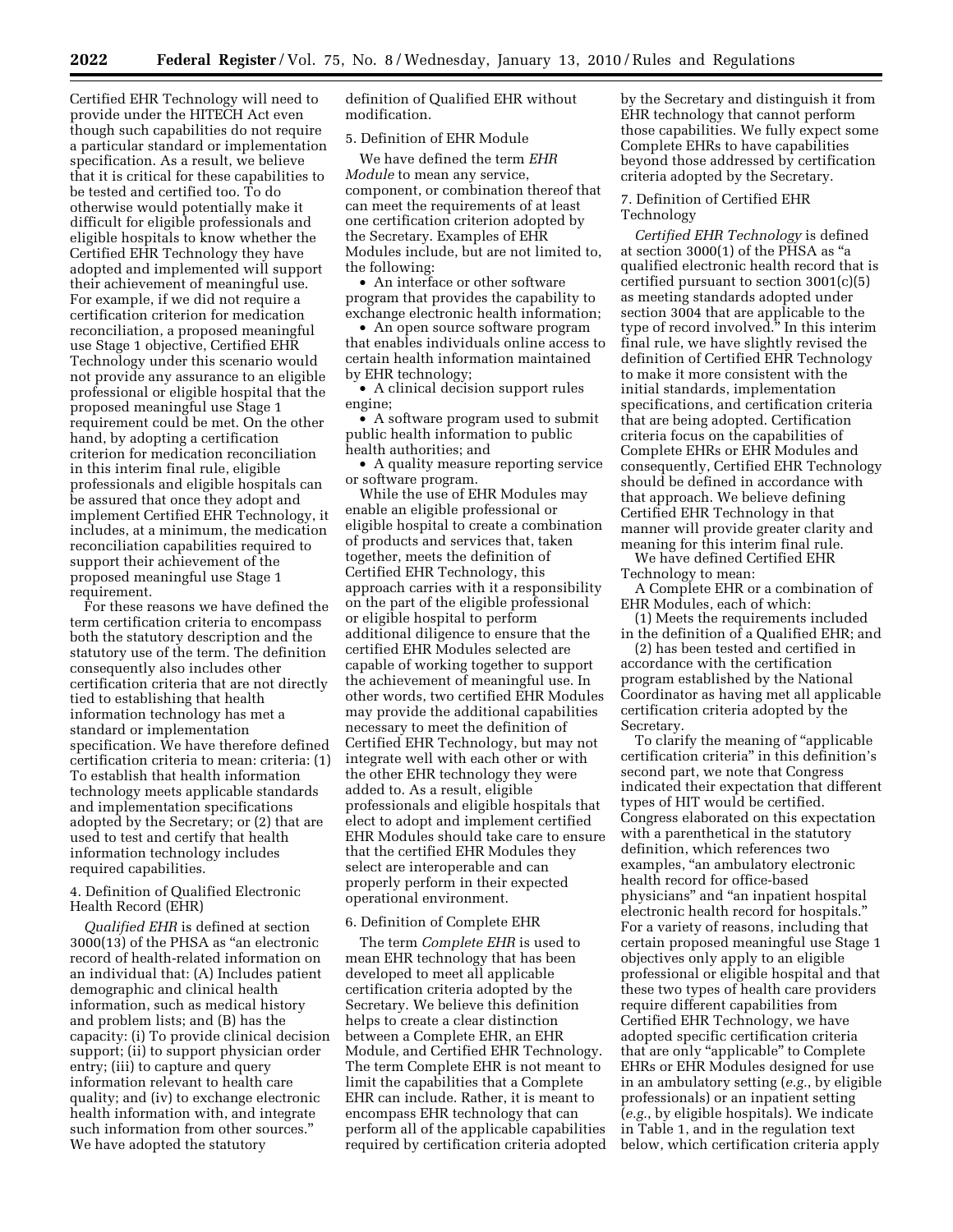Certified EHR Technology will need to provide under the HITECH Act even though such capabilities do not require a particular standard or implementation specification. As a result, we believe that it is critical for these capabilities to be tested and certified too. To do otherwise would potentially make it difficult for eligible professionals and eligible hospitals to know whether the Certified EHR Technology they have adopted and implemented will support their achievement of meaningful use. For example, if we did not require a certification criterion for medication reconciliation, a proposed meaningful use Stage 1 objective, Certified EHR Technology under this scenario would not provide any assurance to an eligible professional or eligible hospital that the proposed meaningful use Stage 1 requirement could be met. On the other hand, by adopting a certification criterion for medication reconciliation in this interim final rule, eligible professionals and eligible hospitals can be assured that once they adopt and implement Certified EHR Technology, it includes, at a minimum, the medication reconciliation capabilities required to support their achievement of the proposed meaningful use Stage 1 requirement.

For these reasons we have defined the term certification criteria to encompass both the statutory description and the statutory use of the term. The definition consequently also includes other certification criteria that are not directly tied to establishing that health information technology has met a standard or implementation specification. We have therefore defined certification criteria to mean: criteria: (1) To establish that health information technology meets applicable standards and implementation specifications adopted by the Secretary; or (2) that are used to test and certify that health information technology includes required capabilities.

### 4. Definition of Qualified Electronic Health Record (EHR)

*Qualified EHR* is defined at section 3000(13) of the PHSA as "an electronic record of health-related information on an individual that: (A) Includes patient demographic and clinical health information, such as medical history and problem lists; and (B) has the capacity: (i) To provide clinical decision support; (ii) to support physician order entry; (iii) to capture and query information relevant to health care quality; and (iv) to exchange electronic health information with, and integrate such information from other sources." We have adopted the statutory definition of Qualified EHR without modification.

### 5. Definition of EHR Module

We have defined the term *EHR Module* to mean any service, component, or combination thereof that can meet the requirements of at least one certification criterion adopted by the Secretary. Examples of EHR Modules include, but are not limited to, the following:

- An interface or other software program that provides the capability to exchange electronic health information;
- An open source software program that enables individuals online access to certain health information maintained by EHR technology;
- A clinical decision support rules engine;
- A software program used to submit public health information to public health authorities; and
- A quality measure reporting service or software program.

While the use of EHR Modules may enable an eligible professional or eligible hospital to create a combination of products and services that, taken together, meets the definition of Certified EHR Technology, this approach carries with it a responsibility on the part of the eligible professional or eligible hospital to perform additional diligence to ensure that the certified EHR Modules selected are capable of working together to support the achievement of meaningful use. In other words, two certified EHR Modules may provide the additional capabilities necessary to meet the definition of Certified EHR Technology, but may not integrate well with each other or with the other EHR technology they were added to. As a result, eligible professionals and eligible hospitals that elect to adopt and implement certified EHR Modules should take care to ensure that the certified EHR Modules they select are interoperable and can properly perform in their expected operational environment.

### 6. Definition of Complete EHR

The term *Complete EHR* is used to mean EHR technology that has been developed to meet all applicable certification criteria adopted by the Secretary. We believe this definition helps to create a clear distinction between a Complete EHR, an EHR Module, and Certified EHR Technology. The term Complete EHR is not meant to limit the capabilities that a Complete EHR can include. Rather, it is meant to encompass EHR technology that can perform all of the applicable capabilities required by certification criteria adopted by the Secretary and distinguish it from EHR technology that cannot perform those capabilities. We fully expect some Complete EHRs to have capabilities beyond those addressed by certification criteria adopted by the Secretary.

### 7. Definition of Certified EHR Technology

*Certified EHR Technology* is defined at section 3000(1) of the PHSA as "a qualified electronic health record that is certified pursuant to section 3001(c)(5) as meeting standards adopted under section 3004 that are applicable to the type of record involved." In this interim final rule, we have slightly revised the definition of Certified EHR Technology to make it more consistent with the initial standards, implementation specifications, and certification criteria that are being adopted. Certification criteria focus on the capabilities of Complete EHRs or EHR Modules and consequently, Certified EHR Technology should be defined in accordance with that approach. We believe defining Certified EHR Technology in that manner will provide greater clarity and meaning for this interim final rule.

We have defined Certified EHR Technology to mean:

A Complete EHR or a combination of EHR Modules, each of which:

(1) Meets the requirements included in the definition of a Qualified EHR; and

(2) has been tested and certified in accordance with the certification program established by the National Coordinator as having met all applicable certification criteria adopted by the Secretary.

To clarify the meaning of "applicable certification criteria" in this definition's second part, we note that Congress indicated their expectation that different types of HIT would be certified. Congress elaborated on this expectation with a parenthetical in the statutory definition, which references two examples, "an ambulatory electronic health record for office-based physicians" and "an inpatient hospital electronic health record for hospitals." For a variety of reasons, including that certain proposed meaningful use Stage 1 objectives only apply to an eligible professional or eligible hospital and that these two types of health care providers require different capabilities from Certified EHR Technology, we have adopted specific certification criteria that are only "applicable" to Complete EHRs or EHR Modules designed for use in an ambulatory setting (*e.g.*, by eligible professionals) or an inpatient setting (*e.g.*, by eligible hospitals). We indicate in Table 1, and in the regulation text below, which certification criteria apply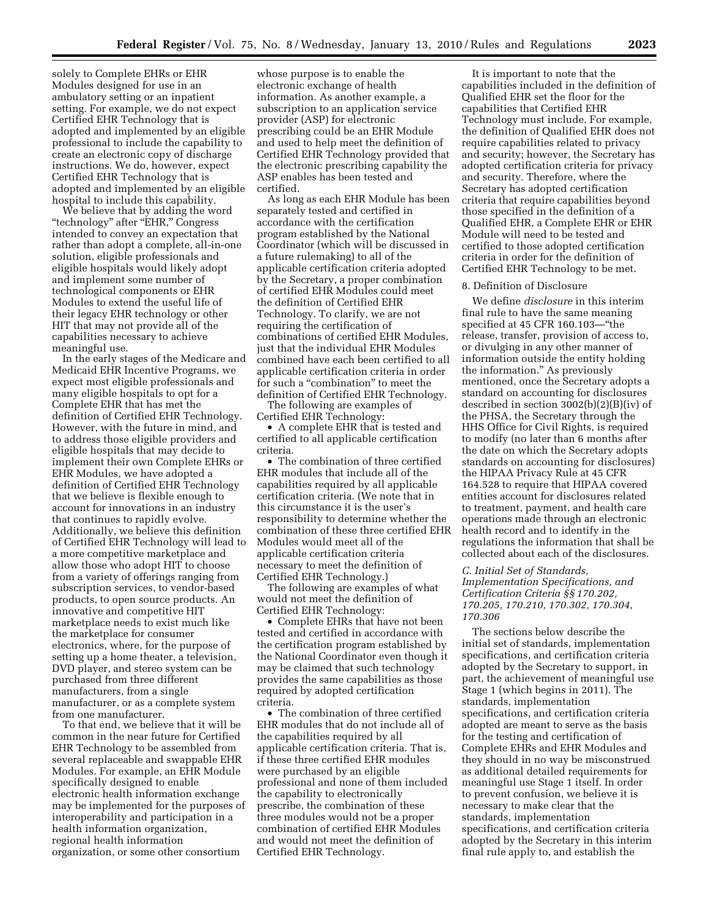solely to Complete EHRs or EHR Modules designed for use in an ambulatory setting or an inpatient setting. For example, we do not expect Certified EHR Technology that is adopted and implemented by an eligible professional to include the capability to create an electronic copy of discharge instructions. We do, however, expect Certified EHR Technology that is adopted and implemented by an eligible hospital to include this capability.

We believe that by adding the word "technology" after "EHR," Congress intended to convey an expectation that rather than adopt a complete, all-in-one solution, eligible professionals and eligible hospitals would likely adopt and implement some number of technological components or EHR Modules to extend the useful life of their legacy EHR technology or other HIT that may not provide all of the capabilities necessary to achieve meaningful use.

In the early stages of the Medicare and Medicaid EHR Incentive Programs, we expect most eligible professionals and many eligible hospitals to opt for a Complete EHR that has met the definition of Certified EHR Technology. However, with the future in mind, and to address those eligible providers and eligible hospitals that may decide to implement their own Complete EHRs or EHR Modules, we have adopted a definition of Certified EHR Technology that we believe is flexible enough to account for innovations in an industry that continues to rapidly evolve. Additionally, we believe this definition of Certified EHR Technology will lead to a more competitive marketplace and allow those who adopt HIT to choose from a variety of offerings ranging from subscription services, to vendor-based products, to open source products. An innovative and competitive HIT marketplace needs to exist much like the marketplace for consumer electronics, where, for the purpose of setting up a home theater, a television, DVD player, and stereo system can be purchased from three different manufacturers, from a single manufacturer, or as a complete system from one manufacturer.

To that end, we believe that it will be common in the near future for Certified EHR Technology to be assembled from several replaceable and swappable EHR Modules. For example, an EHR Module specifically designed to enable electronic health information exchange may be implemented for the purposes of interoperability and participation in a health information organization, regional health information organization, or some other consortium whose purpose is to enable the electronic exchange of health information. As another example, a subscription to an application service provider (ASP) for electronic prescribing could be an EHR Module and used to help meet the definition of Certified EHR Technology provided that the electronic prescribing capability the ASP enables has been tested and certified.

As long as each EHR Module has been separately tested and certified in accordance with the certification program established by the National Coordinator (which will be discussed in a future rulemaking) to all of the applicable certification criteria adopted by the Secretary, a proper combination of certified EHR Modules could meet the definition of Certified EHR Technology. To clarify, we are not requiring the certification of combinations of certified EHR Modules, just that the individual EHR Modules combined have each been certified to all applicable certification criteria in order for such a "combination" to meet the definition of Certified EHR Technology.

The following are examples of Certified EHR Technology:

- A complete EHR that is tested and certified to all applicable certification criteria.
- The combination of three certified EHR modules that include all of the capabilities required by all applicable certification criteria. (We note that in this circumstance it is the user's responsibility to determine whether the combination of these three certified EHR Modules would meet all of the applicable certification criteria necessary to meet the definition of Certified EHR Technology.)

The following are examples of what would not meet the definition of Certified EHR Technology:

- Complete EHRs that have not been tested and certified in accordance with the certification program established by the National Coordinator even though it may be claimed that such technology provides the same capabilities as those required by adopted certification criteria.
- The combination of three certified EHR modules that do not include all of the capabilities required by all applicable certification criteria. That is, if these three certified EHR modules were purchased by an eligible professional and none of them included the capability to electronically prescribe, the combination of these three modules would not be a proper combination of certified EHR Modules and would not meet the definition of Certified EHR Technology.

It is important to note that the capabilities included in the definition of Qualified EHR set the floor for the capabilities that Certified EHR Technology must include. For example, the definition of Qualified EHR does not require capabilities related to privacy and security; however, the Secretary has adopted certification criteria for privacy and security. Therefore, where the Secretary has adopted certification criteria that require capabilities beyond those specified in the definition of a Qualified EHR, a Complete EHR or EHR Module will need to be tested and certified to those adopted certification criteria in order for the definition of Certified EHR Technology to be met.

8. Definition of Disclosure

We define *disclosure* in this interim final rule to have the same meaning specified at 45 CFR 160.103—"the release, transfer, provision of access to, or divulging in any other manner of information outside the entity holding the information." As previously mentioned, once the Secretary adopts a standard on accounting for disclosures described in section 3002(b)(2)(B)(iv) of the PHSA, the Secretary through the HHS Office for Civil Rights, is required to modify (no later than 6 months after the date on which the Secretary adopts standards on accounting for disclosures) the HIPAA Privacy Rule at 45 CFR 164.528 to require that HIPAA covered entities account for disclosures related to treatment, payment, and health care operations made through an electronic health record and to identify in the regulations the information that shall be collected about each of the disclosures.

### *C. Initial Set of Standards, Implementation Specifications, and Certification Criteria §§ 170.202, 170.205, 170.210, 170.302, 170.304, 170.306*

The sections below describe the initial set of standards, implementation specifications, and certification criteria adopted by the Secretary to support, in part, the achievement of meaningful use Stage 1 (which begins in 2011). The standards, implementation specifications, and certification criteria adopted are meant to serve as the basis for the testing and certification of Complete EHRs and EHR Modules and they should in no way be misconstrued as additional detailed requirements for meaningful use Stage 1 itself. In order to prevent confusion, we believe it is necessary to make clear that the standards, implementation specifications, and certification criteria adopted by the Secretary in this interim final rule apply to, and establish the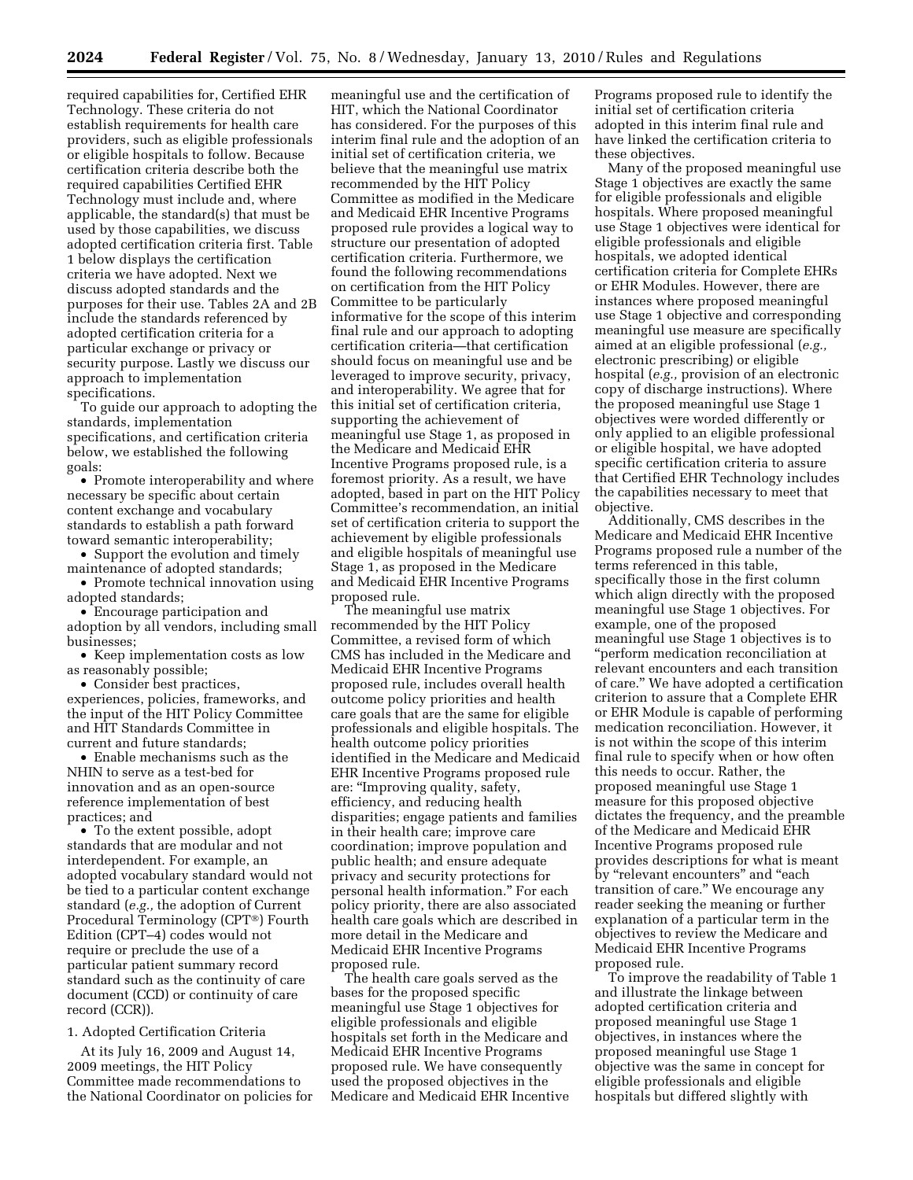required capabilities for, Certified EHR Technology. These criteria do not establish requirements for health care providers, such as eligible professionals or eligible hospitals to follow. Because certification criteria describe both the required capabilities Certified EHR Technology must include and, where applicable, the standard(s) that must be used by those capabilities, we discuss adopted certification criteria first. Table 1 below displays the certification criteria we have adopted. Next we discuss adopted standards and the purposes for their use. Tables 2A and 2B include the standards referenced by adopted certification criteria for a particular exchange or privacy or security purpose. Lastly we discuss our approach to implementation specifications.

To guide our approach to adopting the standards, implementation specifications, and certification criteria below, we established the following goals:

- Promote interoperability and where necessary be specific about certain content exchange and vocabulary standards to establish a path forward toward semantic interoperability;
- Support the evolution and timely maintenance of adopted standards;
- Promote technical innovation using adopted standards;
- Encourage participation and adoption by all vendors, including small businesses;
- Keep implementation costs as low as reasonably possible;
- Consider best practices, experiences, policies, frameworks, and the input of the HIT Policy Committee and HIT Standards Committee in current and future standards;
- Enable mechanisms such as the NHIN to serve as a test-bed for innovation and as an open-source reference implementation of best practices; and
- To the extent possible, adopt standards that are modular and not interdependent. For example, an adopted vocabulary standard would not be tied to a particular content exchange standard (*e.g.,* the adoption of Current Procedural Terminology (CPT®) Fourth Edition (CPT–4) codes would not require or preclude the use of a particular patient summary record standard such as the continuity of care document (CCD) or continuity of care record (CCR)).

1. Adopted Certification Criteria

At its July 16, 2009 and August 14, 2009 meetings, the HIT Policy Committee made recommendations to the National Coordinator on policies for meaningful use and the certification of HIT, which the National Coordinator has considered. For the purposes of this interim final rule and the adoption of an initial set of certification criteria, we believe that the meaningful use matrix recommended by the HIT Policy Committee as modified in the Medicare and Medicaid EHR Incentive Programs proposed rule provides a logical way to structure our presentation of adopted certification criteria. Furthermore, we found the following recommendations on certification from the HIT Policy Committee to be particularly informative for the scope of this interim final rule and our approach to adopting certification criteria—that certification should focus on meaningful use and be leveraged to improve security, privacy, and interoperability. We agree that for this initial set of certification criteria, supporting the achievement of meaningful use Stage 1, as proposed in the Medicare and Medicaid EHR Incentive Programs proposed rule, is a foremost priority. As a result, we have adopted, based in part on the HIT Policy Committee's recommendation, an initial set of certification criteria to support the achievement by eligible professionals and eligible hospitals of meaningful use Stage 1, as proposed in the Medicare and Medicaid EHR Incentive Programs proposed rule.

The meaningful use matrix recommended by the HIT Policy Committee, a revised form of which CMS has included in the Medicare and Medicaid EHR Incentive Programs proposed rule, includes overall health outcome policy priorities and health care goals that are the same for eligible professionals and eligible hospitals. The health outcome policy priorities identified in the Medicare and Medicaid EHR Incentive Programs proposed rule are: "Improving quality, safety, efficiency, and reducing health disparities; engage patients and families in their health care; improve care coordination; improve population and public health; and ensure adequate privacy and security protections for personal health information." For each policy priority, there are also associated health care goals which are described in more detail in the Medicare and Medicaid EHR Incentive Programs proposed rule.

The health care goals served as the bases for the proposed specific meaningful use Stage 1 objectives for eligible professionals and eligible hospitals set forth in the Medicare and Medicaid EHR Incentive Programs proposed rule. We have consequently used the proposed objectives in the Medicare and Medicaid EHR Incentive Programs proposed rule to identify the initial set of certification criteria adopted in this interim final rule and have linked the certification criteria to these objectives.

Many of the proposed meaningful use Stage 1 objectives are exactly the same for eligible professionals and eligible hospitals. Where proposed meaningful use Stage 1 objectives were identical for eligible professionals and eligible hospitals, we adopted identical certification criteria for Complete EHRs or EHR Modules. However, there are instances where proposed meaningful use Stage 1 objective and corresponding meaningful use measure are specifically aimed at an eligible professional (*e.g.,* electronic prescribing) or eligible hospital (*e.g.,* provision of an electronic copy of discharge instructions). Where the proposed meaningful use Stage 1 objectives were worded differently or only applied to an eligible professional or eligible hospital, we have adopted specific certification criteria to assure that Certified EHR Technology includes the capabilities necessary to meet that objective.

Additionally, CMS describes in the Medicare and Medicaid EHR Incentive Programs proposed rule a number of the terms referenced in this table, specifically those in the first column which align directly with the proposed meaningful use Stage 1 objectives. For example, one of the proposed meaningful use Stage 1 objectives is to "perform medication reconciliation at relevant encounters and each transition of care." We have adopted a certification criterion to assure that a Complete EHR or EHR Module is capable of performing medication reconciliation. However, it is not within the scope of this interim final rule to specify when or how often this needs to occur. Rather, the proposed meaningful use Stage 1 measure for this proposed objective dictates the frequency, and the preamble of the Medicare and Medicaid EHR Incentive Programs proposed rule provides descriptions for what is meant by "relevant encounters" and "each transition of care." We encourage any reader seeking the meaning or further explanation of a particular term in the objectives to review the Medicare and Medicaid EHR Incentive Programs proposed rule.

To improve the readability of Table 1 and illustrate the linkage between adopted certification criteria and proposed meaningful use Stage 1 objectives, in instances where the proposed meaningful use Stage 1 objective was the same in concept for eligible professionals and eligible hospitals but differed slightly with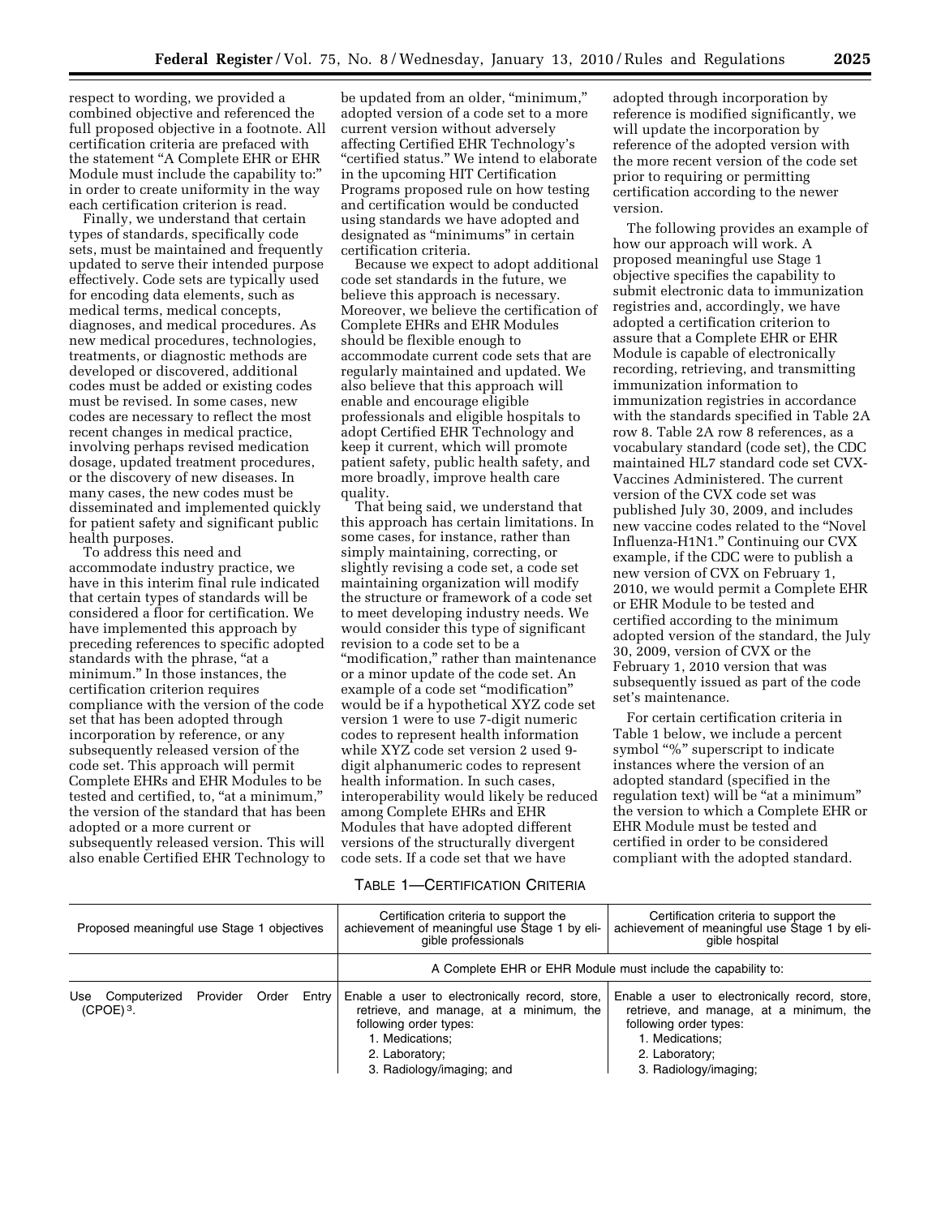respect to wording, we provided a combined objective and referenced the full proposed objective in a footnote. All certification criteria are prefaced with the statement "A Complete EHR or EHR Module must include the capability to:" in order to create uniformity in the way each certification criterion is read.

Finally, we understand that certain types of standards, specifically code sets, must be maintained and frequently updated to serve their intended purpose effectively. Code sets are typically used for encoding data elements, such as medical terms, medical concepts, diagnoses, and medical procedures. As new medical procedures, technologies, treatments, or diagnostic methods are developed or discovered, additional codes must be added or existing codes must be revised. In some cases, new codes are necessary to reflect the most recent changes in medical practice, involving perhaps revised medication dosage, updated treatment procedures, or the discovery of new diseases. In many cases, the new codes must be disseminated and implemented quickly for patient safety and significant public health purposes.

To address this need and accommodate industry practice, we have in this interim final rule indicated that certain types of standards will be considered a floor for certification. We have implemented this approach by preceding references to specific adopted standards with the phrase, "at a minimum." In those instances, the certification criterion requires compliance with the version of the code set that has been adopted through incorporation by reference, or any subsequently released version of the code set. This approach will permit Complete EHRs and EHR Modules to be tested and certified, to, "at a minimum," the version of the standard that has been adopted or a more current or subsequently released version. This will also enable Certified EHR Technology to be updated from an older, "minimum," adopted version of a code set to a more current version without adversely affecting Certified EHR Technology's "certified status." We intend to elaborate in the upcoming HIT Certification Programs proposed rule on how testing and certification would be conducted using standards we have adopted and designated as "minimums" in certain certification criteria.

Because we expect to adopt additional code set standards in the future, we believe this approach is necessary. Moreover, we believe the certification of Complete EHRs and EHR Modules should be flexible enough to accommodate current code sets that are regularly maintained and updated. We also believe that this approach will enable and encourage eligible professionals and eligible hospitals to adopt Certified EHR Technology and keep it current, which will promote patient safety, public health safety, and more broadly, improve health care quality.

That being said, we understand that this approach has certain limitations. In some cases, for instance, rather than simply maintaining, correcting, or slightly revising a code set, a code set maintaining organization will modify the structure or framework of a code set to meet developing industry needs. We would consider this type of significant revision to a code set to be a "modification," rather than maintenance or a minor update of the code set. An example of a code set "modification" would be if a hypothetical XYZ code set version 1 were to use 7-digit numeric codes to represent health information while XYZ code set version 2 used 9-digit alphanumeric codes to represent health information. In such cases, interoperability would likely be reduced among Complete EHRs and EHR Modules that have adopted different versions of the structurally divergent code sets. If a code set that we have adopted through incorporation by reference is modified significantly, we will update the incorporation by reference of the adopted version with the more recent version of the code set prior to requiring or permitting certification according to the newer version.

The following provides an example of how our approach will work. A proposed meaningful use Stage 1 objective specifies the capability to submit electronic data to immunization registries and, accordingly, we have adopted a certification criterion to assure that a Complete EHR or EHR Module is capable of electronically recording, retrieving, and transmitting immunization information to immunization registries in accordance with the standards specified in Table 2A row 8. Table 2A row 8 references, as a vocabulary standard (code set), the CDC maintained HL7 standard code set CVX-Vaccines Administered. The current version of the CVX code set was published July 30, 2009, and includes new vaccine codes related to the "Novel Influenza-H1N1." Continuing our CVX example, if the CDC were to publish a new version of CVX on February 1, 2010, we would permit a Complete EHR or EHR Module to be tested and certified according to the minimum adopted version of the standard, the July 30, 2009, version of CVX or the February 1, 2010 version that was subsequently issued as part of the code set's maintenance.

For certain certification criteria in Table 1 below, we include a percent symbol "%" superscript to indicate instances where the version of an adopted standard (specified in the regulation text) will be "at a minimum" the version to which a Complete EHR or EHR Module must be tested and certified in order to be considered compliant with the adopted standard.

TABLE 1—CERTIFICATION CRITERIA

| Proposed meaningful use Stage 1 objectives | Certification criteria to support the achievement of meaningful use Stage 1 by eligible professionals | Certification criteria to support the achievement of meaningful use Stage 1 by eligible hospital |
|---|---|---|
| | A Complete EHR or EHR Module must include the capability to: | |
| Use Computerized Provider Order Entry (CPOE)[3]. | Enable a user to electronically record, store, retrieve, and manage, at a minimum, the following order types:<br>1. Medications;<br>2. Laboratory;<br>3. Radiology/imaging; and | Enable a user to electronically record, store, retrieve, and manage, at a minimum, the following order types:<br>1. Medications;<br>2. Laboratory;<br>3. Radiology/imaging; |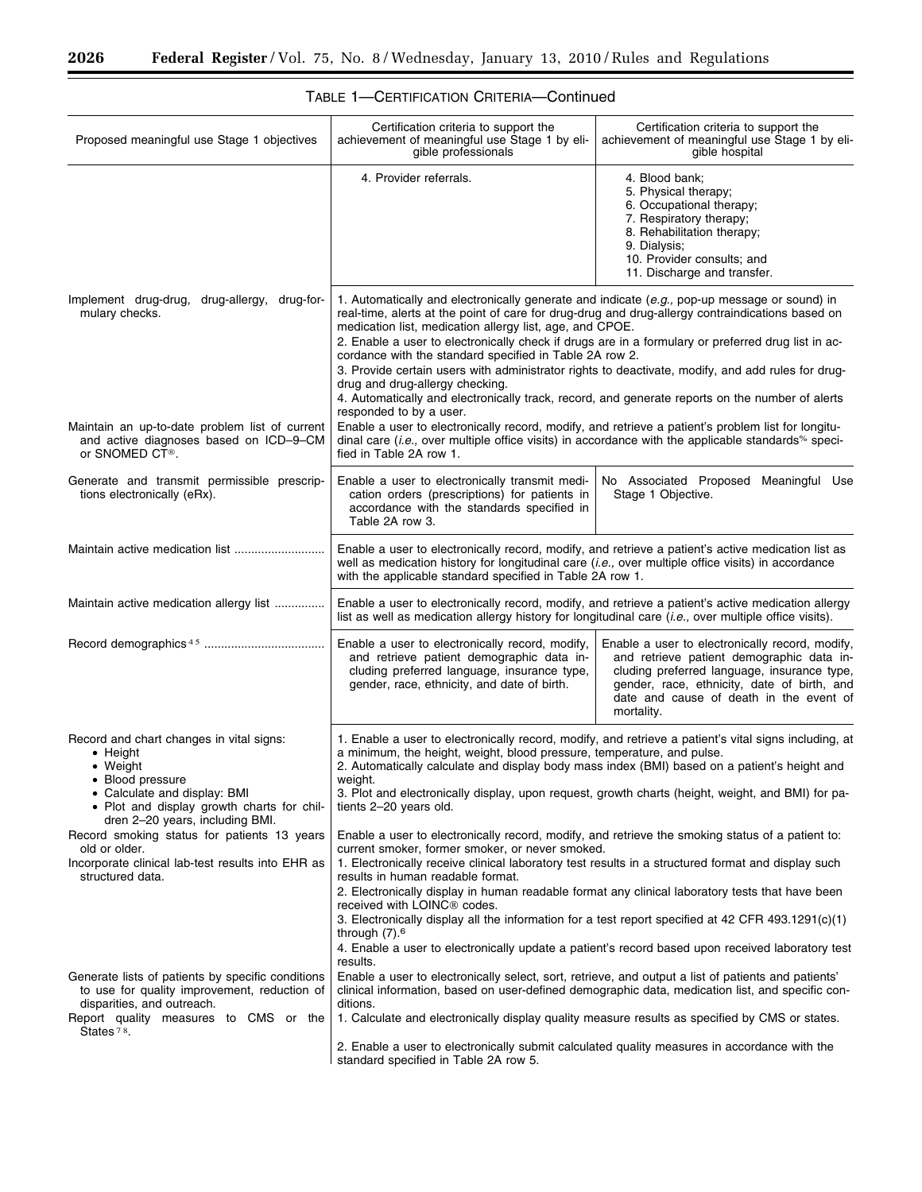TABLE 1—CERTIFICATION CRITERIA—Continued

| Proposed meaningful use Stage 1 objectives | Certification criteria to support the achievement of meaningful use Stage 1 by eligible professionals | Certification criteria to support the achievement of meaningful use Stage 1 by eligible hospital |
| --- | --- | --- |
| | 4. Provider referrals. | 4. Blood bank;<br>5. Physical therapy;<br>6. Occupational therapy;<br>7. Respiratory therapy;<br>8. Rehabilitation therapy;<br>9. Dialysis;<br>10. Provider consults; and<br>11. Discharge and transfer. |
| Implement drug-drug, drug-allergy, drug-formulary checks. | 1. Automatically and electronically generate and indicate (*e.g.,* pop-up message or sound) in real-time, alerts at the point of care for drug-drug and drug-allergy contraindications based on medication list, medication allergy list, age, and CPOE.<br>2. Enable a user to electronically check if drugs are in a formulary or preferred drug list in accordance with the standard specified in Table 2A row 2.<br>3. Provide certain users with administrator rights to deactivate, modify, and add rules for drug-drug and drug-allergy checking.<br>4. Automatically and electronically track, record, and generate reports on the number of alerts responded to by a user. | |
| Maintain an up-to-date problem list of current and active diagnoses based on ICD–9–CM or SNOMED CT®. | Enable a user to electronically record, modify, and retrieve a patient's problem list for longitudinal care (*i.e.,* over multiple office visits) in accordance with the applicable standards% specified in Table 2A row 1. | |
| Generate and transmit permissible prescriptions electronically (eRx). | Enable a user to electronically transmit medication orders (prescriptions) for patients in accordance with the standards specified in Table 2A row 3. | No Associated Proposed Meaningful Use Stage 1 Objective. |
| Maintain active medication list | Enable a user to electronically record, modify, and retrieve a patient's active medication list as well as medication history for longitudinal care (*i.e.,* over multiple office visits) in accordance with the applicable standard specified in Table 2A row 1. | |
| Maintain active medication allergy list | Enable a user to electronically record, modify, and retrieve a patient's active medication allergy list as well as medication allergy history for longitudinal care (*i.e.,* over multiple office visits). | |
| Record demographics [4] [5] | Enable a user to electronically record, modify, and retrieve patient demographic data including preferred language, insurance type, gender, race, ethnicity, and date of birth. | Enable a user to electronically record, modify, and retrieve patient demographic data including preferred language, insurance type, gender, race, ethnicity, date of birth, and date and cause of death in the event of mortality. |
| Record and chart changes in vital signs:<br>• Height<br>• Weight<br>• Blood pressure<br>• Calculate and display: BMI<br>• Plot and display growth charts for children 2–20 years, including BMI. | 1. Enable a user to electronically record, modify, and retrieve a patient's vital signs including, at a minimum, the height, weight, blood pressure, temperature, and pulse.<br>2. Automatically calculate and display body mass index (BMI) based on a patient's height and weight.<br>3. Plot and electronically display, upon request, growth charts (height, weight, and BMI) for patients 2–20 years old. | |
| Record smoking status for patients 13 years old or older. | Enable a user to electronically record, modify, and retrieve the smoking status of a patient to: current smoker, former smoker, or never smoked. | |
| Incorporate clinical lab-test results into EHR as structured data. | 1. Electronically receive clinical laboratory test results in a structured format and display such results in human readable format.<br>2. Electronically display in human readable format any clinical laboratory tests that have been received with LOINC® codes.<br>3. Electronically display all the information for a test report specified at 42 CFR 493.1291(c)(1) through (7).[6]<br>4. Enable a user to electronically update a patient's record based upon received laboratory test results. | |
| Generate lists of patients by specific conditions to use for quality improvement, reduction of disparities, and outreach. | Enable a user to electronically select, sort, retrieve, and output a list of patients and patients' clinical information, based on user-defined demographic data, medication list, and specific conditions. | |
| Report quality measures to CMS or the States [7] [8]. | 1. Calculate and electronically display quality measure results as specified by CMS or states.<br>2. Enable a user to electronically submit calculated quality measures in accordance with the standard specified in Table 2A row 5. | |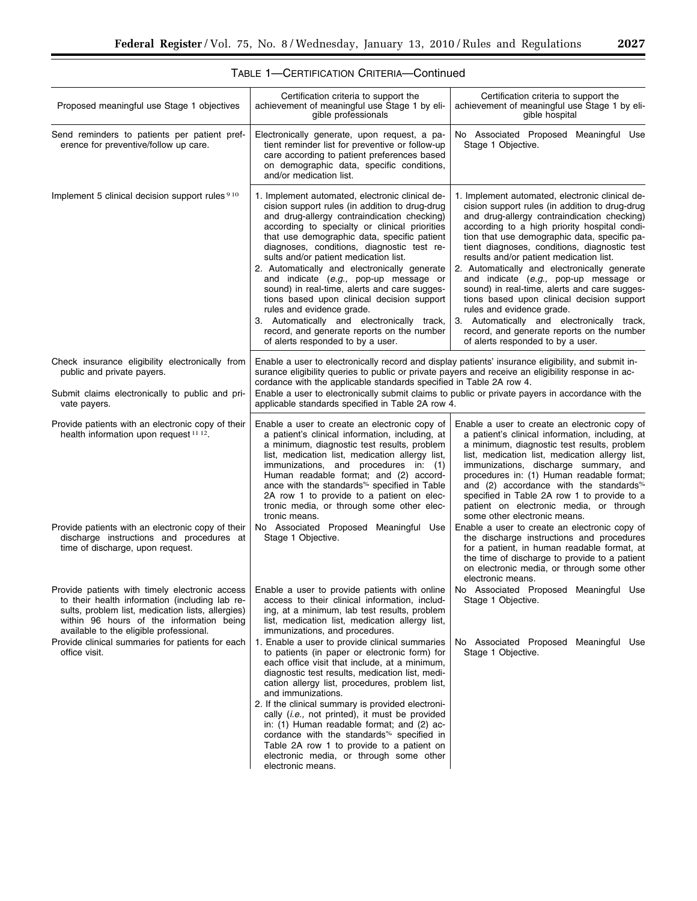TABLE 1—CERTIFICATION CRITERIA—Continued

| Proposed meaningful use Stage 1 objectives | Certification criteria to support the achievement of meaningful use Stage 1 by eligible professionals | Certification criteria to support the achievement of meaningful use Stage 1 by eligible hospital |
| --- | --- | --- |
| Send reminders to patients per patient preference for preventive/follow up care. | Electronically generate, upon request, a patient reminder list for preventive or follow-up care according to patient preferences based on demographic data, specific conditions, and/or medication list. | No Associated Proposed Meaningful Use Stage 1 Objective. |
| Implement 5 clinical decision support rules [9,10] | 1. Implement automated, electronic clinical decision support rules (in addition to drug-drug and drug-allergy contraindication checking) according to specialty or clinical priorities that use demographic data, specific patient diagnoses, conditions, diagnostic test results and/or patient medication list. 2. Automatically and electronically generate and indicate (*e.g.,* pop-up message or sound) in real-time, alerts and care suggestions based upon clinical decision support rules and evidence grade. 3. Automatically and electronically track, record, and generate reports on the number of alerts responded to by a user. | 1. Implement automated, electronic clinical decision support rules (in addition to drug-drug and drug-allergy contraindication checking) according to a high priority hospital condition that use demographic data, specific patient diagnoses, conditions, diagnostic test results and/or patient medication list. 2. Automatically and electronically generate and indicate (*e.g.,* pop-up message or sound) in real-time, alerts and care suggestions based upon clinical decision support rules and evidence grade. 3. Automatically and electronically track, record, and generate reports on the number of alerts responded to by a user. |
| Check insurance eligibility electronically from public and private payers. | Enable a user to electronically record and display patients' insurance eligibility, and submit insurance eligibility queries to public or private payers and receive an eligibility response in accordance with the applicable standards specified in Table 2A row 4. | |
| Submit claims electronically to public and private payers. | Enable a user to electronically submit claims to public or private payers in accordance with the applicable standards specified in Table 2A row 4. | |
| Provide patients with an electronic copy of their health information upon request [11,12]. | Enable a user to create an electronic copy of a patient's clinical information, including, at a minimum, diagnostic test results, problem list, medication list, medication allergy list, immunizations, and procedures in: (1) Human readable format; and (2) accordance with the standards% specified in Table 2A row 1 to provide to a patient on electronic media, or through some other electronic means. | Enable a user to create an electronic copy of a patient's clinical information, including, at a minimum, diagnostic test results, problem list, medication list, medication allergy list, immunizations, discharge summary, and procedures in: (1) Human readable format; and (2) accordance with the standards% specified in Table 2A row 1 to provide to a patient on electronic media, or through some other electronic means. |
| Provide patients with an electronic copy of their discharge instructions and procedures at time of discharge, upon request. | No Associated Proposed Meaningful Use Stage 1 Objective. | Enable a user to create an electronic copy of the discharge instructions and procedures for a patient, in human readable format, at the time of discharge to provide to a patient on electronic media, or through some other electronic means. |
| Provide patients with timely electronic access to their health information (including lab results, problem list, medication lists, allergies) within 96 hours of the information being available to the eligible professional. | Enable a user to provide patients with online access to their clinical information, including, at a minimum, lab test results, problem list, medication list, medication allergy list, immunizations, and procedures. | No Associated Proposed Meaningful Use Stage 1 Objective. |
| Provide clinical summaries for patients for each office visit. | 1. Enable a user to provide clinical summaries to patients (in paper or electronic form) for each office visit that include, at a minimum, diagnostic test results, medication list, medication allergy list, procedures, problem list, and immunizations. 2. If the clinical summary is provided electronically (*i.e.,* not printed), it must be provided in: (1) Human readable format; and (2) accordance with the standards% specified in Table 2A row 1 to provide to a patient on electronic media, or through some other electronic means. | No Associated Proposed Meaningful Use Stage 1 Objective. |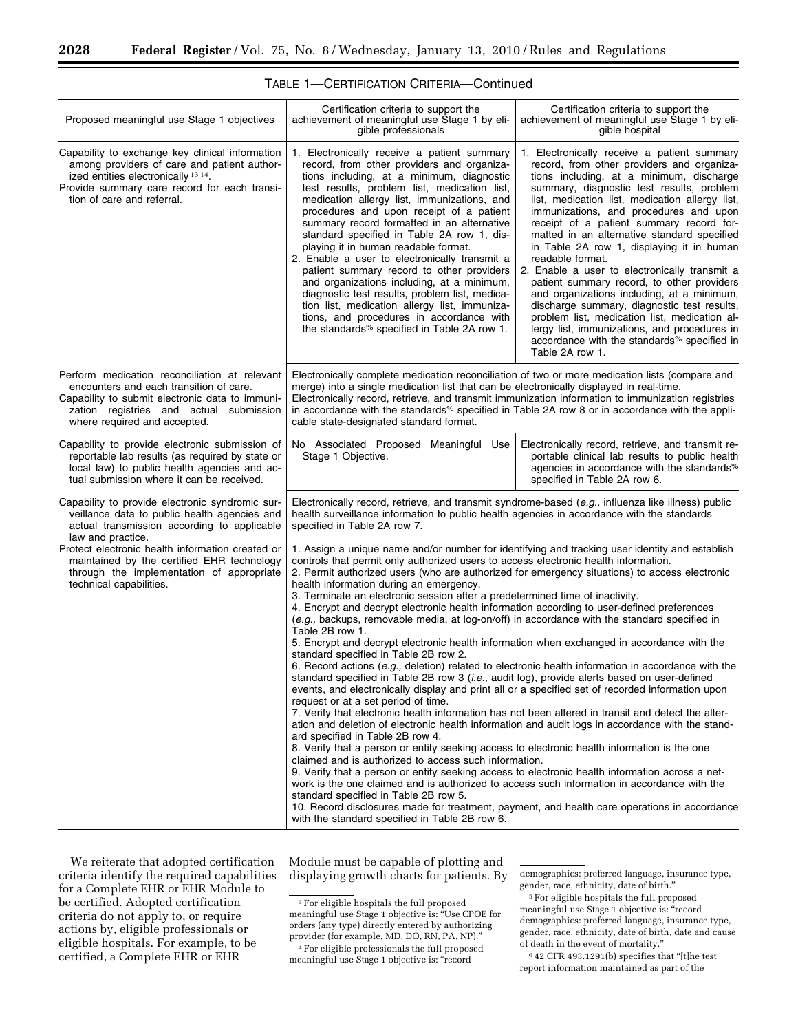TABLE 1—CERTIFICATION CRITERIA—Continued

| Proposed meaningful use Stage 1 objectives | Certification criteria to support the achievement of meaningful use Stage 1 by eligible professionals | Certification criteria to support the achievement of meaningful use Stage 1 by eligible hospital |
| --- | --- | --- |
| Capability to exchange key clinical information among providers of care and patient authorized entities electronically [13 14]. Provide summary care record for each transition of care and referral. | 1. Electronically receive a patient summary record, from other providers and organizations including, at a minimum, diagnostic test results, problem list, medication list, medication allergy list, immunizations, and procedures and upon receipt of a patient summary record formatted in an alternative standard specified in Table 2A row 1, displaying it in human readable format. 2. Enable a user to electronically transmit a patient summary record to other providers and organizations including, at a minimum, diagnostic test results, problem list, medication list, medication allergy list, immunizations, and procedures in accordance with the standards[%] specified in Table 2A row 1. | 1. Electronically receive a patient summary record, from other providers and organizations including, at a minimum, discharge summary, diagnostic test results, problem list, medication list, medication allergy list, immunizations, and procedures and upon receipt of a patient summary record formatted in an alternative standard specified in Table 2A row 1, displaying it in human readable format. 2. Enable a user to electronically transmit a patient summary record, to other providers and organizations including, at a minimum, discharge summary, diagnostic test results, problem list, medication list, medication allergy list, immunizations, and procedures in accordance with the standards[%] specified in Table 2A row 1. |
| Perform medication reconciliation at relevant encounters and each transition of care. | Electronically complete medication reconciliation of two or more medication lists (compare and merge) into a single medication list that can be electronically displayed in real-time. | |
| Capability to submit electronic data to immunization registries and actual submission where required and accepted. | Electronically record, retrieve, and transmit immunization information to immunization registries in accordance with the standards[%] specified in Table 2A row 8 or in accordance with the applicable state-designated standard format. | |
| Capability to provide electronic submission of reportable lab results (as required by state or local law) to public health agencies and actual submission where it can be received. | No Associated Proposed Meaningful Use Stage 1 Objective. | Electronically record, retrieve, and transmit reportable clinical lab results to public health agencies in accordance with the standards[%] specified in Table 2A row 6. |
| Capability to provide electronic syndromic surveillance data to public health agencies and actual transmission according to applicable law and practice. | Electronically record, retrieve, and transmit syndrome-based (*e.g.,* influenza like illness) public health surveillance information to public health agencies in accordance with the standards specified in Table 2A row 7. | |
| Protect electronic health information created or maintained by the certified EHR technology through the implementation of appropriate technical capabilities. | 1. Assign a unique name and/or number for identifying and tracking user identity and establish controls that permit only authorized users to access electronic health information. 2. Permit authorized users (who are authorized for emergency situations) to access electronic health information during an emergency. 3. Terminate an electronic session after a predetermined time of inactivity. 4. Encrypt and decrypt electronic health information according to user-defined preferences (*e.g.,* backups, removable media, at log-on/off) in accordance with the standard specified in Table 2B row 1. 5. Encrypt and decrypt electronic health information when exchanged in accordance with the standard specified in Table 2B row 2. 6. Record actions (*e.g.,* deletion) related to electronic health information in accordance with the standard specified in Table 2B row 3 (*i.e.,* audit log), provide alerts based on user-defined events, and electronically display and print all or a specified set of recorded information upon request or at a set period of time. 7. Verify that electronic health information has not been altered in transit and detect the alteration and deletion of electronic health information and audit logs in accordance with the standard specified in Table 2B row 4. 8. Verify that a person or entity seeking access to electronic health information is the one claimed and is authorized to access such information. 9. Verify that a person or entity seeking access to electronic health information across a network is the one claimed and is authorized to access such information in accordance with the standard specified in Table 2B row 5. 10. Record disclosures made for treatment, payment, and health care operations in accordance with the standard specified in Table 2B row 6. | |

We reiterate that adopted certification criteria identify the required capabilities for a Complete EHR or EHR Module to be certified. Adopted certification criteria do not apply to, or require actions by, eligible professionals or eligible hospitals. For example, to be certified, a Complete EHR or EHR Module must be capable of plotting and displaying growth charts for patients. By

[3] For eligible hospitals the full proposed meaningful use Stage 1 objective is: "Use CPOE for orders (any type) directly entered by authorizing provider (for example, MD, DO, RN, PA, NP)."

[4] For eligible professionals the full proposed meaningful use Stage 1 objective is: "record demographics: preferred language, insurance type, gender, race, ethnicity, date of birth."

[5] For eligible hospitals the full proposed meaningful use Stage 1 objective is: "record demographics: preferred language, insurance type, gender, race, ethnicity, date of birth, date and cause of death in the event of mortality."

[6] 42 CFR 493.1291(b) specifies that "[t]he test report information maintained as part of the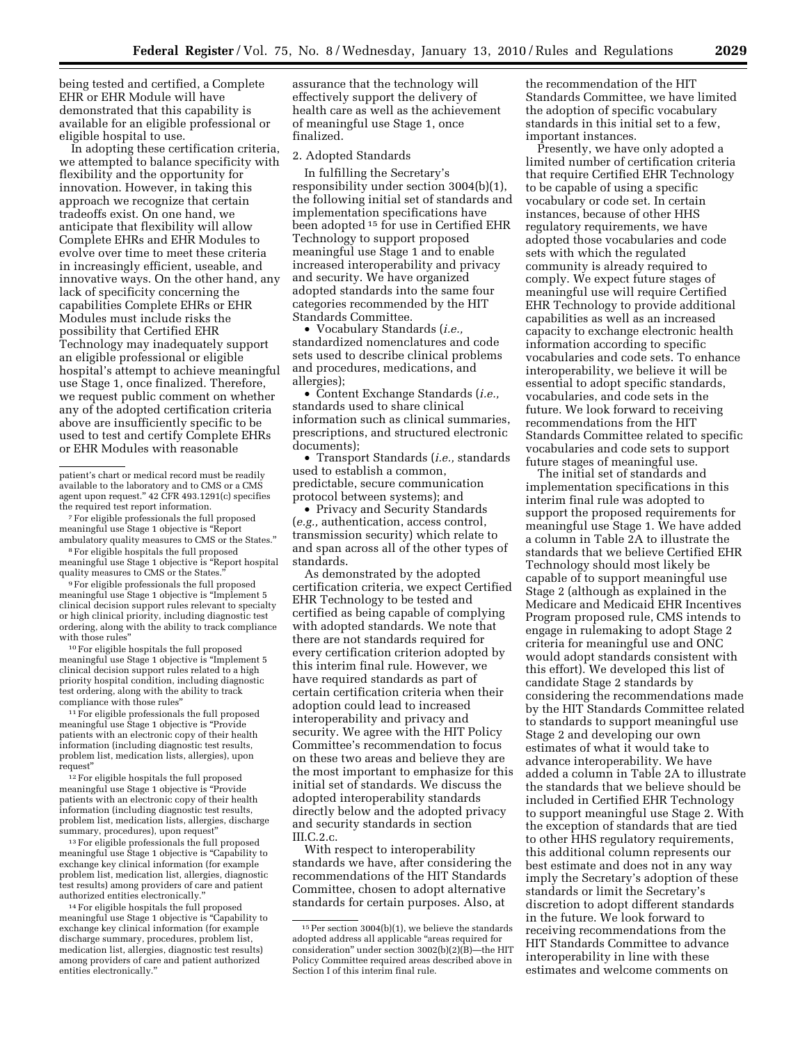being tested and certified, a Complete EHR or EHR Module will have demonstrated that this capability is available for an eligible professional or eligible hospital to use.

In adopting these certification criteria, we attempted to balance specificity with flexibility and the opportunity for innovation. However, in taking this approach we recognize that certain tradeoffs exist. On one hand, we anticipate that flexibility will allow Complete EHRs and EHR Modules to evolve over time to meet these criteria in increasingly efficient, useable, and innovative ways. On the other hand, any lack of specificity concerning the capabilities Complete EHRs or EHR Modules must include risks the possibility that Certified EHR Technology may inadequately support an eligible professional or eligible hospital's attempt to achieve meaningful use Stage 1, once finalized. Therefore, we request public comment on whether any of the adopted certification criteria above are insufficiently specific to be used to test and certify Complete EHRs or EHR Modules with reasonable assurance that the technology will effectively support the delivery of health care as well as the achievement of meaningful use Stage 1, once finalized.

2. Adopted Standards

In fulfilling the Secretary's responsibility under section 3004(b)(1), the following initial set of standards and implementation specifications have been adopted [15] for use in Certified EHR Technology to support proposed meaningful use Stage 1 and to enable increased interoperability and privacy and security. We have organized adopted standards into the same four categories recommended by the HIT Standards Committee.

- Vocabulary Standards (*i.e.,* standardized nomenclatures and code sets used to describe clinical problems and procedures, medications, and allergies);
- Content Exchange Standards (*i.e.,* standards used to share clinical information such as clinical summaries, prescriptions, and structured electronic documents);
- Transport Standards (*i.e.,* standards used to establish a common, predictable, secure communication protocol between systems); and
- Privacy and Security Standards (*e.g.,* authentication, access control, transmission security) which relate to and span across all of the other types of standards.

As demonstrated by the adopted certification criteria, we expect Certified EHR Technology to be tested and certified as being capable of complying with adopted standards. We note that there are not standards required for every certification criterion adopted by this interim final rule. However, we have required standards as part of certain certification criteria when their adoption could lead to increased interoperability and privacy and security. We agree with the HIT Policy Committee's recommendation to focus on these two areas and believe they are the most important to emphasize for this initial set of standards. We discuss the adopted interoperability standards directly below and the adopted privacy and security standards in section III.C.2.c.

With respect to interoperability standards we have, after considering the recommendations of the HIT Standards Committee, chosen to adopt alternative standards for certain purposes. Also, at the recommendation of the HIT Standards Committee, we have limited the adoption of specific vocabulary standards in this initial set to a few, important instances.

Presently, we have only adopted a limited number of certification criteria that require Certified EHR Technology to be capable of using a specific vocabulary or code set. In certain instances, because of other HHS regulatory requirements, we have adopted those vocabularies and code sets with which the regulated community is already required to comply. We expect future stages of meaningful use will require Certified EHR Technology to provide additional capabilities as well as an increased capacity to exchange electronic health information according to specific vocabularies and code sets. To enhance interoperability, we believe it will be essential to adopt specific standards, vocabularies, and code sets in the future. We look forward to receiving recommendations from the HIT Standards Committee related to specific vocabularies and code sets to support future stages of meaningful use.

The initial set of standards and implementation specifications in this interim final rule was adopted to support the proposed requirements for meaningful use Stage 1. We have added a column in Table 2A to illustrate the standards that we believe Certified EHR Technology should most likely be capable of to support meaningful use Stage 2 (although as explained in the Medicare and Medicaid EHR Incentives Program proposed rule, CMS intends to engage in rulemaking to adopt Stage 2 criteria for meaningful use and ONC would adopt standards consistent with this effort). We developed this list of candidate Stage 2 standards by considering the recommendations made by the HIT Standards Committee related to standards to support meaningful use Stage 2 and developing our own estimates of what it would take to advance interoperability. We have added a column in Table 2A to illustrate the standards that we believe should be included in Certified EHR Technology to support meaningful use Stage 2. With the exception of standards that are tied to other HHS regulatory requirements, this additional column represents our best estimate and does not in any way imply the Secretary's adoption of these standards or limit the Secretary's discretion to adopt different standards in the future. We look forward to receiving recommendations from the HIT Standards Committee to advance interoperability in line with these estimates and welcome comments on

---

patient's chart or medical record must be readily available to the laboratory and to CMS or a CMS agent upon request." 42 CFR 493.1291(c) specifies the required test report information.

[7] For eligible professionals the full proposed meaningful use Stage 1 objective is "Report ambulatory quality measures to CMS or the States."

[8] For eligible hospitals the full proposed meaningful use Stage 1 objective is "Report hospital quality measures to CMS or the States."

[9] For eligible professionals the full proposed meaningful use Stage 1 objective is "Implement 5 clinical decision support rules relevant to specialty or high clinical priority, including diagnostic test ordering, along with the ability to track compliance with those rules"

[10] For eligible hospitals the full proposed meaningful use Stage 1 objective is "Implement 5 clinical decision support rules related to a high priority hospital condition, including diagnostic test ordering, along with the ability to track compliance with those rules"

[11] For eligible professionals the full proposed meaningful use Stage 1 objective is "Provide patients with an electronic copy of their health information (including diagnostic test results, problem list, medication lists, allergies), upon request"

[12] For eligible hospitals the full proposed meaningful use Stage 1 objective is "Provide patients with an electronic copy of their health information (including diagnostic test results, problem list, medication lists, allergies, discharge summary, procedures), upon request"

[13] For eligible professionals the full proposed meaningful use Stage 1 objective is "Capability to exchange key clinical information (for example problem list, medication list, allergies, diagnostic test results) among providers of care and patient authorized entities electronically."

[14] For eligible hospitals the full proposed meaningful use Stage 1 objective is "Capability to exchange key clinical information (for example discharge summary, procedures, problem list, medication list, allergies, diagnostic test results) among providers of care and patient authorized entities electronically."

[15] Per section 3004(b)(1), we believe the standards adopted address all applicable "areas required for consideration" under section 3002(b)(2)(B)—the HIT Policy Committee required areas described above in Section I of this interim final rule.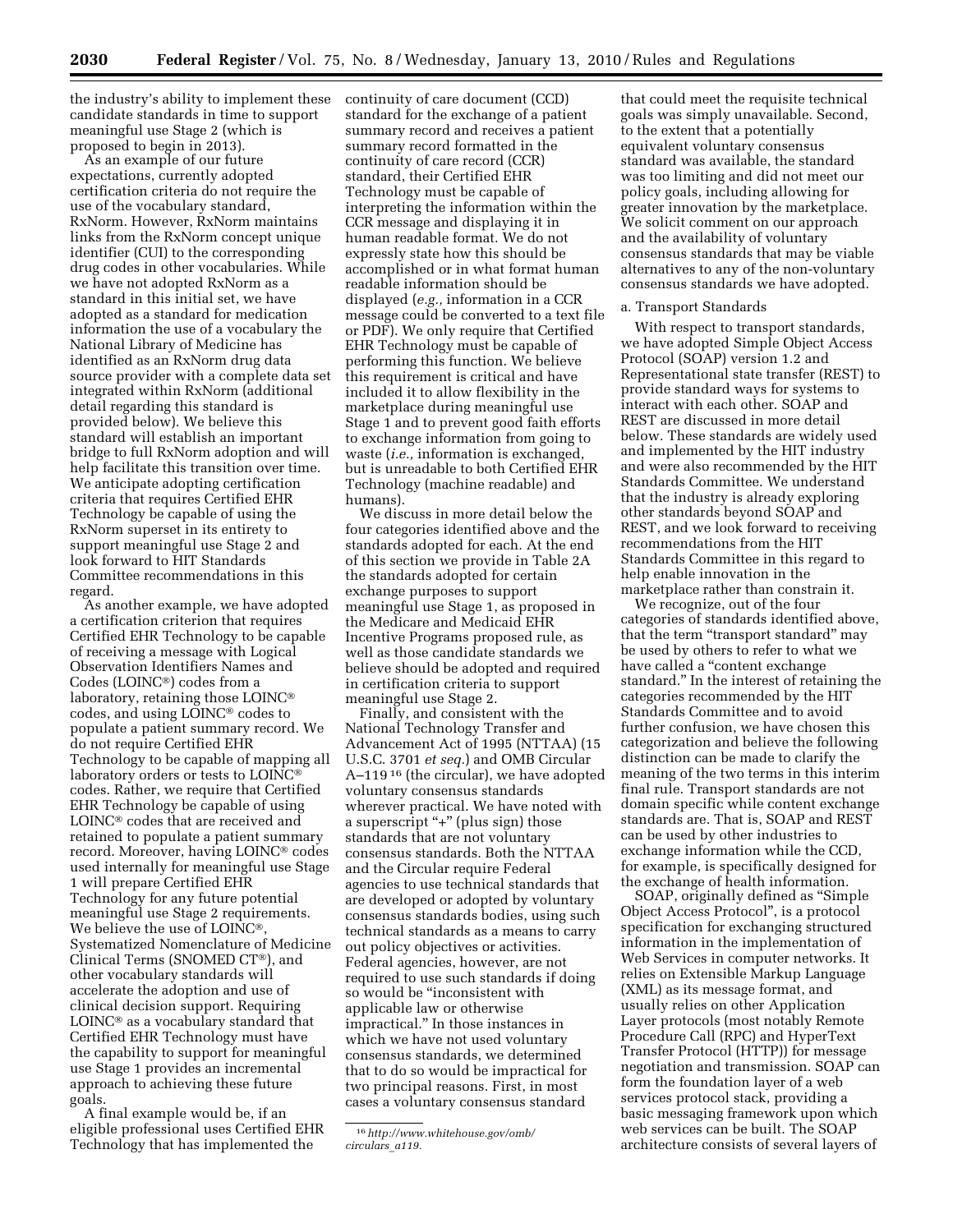the industry's ability to implement these candidate standards in time to support meaningful use Stage 2 (which is proposed to begin in 2013).

As an example of our future expectations, currently adopted certification criteria do not require the use of the vocabulary standard, RxNorm. However, RxNorm maintains links from the RxNorm concept unique identifier (CUI) to the corresponding drug codes in other vocabularies. While we have not adopted RxNorm as a standard in this initial set, we have adopted as a standard for medication information the use of a vocabulary the National Library of Medicine has identified as an RxNorm drug data source provider with a complete data set integrated within RxNorm (additional detail regarding this standard is provided below). We believe this standard will establish an important bridge to full RxNorm adoption and will help facilitate this transition over time. We anticipate adopting certification criteria that requires Certified EHR Technology be capable of using the RxNorm superset in its entirety to support meaningful use Stage 2 and look forward to HIT Standards Committee recommendations in this regard.

As another example, we have adopted a certification criterion that requires Certified EHR Technology to be capable of receiving a message with Logical Observation Identifiers Names and Codes (LOINC®) codes from a laboratory, retaining those LOINC® codes, and using LOINC® codes to populate a patient summary record. We do not require Certified EHR Technology to be capable of mapping all laboratory orders or tests to LOINC® codes. Rather, we require that Certified EHR Technology be capable of using LOINC® codes that are received and retained to populate a patient summary record. Moreover, having LOINC® codes used internally for meaningful use Stage 1 will prepare Certified EHR Technology for any future potential meaningful use Stage 2 requirements. We believe the use of LOINC®, Systematized Nomenclature of Medicine Clinical Terms (SNOMED CT®), and other vocabulary standards will accelerate the adoption and use of clinical decision support. Requiring LOINC® as a vocabulary standard that Certified EHR Technology must have the capability to support for meaningful use Stage 1 provides an incremental approach to achieving these future goals.

A final example would be, if an eligible professional uses Certified EHR Technology that has implemented the continuity of care document (CCD) standard for the exchange of a patient summary record and receives a patient summary record formatted in the continuity of care record (CCR) standard, their Certified EHR Technology must be capable of interpreting the information within the CCR message and displaying it in human readable format. We do not expressly state how this should be accomplished or in what format human readable information should be displayed (*e.g.,* information in a CCR message could be converted to a text file or PDF). We only require that Certified EHR Technology must be capable of performing this function. We believe this requirement is critical and have included it to allow flexibility in the marketplace during meaningful use Stage 1 and to prevent good faith efforts to exchange information from going to waste (*i.e.,* information is exchanged, but is unreadable to both Certified EHR Technology (machine readable) and humans).

We discuss in more detail below the four categories identified above and the standards adopted for each. At the end of this section we provide in Table 2A the standards adopted for certain exchange purposes to support meaningful use Stage 1, as proposed in the Medicare and Medicaid EHR Incentive Programs proposed rule, as well as those candidate standards we believe should be adopted and required in certification criteria to support meaningful use Stage 2.

Finally, and consistent with the National Technology Transfer and Advancement Act of 1995 (NTTAA) (15 U.S.C. 3701 *et seq.*) and OMB Circular A–119 [16] (the circular), we have adopted voluntary consensus standards wherever practical. We have noted with a superscript "+" (plus sign) those standards that are not voluntary consensus standards. Both the NTTAA and the Circular require Federal agencies to use technical standards that are developed or adopted by voluntary consensus standards bodies, using such technical standards as a means to carry out policy objectives or activities. Federal agencies, however, are not required to use such standards if doing so would be "inconsistent with applicable law or otherwise impractical." In those instances in which we have not used voluntary consensus standards, we determined that to do so would be impractical for two principal reasons. First, in most cases a voluntary consensus standard that could meet the requisite technical goals was simply unavailable. Second, to the extent that a potentially equivalent voluntary consensus standard was available, the standard was too limiting and did not meet our policy goals, including allowing for greater innovation by the marketplace. We solicit comment on our approach and the availability of voluntary consensus standards that may be viable alternatives to any of the non-voluntary consensus standards we have adopted.

[16] *http://www.whitehouse.gov/omb/circulars_a119.*

a. Transport Standards

With respect to transport standards, we have adopted Simple Object Access Protocol (SOAP) version 1.2 and Representational state transfer (REST) to provide standard ways for systems to interact with each other. SOAP and REST are discussed in more detail below. These standards are widely used and implemented by the HIT industry and were also recommended by the HIT Standards Committee. We understand that the industry is already exploring other standards beyond SOAP and REST, and we look forward to receiving recommendations from the HIT Standards Committee in this regard to help enable innovation in the marketplace rather than constrain it.

We recognize, out of the four categories of standards identified above, that the term "transport standard" may be used by others to refer to what we have called a "content exchange standard." In the interest of retaining the categories recommended by the HIT Standards Committee and to avoid further confusion, we have chosen this categorization and believe the following distinction can be made to clarify the meaning of the two terms in this interim final rule. Transport standards are not domain specific while content exchange standards are. That is, SOAP and REST can be used by other industries to exchange information while the CCD, for example, is specifically designed for the exchange of health information.

SOAP, originally defined as "Simple Object Access Protocol", is a protocol specification for exchanging structured information in the implementation of Web Services in computer networks. It relies on Extensible Markup Language (XML) as its message format, and usually relies on other Application Layer protocols (most notably Remote Procedure Call (RPC) and HyperText Transfer Protocol (HTTP)) for message negotiation and transmission. SOAP can form the foundation layer of a web services protocol stack, providing a basic messaging framework upon which web services can be built. The SOAP architecture consists of several layers of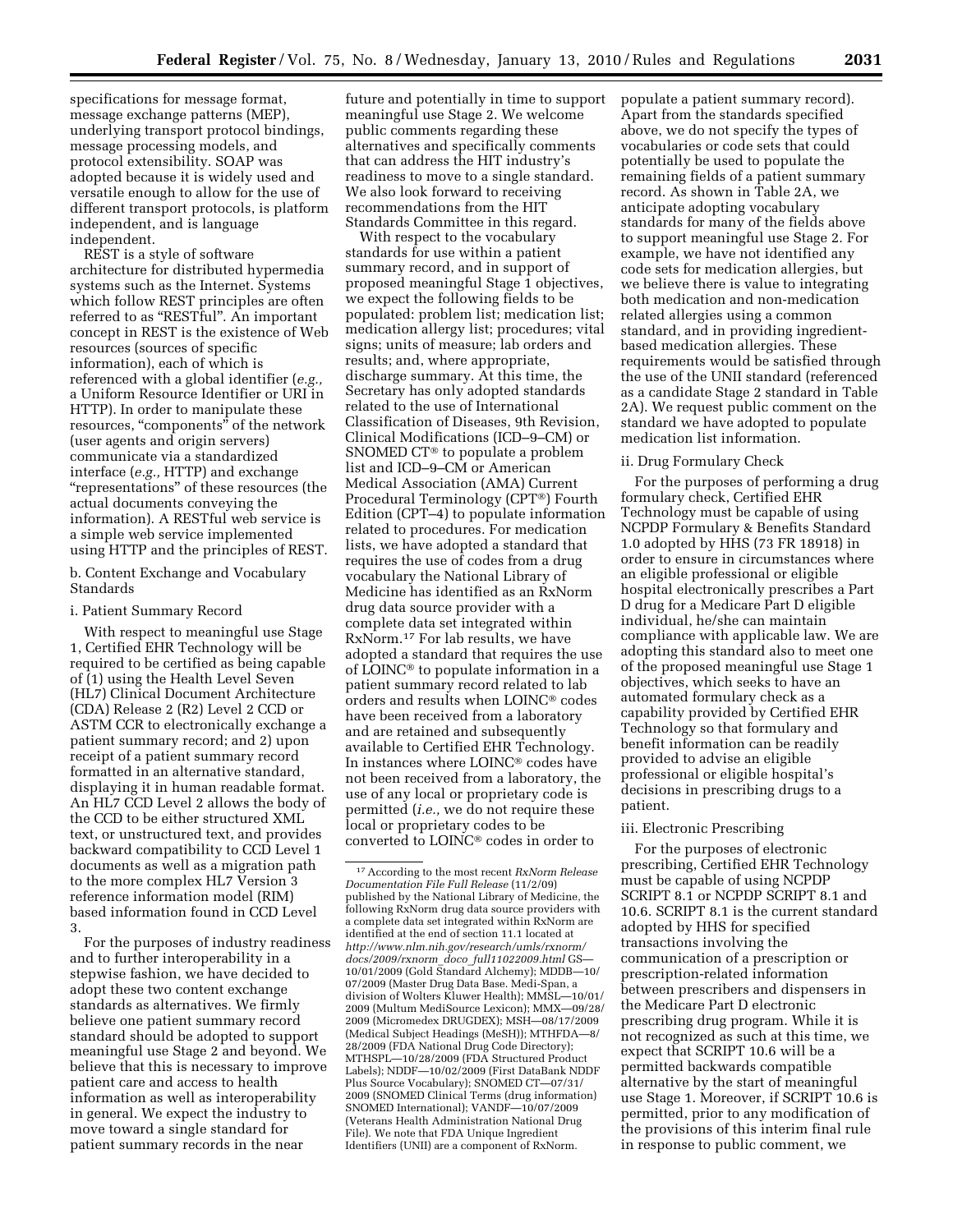specifications for message format, message exchange patterns (MEP), underlying transport protocol bindings, message processing models, and protocol extensibility. SOAP was adopted because it is widely used and versatile enough to allow for the use of different transport protocols, is platform independent, and is language independent.

REST is a style of software architecture for distributed hypermedia systems such as the Internet. Systems which follow REST principles are often referred to as "RESTful". An important concept in REST is the existence of Web resources (sources of specific information), each of which is referenced with a global identifier (*e.g.,* a Uniform Resource Identifier or URI in HTTP). In order to manipulate these resources, "components" of the network (user agents and origin servers) communicate via a standardized interface (*e.g.,* HTTP) and exchange "representations" of these resources (the actual documents conveying the information). A RESTful web service is a simple web service implemented using HTTP and the principles of REST.

b. Content Exchange and Vocabulary Standards

i. Patient Summary Record

With respect to meaningful use Stage 1, Certified EHR Technology will be required to be certified as being capable of (1) using the Health Level Seven (HL7) Clinical Document Architecture (CDA) Release 2 (R2) Level 2 CCD or ASTM CCR to electronically exchange a patient summary record; and 2) upon receipt of a patient summary record formatted in an alternative standard, displaying it in human readable format. An HL7 CCD Level 2 allows the body of the CCD to be either structured XML text, or unstructured text, and provides backward compatibility to CCD Level 1 documents as well as a migration path to the more complex HL7 Version 3 reference information model (RIM) based information found in CCD Level 3.

For the purposes of industry readiness and to further interoperability in a stepwise fashion, we have decided to adopt these two content exchange standards as alternatives. We firmly believe one patient summary record standard should be adopted to support meaningful use Stage 2 and beyond. We believe that this is necessary to improve patient care and access to health information as well as interoperability in general. We expect the industry to move toward a single standard for patient summary records in the near future and potentially in time to support meaningful use Stage 2. We welcome public comments regarding these alternatives and specifically comments that can address the HIT industry's readiness to move to a single standard. We also look forward to receiving recommendations from the HIT Standards Committee in this regard.

With respect to the vocabulary standards for use within a patient summary record, and in support of proposed meaningful Stage 1 objectives, we expect the following fields to be populated: problem list; medication list; medication allergy list; procedures; vital signs; units of measure; lab orders and results; and, where appropriate, discharge summary. At this time, the Secretary has only adopted standards related to the use of International Classification of Diseases, 9th Revision, Clinical Modifications (ICD–9–CM) or SNOMED CT® to populate a problem list and ICD–9–CM or American Medical Association (AMA) Current Procedural Terminology (CPT®) Fourth Edition (CPT–4) to populate information related to procedures. For medication lists, we have adopted a standard that requires the use of codes from a drug vocabulary the National Library of Medicine has identified as an RxNorm drug data source provider with a complete data set integrated within RxNorm.[17] For lab results, we have adopted a standard that requires the use of LOINC® to populate information in a patient summary record related to lab orders and results when LOINC® codes have been received from a laboratory and are retained and subsequently available to Certified EHR Technology. In instances where LOINC® codes have not been received from a laboratory, the use of any local or proprietary code is permitted (*i.e.,* we do not require these local or proprietary codes to be converted to LOINC® codes in order to populate a patient summary record). Apart from the standards specified above, we do not specify the types of vocabularies or code sets that could potentially be used to populate the remaining fields of a patient summary record. As shown in Table 2A, we anticipate adopting vocabulary standards for many of the fields above to support meaningful use Stage 2. For example, we have not identified any code sets for medication allergies, but we believe there is value to integrating both medication and non-medication related allergies using a common standard, and in providing ingredient-based medication allergies. These requirements would be satisfied through the use of the UNII standard (referenced as a candidate Stage 2 standard in Table 2A). We request public comment on the standard we have adopted to populate medication list information.

ii. Drug Formulary Check

For the purposes of performing a drug formulary check, Certified EHR Technology must be capable of using NCPDP Formulary & Benefits Standard 1.0 adopted by HHS (73 FR 18918) in order to ensure in circumstances where an eligible professional or eligible hospital electronically prescribes a Part D drug for a Medicare Part D eligible individual, he/she can maintain compliance with applicable law. We are adopting this standard also to meet one of the proposed meaningful use Stage 1 objectives, which seeks to have an automated formulary check as a capability provided by Certified EHR Technology so that formulary and benefit information can be readily provided to advise an eligible professional or eligible hospital's decisions in prescribing drugs to a patient.

iii. Electronic Prescribing

For the purposes of electronic prescribing, Certified EHR Technology must be capable of using NCPDP SCRIPT 8.1 or NCPDP SCRIPT 8.1 and 10.6. SCRIPT 8.1 is the current standard adopted by HHS for specified transactions involving the communication of a prescription or prescription-related information between prescribers and dispensers in the Medicare Part D electronic prescribing drug program. While it is not recognized as such at this time, we expect that SCRIPT 10.6 will be a permitted backwards compatible alternative by the start of meaningful use Stage 1. Moreover, if SCRIPT 10.6 is permitted, prior to any modification of the provisions of this interim final rule in response to public comment, we

---

[17] According to the most recent *RxNorm Release Documentation File Full Release* (11/2/09) published by the National Library of Medicine, the following RxNorm drug data source providers with a complete data set integrated within RxNorm are identified at the end of section 11.1 located at *http://www.nlm.nih.gov/research/umls/rxnorm/docs/2009/rxnorm_doco_full11022009.html* GS—10/01/2009 (Gold Standard Alchemy); MDDB—10/07/2009 (Master Drug Data Base. Medi-Span, a division of Wolters Kluwer Health); MMSL—10/01/2009 (Multum MediSource Lexicon); MMX—09/28/2009 (Micromedex DRUGDEX); MSH—08/17/2009 (Medical Subject Headings (MeSH)); MTHFDA—8/28/2009 (FDA National Drug Code Directory); MTHSPL—10/28/2009 (FDA Structured Product Labels); NDDF—10/02/2009 (First DataBank NDDF Plus Source Vocabulary); SNOMED CT—07/31/2009 (SNOMED Clinical Terms (drug information) SNOMED International); VANDF—10/07/2009 (Veterans Health Administration National Drug File). We note that FDA Unique Ingredient Identifiers (UNII) are a component of RxNorm.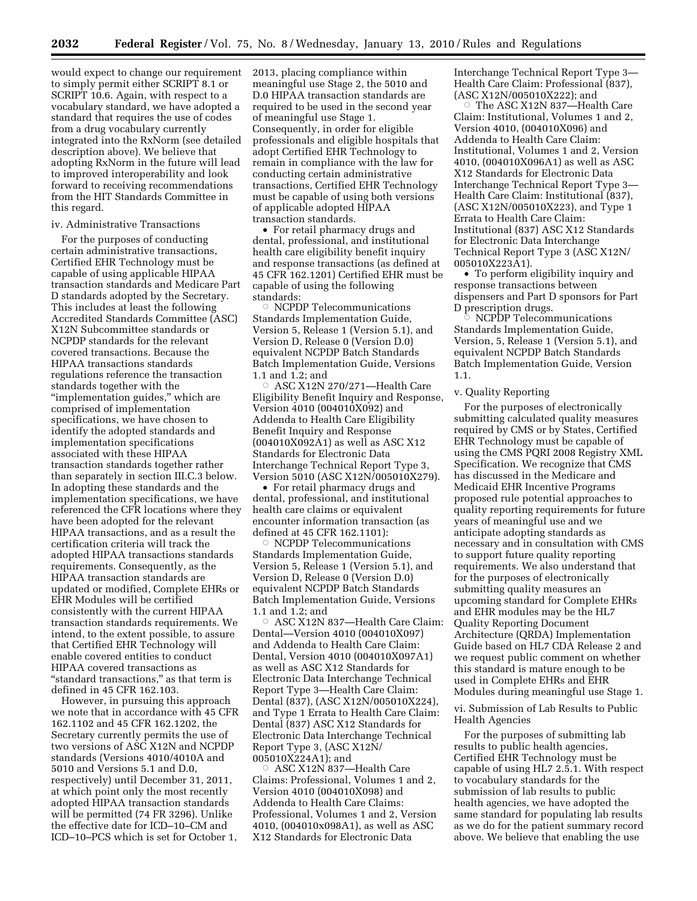would expect to change our requirement to simply permit either SCRIPT 8.1 or SCRIPT 10.6. Again, with respect to a vocabulary standard, we have adopted a standard that requires the use of codes from a drug vocabulary currently integrated into the RxNorm (see detailed description above). We believe that adopting RxNorm in the future will lead to improved interoperability and look forward to receiving recommendations from the HIT Standards Committee in this regard.

iv. Administrative Transactions

For the purposes of conducting certain administrative transactions, Certified EHR Technology must be capable of using applicable HIPAA transaction standards and Medicare Part D standards adopted by the Secretary. This includes at least the following Accredited Standards Committee (ASC) X12N Subcommittee standards or NCPDP standards for the relevant covered transactions. Because the HIPAA transactions standards regulations reference the transaction standards together with the "implementation guides," which are comprised of implementation specifications, we have chosen to identify the adopted standards and implementation specifications associated with these HIPAA transaction standards together rather than separately in section III.C.3 below. In adopting these standards and the implementation specifications, we have referenced the CFR locations where they have been adopted for the relevant HIPAA transactions, and as a result the certification criteria will track the adopted HIPAA transactions standards requirements. Consequently, as the HIPAA transaction standards are updated or modified, Complete EHRs or EHR Modules will be certified consistently with the current HIPAA transaction standards requirements. We intend, to the extent possible, to assure that Certified EHR Technology will enable covered entities to conduct HIPAA covered transactions as "standard transactions," as that term is defined in 45 CFR 162.103.

However, in pursuing this approach we note that in accordance with 45 CFR 162.1102 and 45 CFR 162.1202, the Secretary currently permits the use of two versions of ASC X12N and NCPDP standards (Versions 4010/4010A and 5010 and Versions 5.1 and D.0, respectively) until December 31, 2011, at which point only the most recently adopted HIPAA transaction standards will be permitted (74 FR 3296). Unlike the effective date for ICD–10–CM and ICD–10–PCS which is set for October 1, 2013, placing compliance within meaningful use Stage 2, the 5010 and D.0 HIPAA transaction standards are required to be used in the second year of meaningful use Stage 1. Consequently, in order for eligible professionals and eligible hospitals that adopt Certified EHR Technology to remain in compliance with the law for conducting certain administrative transactions, Certified EHR Technology must be capable of using both versions of applicable adopted HIPAA transaction standards.

- For retail pharmacy drugs and dental, professional, and institutional health care eligibility benefit inquiry and response transactions (as defined at 45 CFR 162.1201) Certified EHR must be capable of using the following standards:
  - NCPDP Telecommunications Standards Implementation Guide, Version 5, Release 1 (Version 5.1), and Version D, Release 0 (Version D.0) equivalent NCPDP Batch Standards Batch Implementation Guide, Versions 1.1 and 1.2; and
  - ASC X12N 270/271—Health Care Eligibility Benefit Inquiry and Response, Version 4010 (004010X092) and Addenda to Health Care Eligibility Benefit Inquiry and Response (004010X092A1) as well as ASC X12 Standards for Electronic Data Interchange Technical Report Type 3, Version 5010 (ASC X12N/005010X279).
- For retail pharmacy drugs and dental, professional, and institutional health care claims or equivalent encounter information transaction (as defined at 45 CFR 162.1101):
  - NCPDP Telecommunications Standards Implementation Guide, Version 5, Release 1 (Version 5.1), and Version D, Release 0 (Version D.0) equivalent NCPDP Batch Standards Batch Implementation Guide, Versions 1.1 and 1.2; and
  - ASC X12N 837—Health Care Claim: Dental—Version 4010 (004010X097) and Addenda to Health Care Claim: Dental, Version 4010 (004010X097A1) as well as ASC X12 Standards for Electronic Data Interchange Technical Report Type 3—Health Care Claim: Dental (837), (ASC X12N/005010X224), and Type 1 Errata to Health Care Claim: Dental (837) ASC X12 Standards for Electronic Data Interchange Technical Report Type 3, (ASC X12N/005010X224A1); and
  - ASC X12N 837—Health Care Claims: Professional, Volumes 1 and 2, Version 4010 (004010X098) and Addenda to Health Care Claims: Professional, Volumes 1 and 2, Version 4010, (004010x098A1), as well as ASC X12 Standards for Electronic Data Interchange Technical Report Type 3—Health Care Claim: Professional (837), (ASC X12N/005010X222); and
  - The ASC X12N 837—Health Care Claim: Institutional, Volumes 1 and 2, Version 4010, (004010X096) and Addenda to Health Care Claim: Institutional, Volumes 1 and 2, Version 4010, (004010X096A1) as well as ASC X12 Standards for Electronic Data Interchange Technical Report Type 3—Health Care Claim: Institutional (837), (ASC X12N/005010X223), and Type 1 Errata to Health Care Claim: Institutional (837) ASC X12 Standards for Electronic Data Interchange Technical Report Type 3 (ASC X12N/005010X223A1).
- To perform eligibility inquiry and response transactions between dispensers and Part D sponsors for Part D prescription drugs.
  - NCPDP Telecommunications Standards Implementation Guide, Version, 5, Release 1 (Version 5.1), and equivalent NCPDP Batch Standards Batch Implementation Guide, Version 1.1.

v. Quality Reporting

For the purposes of electronically submitting calculated quality measures required by CMS or by States, Certified EHR Technology must be capable of using the CMS PQRI 2008 Registry XML Specification. We recognize that CMS has discussed in the Medicare and Medicaid EHR Incentive Programs proposed rule potential approaches to quality reporting requirements for future years of meaningful use and we anticipate adopting standards as necessary and in consultation with CMS to support future quality reporting requirements. We also understand that for the purposes of electronically submitting quality measures an upcoming standard for Complete EHRs and EHR modules may be the HL7 Quality Reporting Document Architecture (QRDA) Implementation Guide based on HL7 CDA Release 2 and we request public comment on whether this standard is mature enough to be used in Complete EHRs and EHR Modules during meaningful use Stage 1.

vi. Submission of Lab Results to Public Health Agencies

For the purposes of submitting lab results to public health agencies, Certified EHR Technology must be capable of using HL7 2.5.1. With respect to vocabulary standards for the submission of lab results to public health agencies, we have adopted the same standard for populating lab results as we do for the patient summary record above. We believe that enabling the use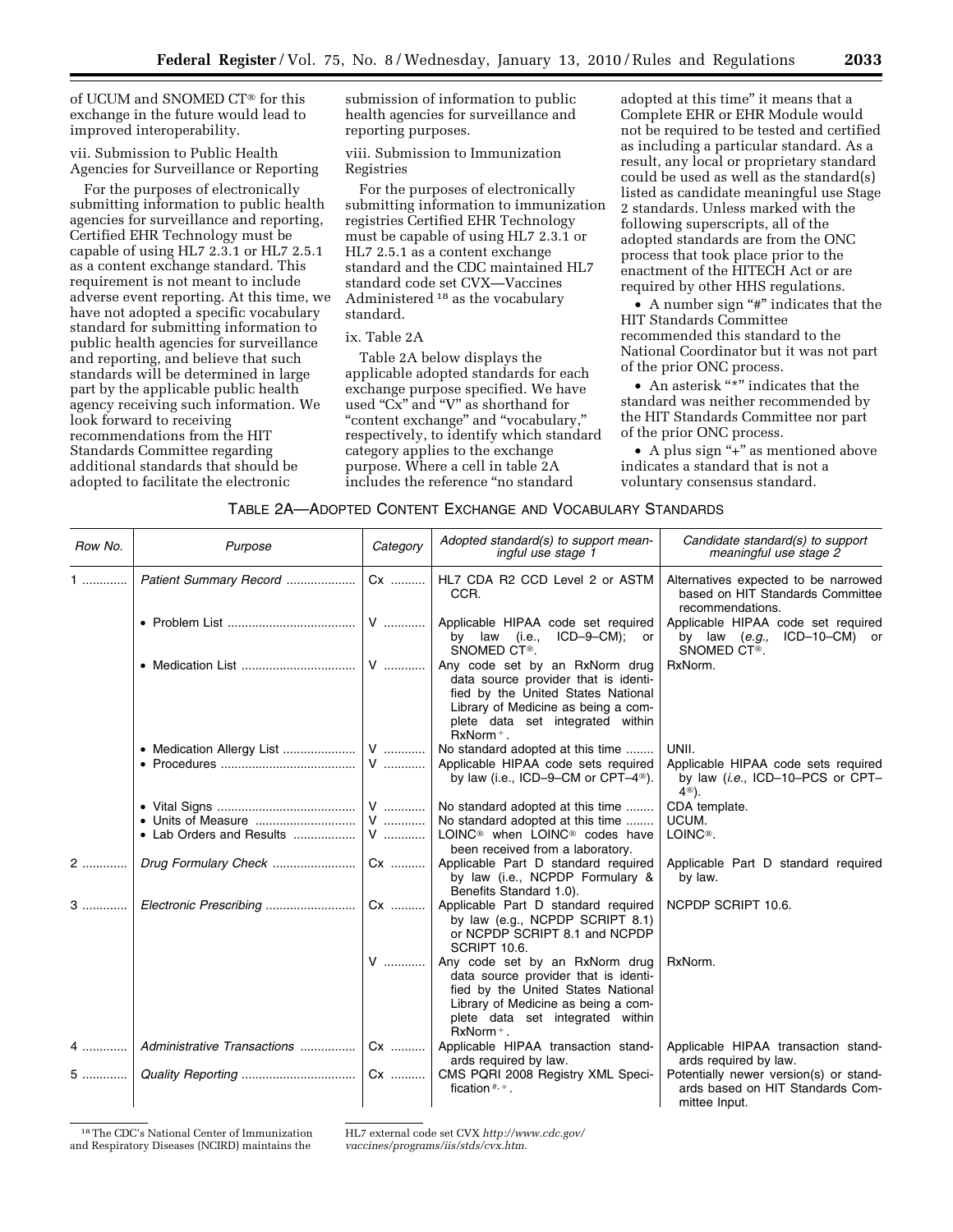of UCUM and SNOMED CT® for this exchange in the future would lead to improved interoperability.

vii. Submission to Public Health Agencies for Surveillance or Reporting

For the purposes of electronically submitting information to public health agencies for surveillance and reporting, Certified EHR Technology must be capable of using HL7 2.3.1 or HL7 2.5.1 as a content exchange standard. This requirement is not meant to include adverse event reporting. At this time, we have not adopted a specific vocabulary standard for submitting information to public health agencies for surveillance and reporting, and believe that such standards will be determined in large part by the applicable public health agency receiving such information. We look forward to receiving recommendations from the HIT Standards Committee regarding additional standards that should be adopted to facilitate the electronic submission of information to public health agencies for surveillance and reporting purposes.

viii. Submission to Immunization Registries

For the purposes of electronically submitting information to immunization registries Certified EHR Technology must be capable of using HL7 2.3.1 or HL7 2.5.1 as a content exchange standard and the CDC maintained HL7 standard code set CVX—Vaccines Administered [18] as the vocabulary standard.

ix. Table 2A

Table 2A below displays the applicable adopted standards for each exchange purpose specified. We have used "Cx" and "V" as shorthand for "content exchange" and "vocabulary," respectively, to identify which standard category applies to the exchange purpose. Where a cell in table 2A includes the reference "no standard adopted at this time" it means that a Complete EHR or EHR Module would not be required to be tested and certified as including a particular standard. As a result, any local or proprietary standard could be used as well as the standard(s) listed as candidate meaningful use Stage 2 standards. Unless marked with the following superscripts, all of the adopted standards are from the ONC process that took place prior to the enactment of the HITECH Act or are required by other HHS regulations.

- A number sign "#" indicates that the HIT Standards Committee recommended this standard to the National Coordinator but it was not part of the prior ONC process.
- An asterisk "*" indicates that the standard was neither recommended by the HIT Standards Committee nor part of the prior ONC process.
- A plus sign "+" as mentioned above indicates a standard that is not a voluntary consensus standard.

TABLE 2A—ADOPTED CONTENT EXCHANGE AND VOCABULARY STANDARDS

| Row No. | Purpose | Category | Adopted standard(s) to support meaningful use stage 1 | Candidate standard(s) to support meaningful use stage 2 |
|---|---|---|---|---|
| 1 | *Patient Summary Record* | Cx | HL7 CDA R2 CCD Level 2 or ASTM CCR. | Alternatives expected to be narrowed based on HIT Standards Committee recommendations. |
| | • Problem List | V | Applicable HIPAA code set required by law (i.e., ICD–9–CM); or SNOMED CT®. | Applicable HIPAA code set required by law (*e.g.,* ICD–10–CM) or SNOMED CT®. |
| | • Medication List | V | Any code set by an RxNorm drug data source provider that is identified by the United States National Library of Medicine as being a complete data set integrated within RxNorm +. | RxNorm. |
| | • Medication Allergy List | V | No standard adopted at this time | UNII. |
| | • Procedures | V | Applicable HIPAA code sets required by law (i.e., ICD–9–CM or CPT–4®). | Applicable HIPAA code sets required by law (*i.e.,* ICD–10–PCS or CPT–4®). |
| | • Vital Signs | V | No standard adopted at this time | CDA template. |
| | • Units of Measure | V | No standard adopted at this time | UCUM. |
| | • Lab Orders and Results | V | LOINC® when LOINC® codes have been received from a laboratory. | LOINC®. |
| 2 | *Drug Formulary Check* | Cx | Applicable Part D standard required by law (i.e., NCPDP Formulary & Benefits Standard 1.0). | Applicable Part D standard required by law. |
| 3 | *Electronic Prescribing* | Cx | Applicable Part D standard required by law (e.g., NCPDP SCRIPT 8.1) or NCPDP SCRIPT 8.1 and NCPDP SCRIPT 10.6. | NCPDP SCRIPT 10.6. |
| | | V | Any code set by an RxNorm drug data source provider that is identified by the United States National Library of Medicine as being a complete data set integrated within RxNorm +. | RxNorm. |
| 4 | *Administrative Transactions* | Cx | Applicable HIPAA transaction standards required by law. | Applicable HIPAA transaction standards required by law. |
| 5 | *Quality Reporting* | Cx | CMS PQRI 2008 Registry XML Specification #, +. | Potentially newer version(s) or standards based on HIT Standards Committee Input. |

[18] The CDC's National Center of Immunization and Respiratory Diseases (NCIRD) maintains the HL7 external code set CVX *http://www.cdc.gov/vaccines/programs/iis/stds/cvx.htm.*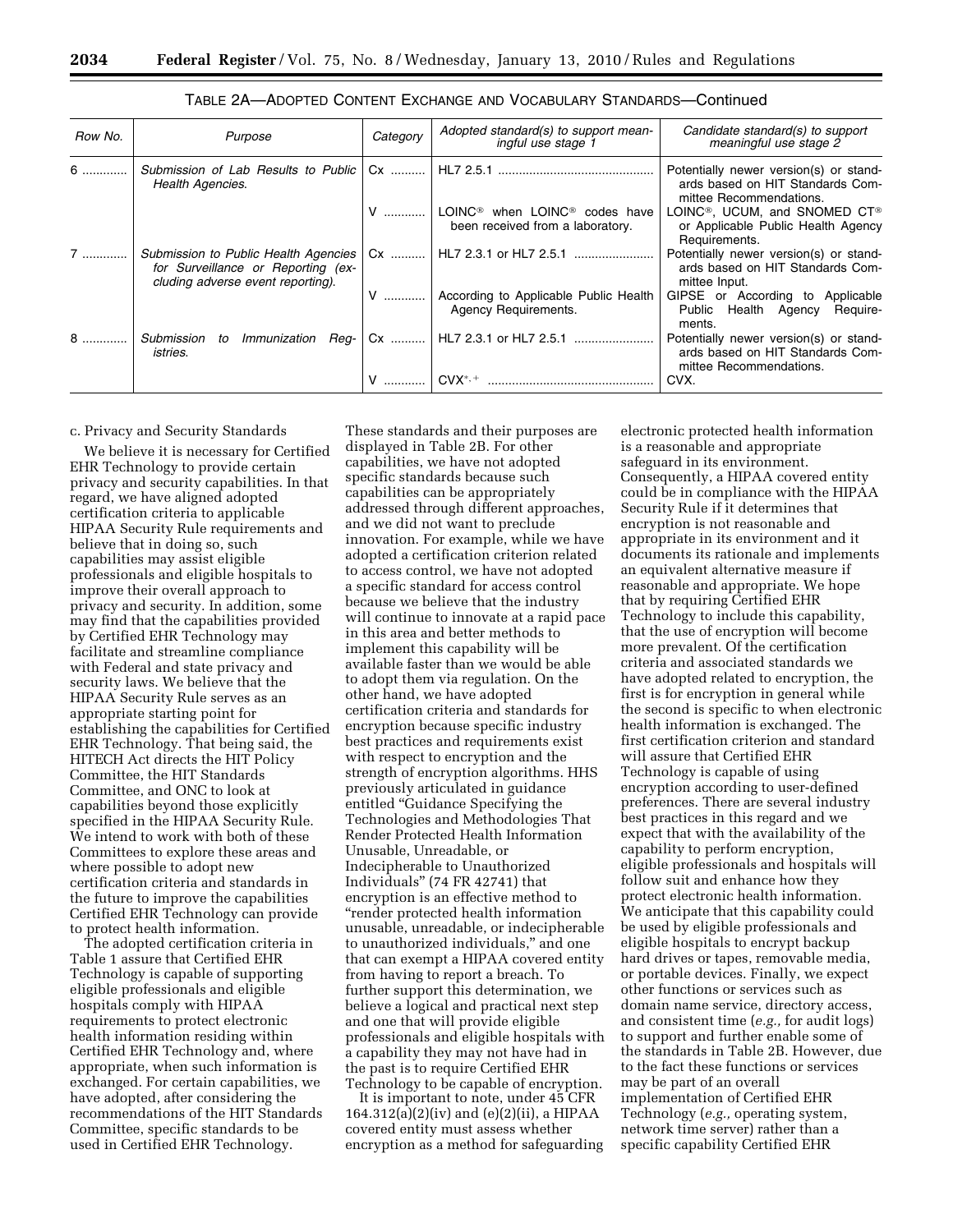TABLE 2A—ADOPTED CONTENT EXCHANGE AND VOCABULARY STANDARDS—Continued

| Row No. | Purpose | Category | Adopted standard(s) to support meaningful use stage 1 | Candidate standard(s) to support meaningful use stage 2 |
|---|---|---|---|---|
| 6 | *Submission of Lab Results to Public Health Agencies.* | Cx | HL7 2.5.1 | Potentially newer version(s) or standards based on HIT Standards Committee Recommendations. |
| | | V | LOINC® when LOINC® codes have been received from a laboratory. | LOINC®, UCUM, and SNOMED CT® or Applicable Public Health Agency Requirements. |
| 7 | *Submission to Public Health Agencies for Surveillance or Reporting (excluding adverse event reporting).* | Cx | HL7 2.3.1 or HL7 2.5.1 | Potentially newer version(s) or standards based on HIT Standards Committee Input. |
| | | V | According to Applicable Public Health Agency Requirements. | GIPSE or According to Applicable Public Health Agency Requirements. |
| 8 | *Submission to Immunization Registries.* | Cx | HL7 2.3.1 or HL7 2.5.1 | Potentially newer version(s) or standards based on HIT Standards Committee Recommendations. |
| | | V | CVX*, + | CVX. |

c. Privacy and Security Standards

We believe it is necessary for Certified EHR Technology to provide certain privacy and security capabilities. In that regard, we have aligned adopted certification criteria to applicable HIPAA Security Rule requirements and believe that in doing so, such capabilities may assist eligible professionals and eligible hospitals to improve their overall approach to privacy and security. In addition, some may find that the capabilities provided by Certified EHR Technology may facilitate and streamline compliance with Federal and state privacy and security laws. We believe that the HIPAA Security Rule serves as an appropriate starting point for establishing the capabilities for Certified EHR Technology. That being said, the HITECH Act directs the HIT Policy Committee, the HIT Standards Committee, and ONC to look at capabilities beyond those explicitly specified in the HIPAA Security Rule. We intend to work with both of these Committees to explore these areas and where possible to adopt new certification criteria and standards in the future to improve the capabilities Certified EHR Technology can provide to protect health information.

The adopted certification criteria in Table 1 assure that Certified EHR Technology is capable of supporting eligible professionals and eligible hospitals comply with HIPAA requirements to protect electronic health information residing within Certified EHR Technology and, where appropriate, when such information is exchanged. For certain capabilities, we have adopted, after considering the recommendations of the HIT Standards Committee, specific standards to be used in Certified EHR Technology. These standards and their purposes are displayed in Table 2B. For other capabilities, we have not adopted specific standards because such capabilities can be appropriately addressed through different approaches, and we did not want to preclude innovation. For example, while we have adopted a certification criterion related to access control, we have not adopted a specific standard for access control because we believe that the industry will continue to innovate at a rapid pace in this area and better methods to implement this capability will be available faster than we would be able to adopt them via regulation. On the other hand, we have adopted certification criteria and standards for encryption because specific industry best practices and requirements exist with respect to encryption and the strength of encryption algorithms. HHS previously articulated in guidance entitled "Guidance Specifying the Technologies and Methodologies That Render Protected Health Information Unusable, Unreadable, or Indecipherable to Unauthorized Individuals" (74 FR 42741) that encryption is an effective method to "render protected health information unusable, unreadable, or indecipherable to unauthorized individuals," and one that can exempt a HIPAA covered entity from having to report a breach. To further support this determination, we believe a logical and practical next step and one that will provide eligible professionals and eligible hospitals with a capability they may not have had in the past is to require Certified EHR Technology to be capable of encryption.

It is important to note, under 45 CFR 164.312(a)(2)(iv) and (e)(2)(ii), a HIPAA covered entity must assess whether encryption as a method for safeguarding electronic protected health information is a reasonable and appropriate safeguard in its environment. Consequently, a HIPAA covered entity could be in compliance with the HIPAA Security Rule if it determines that encryption is not reasonable and appropriate in its environment and it documents its rationale and implements an equivalent alternative measure if reasonable and appropriate. We hope that by requiring Certified EHR Technology to include this capability, that the use of encryption will become more prevalent. Of the certification criteria and associated standards we have adopted related to encryption, the first is for encryption in general while the second is specific to when electronic health information is exchanged. The first certification criterion and standard will assure that Certified EHR Technology is capable of using encryption according to user-defined preferences. There are several industry best practices in this regard and we expect that with the availability of the capability to perform encryption, eligible professionals and hospitals will follow suit and enhance how they protect electronic health information. We anticipate that this capability could be used by eligible professionals and eligible hospitals to encrypt backup hard drives or tapes, removable media, or portable devices. Finally, we expect other functions or services such as domain name service, directory access, and consistent time (*e.g.,* for audit logs) to support and further enable some of the standards in Table 2B. However, due to the fact these functions or services may be part of an overall implementation of Certified EHR Technology (*e.g.,* operating system, network time server) rather than a specific capability Certified EHR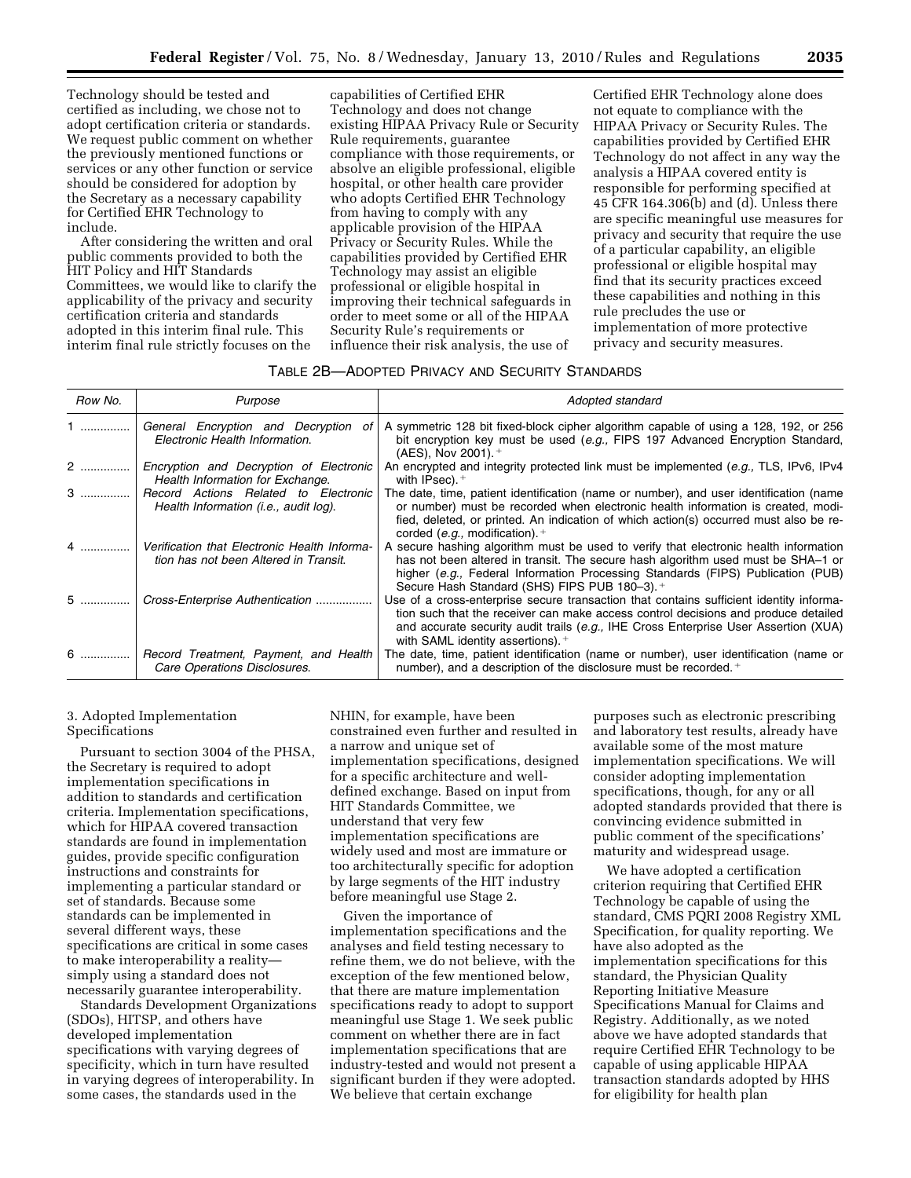Technology should be tested and certified as including, we chose not to adopt certification criteria or standards. We request public comment on whether the previously mentioned functions or services or any other function or service should be considered for adoption by the Secretary as a necessary capability for Certified EHR Technology to include.

After considering the written and oral public comments provided to both the HIT Policy and HIT Standards Committees, we would like to clarify the applicability of the privacy and security certification criteria and standards adopted in this interim final rule. This interim final rule strictly focuses on the capabilities of Certified EHR Technology and does not change existing HIPAA Privacy Rule or Security Rule requirements, guarantee compliance with those requirements, or absolve an eligible professional, eligible hospital, or other health care provider who adopts Certified EHR Technology from having to comply with any applicable provision of the HIPAA Privacy or Security Rules. While the capabilities provided by Certified EHR Technology may assist an eligible professional or eligible hospital in improving their technical safeguards in order to meet some or all of the HIPAA Security Rule's requirements or influence their risk analysis, the use of Certified EHR Technology alone does not equate to compliance with the HIPAA Privacy or Security Rules. The capabilities provided by Certified EHR Technology do not affect in any way the analysis a HIPAA covered entity is responsible for performing specified at 45 CFR 164.306(b) and (d). Unless there are specific meaningful use measures for privacy and security that require the use of a particular capability, an eligible professional or eligible hospital may find that its security practices exceed these capabilities and nothing in this rule precludes the use or implementation of more protective privacy and security measures.

TABLE 2B—ADOPTED PRIVACY AND SECURITY STANDARDS

| Row No. | Purpose | Adopted standard |
|---|---|---|
| 1 | *General Encryption and Decryption of Electronic Health Information.* | A symmetric 128 bit fixed-block cipher algorithm capable of using a 128, 192, or 256 bit encryption key must be used (*e.g.,* FIPS 197 Advanced Encryption Standard, (AES), Nov 2001). + |
| 2 | *Encryption and Decryption of Electronic Health Information for Exchange.* | An encrypted and integrity protected link must be implemented (*e.g.,* TLS, IPv6, IPv4 with IPsec). + |
| 3 | *Record Actions Related to Electronic Health Information (i.e., audit log).* | The date, time, patient identification (name or number), and user identification (name or number) must be recorded when electronic health information is created, modified, deleted, or printed. An indication of which action(s) occurred must also be recorded (*e.g.,* modification). + |
| 4 | *Verification that Electronic Health Information has not been Altered in Transit.* | A secure hashing algorithm must be used to verify that electronic health information has not been altered in transit. The secure hash algorithm used must be SHA–1 or higher (*e.g.,* Federal Information Processing Standards (FIPS) Publication (PUB) Secure Hash Standard (SHS) FIPS PUB 180–3). + |
| 5 | *Cross-Enterprise Authentication* | Use of a cross-enterprise secure transaction that contains sufficient identity information such that the receiver can make access control decisions and produce detailed and accurate security audit trails (*e.g.,* IHE Cross Enterprise User Assertion (XUA) with SAML identity assertions). + |
| 6 | *Record Treatment, Payment, and Health Care Operations Disclosures.* | The date, time, patient identification (name or number), user identification (name or number), and a description of the disclosure must be recorded. + |

3. Adopted Implementation Specifications

Pursuant to section 3004 of the PHSA, the Secretary is required to adopt implementation specifications in addition to standards and certification criteria. Implementation specifications, which for HIPAA covered transaction standards are found in implementation guides, provide specific configuration instructions and constraints for implementing a particular standard or set of standards. Because some standards can be implemented in several different ways, these specifications are critical in some cases to make interoperability a reality—simply using a standard does not necessarily guarantee interoperability.

Standards Development Organizations (SDOs), HITSP, and others have developed implementation specifications with varying degrees of specificity, which in turn have resulted in varying degrees of interoperability. In some cases, the standards used in the NHIN, for example, have been constrained even further and resulted in a narrow and unique set of implementation specifications, designed for a specific architecture and well-defined exchange. Based on input from HIT Standards Committee, we understand that very few implementation specifications are widely used and most are immature or too architecturally specific for adoption by large segments of the HIT industry before meaningful use Stage 2.

Given the importance of implementation specifications and the analyses and field testing necessary to refine them, we do not believe, with the exception of the few mentioned below, that there are mature implementation specifications ready to adopt to support meaningful use Stage 1. We seek public comment on whether there are in fact implementation specifications that are industry-tested and would not present a significant burden if they were adopted. We believe that certain exchange purposes such as electronic prescribing and laboratory test results, already have available some of the most mature implementation specifications. We will consider adopting implementation specifications, though, for any or all adopted standards provided that there is convincing evidence submitted in public comment of the specifications' maturity and widespread usage.

We have adopted a certification criterion requiring that Certified EHR Technology be capable of using the standard, CMS PQRI 2008 Registry XML Specification, for quality reporting. We have also adopted as the implementation specifications for this standard, the Physician Quality Reporting Initiative Measure Specifications Manual for Claims and Registry. Additionally, as we noted above we have adopted standards that require Certified EHR Technology to be capable of using applicable HIPAA transaction standards adopted by HHS for eligibility for health plan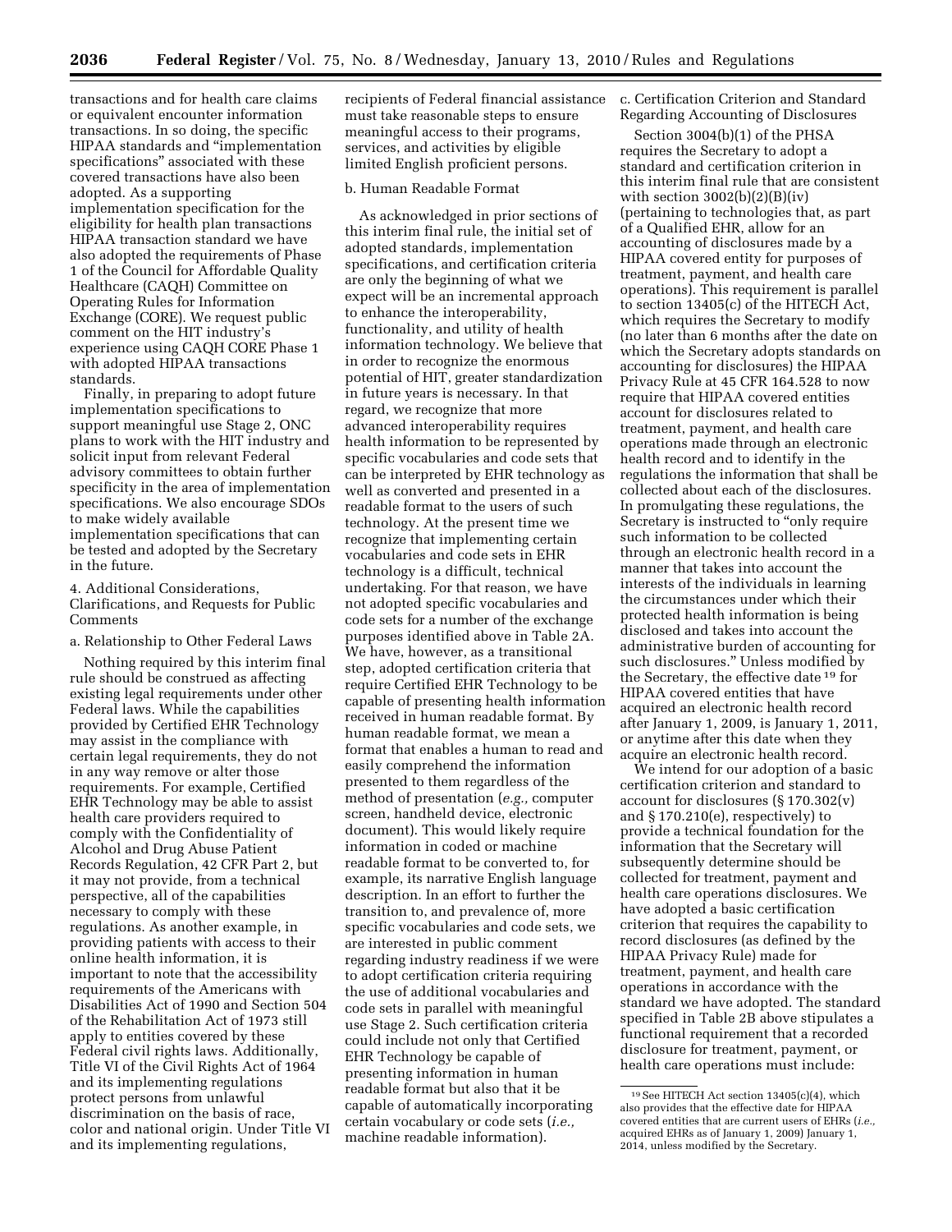transactions and for health care claims or equivalent encounter information transactions. In so doing, the specific HIPAA standards and "implementation specifications" associated with these covered transactions have also been adopted. As a supporting implementation specification for the eligibility for health plan transactions HIPAA transaction standard we have also adopted the requirements of Phase 1 of the Council for Affordable Quality Healthcare (CAQH) Committee on Operating Rules for Information Exchange (CORE). We request public comment on the HIT industry's experience using CAQH CORE Phase 1 with adopted HIPAA transactions standards.

Finally, in preparing to adopt future implementation specifications to support meaningful use Stage 2, ONC plans to work with the HIT industry and solicit input from relevant Federal advisory committees to obtain further specificity in the area of implementation specifications. We also encourage SDOs to make widely available implementation specifications that can be tested and adopted by the Secretary in the future.

### 4. Additional Considerations, Clarifications, and Requests for Public Comments

#### a. Relationship to Other Federal Laws

Nothing required by this interim final rule should be construed as affecting existing legal requirements under other Federal laws. While the capabilities provided by Certified EHR Technology may assist in the compliance with certain legal requirements, they do not in any way remove or alter those requirements. For example, Certified EHR Technology may be able to assist health care providers required to comply with the Confidentiality of Alcohol and Drug Abuse Patient Records Regulation, 42 CFR Part 2, but it may not provide, from a technical perspective, all of the capabilities necessary to comply with these regulations. As another example, in providing patients with access to their online health information, it is important to note that the accessibility requirements of the Americans with Disabilities Act of 1990 and Section 504 of the Rehabilitation Act of 1973 still apply to entities covered by these Federal civil rights laws. Additionally, Title VI of the Civil Rights Act of 1964 and its implementing regulations protect persons from unlawful discrimination on the basis of race, color and national origin. Under Title VI and its implementing regulations, recipients of Federal financial assistance must take reasonable steps to ensure meaningful access to their programs, services, and activities by eligible limited English proficient persons.

#### b. Human Readable Format

As acknowledged in prior sections of this interim final rule, the initial set of adopted standards, implementation specifications, and certification criteria are only the beginning of what we expect will be an incremental approach to enhance the interoperability, functionality, and utility of health information technology. We believe that in order to recognize the enormous potential of HIT, greater standardization in future years is necessary. In that regard, we recognize that more advanced interoperability requires health information to be represented by specific vocabularies and code sets that can be interpreted by EHR technology as well as converted and presented in a readable format to the users of such technology. At the present time we recognize that implementing certain vocabularies and code sets in EHR technology is a difficult, technical undertaking. For that reason, we have not adopted specific vocabularies and code sets for a number of the exchange purposes identified above in Table 2A. We have, however, as a transitional step, adopted certification criteria that require Certified EHR Technology to be capable of presenting health information received in human readable format. By human readable format, we mean a format that enables a human to read and easily comprehend the information presented to them regardless of the method of presentation (*e.g.,* computer screen, handheld device, electronic document). This would likely require information in coded or machine readable format to be converted to, for example, its narrative English language description. In an effort to further the transition to, and prevalence of, more specific vocabularies and code sets, we are interested in public comment regarding industry readiness if we were to adopt certification criteria requiring the use of additional vocabularies and code sets in parallel with meaningful use Stage 2. Such certification criteria could include not only that Certified EHR Technology be capable of presenting information in human readable format but also that it be capable of automatically incorporating certain vocabulary or code sets (*i.e.,* machine readable information).

#### c. Certification Criterion and Standard Regarding Accounting of Disclosures

Section 3004(b)(1) of the PHSA requires the Secretary to adopt a standard and certification criterion in this interim final rule that are consistent with section 3002(b)(2)(B)(iv) (pertaining to technologies that, as part of a Qualified EHR, allow for an accounting of disclosures made by a HIPAA covered entity for purposes of treatment, payment, and health care operations). This requirement is parallel to section 13405(c) of the HITECH Act, which requires the Secretary to modify (no later than 6 months after the date on which the Secretary adopts standards on accounting for disclosures) the HIPAA Privacy Rule at 45 CFR 164.528 to now require that HIPAA covered entities account for disclosures related to treatment, payment, and health care operations made through an electronic health record and to identify in the regulations the information that shall be collected about each of the disclosures. In promulgating these regulations, the Secretary is instructed to "only require such information to be collected through an electronic health record in a manner that takes into account the interests of the individuals in learning the circumstances under which their protected health information is being disclosed and takes into account the administrative burden of accounting for such disclosures." Unless modified by the Secretary, the effective date [19] for HIPAA covered entities that have acquired an electronic health record after January 1, 2009, is January 1, 2011, or anytime after this date when they acquire an electronic health record.

We intend for our adoption of a basic certification criterion and standard to account for disclosures (§ 170.302(v) and § 170.210(e), respectively) to provide a technical foundation for the information that the Secretary will subsequently determine should be collected for treatment, payment and health care operations disclosures. We have adopted a basic certification criterion that requires the capability to record disclosures (as defined by the HIPAA Privacy Rule) made for treatment, payment, and health care operations in accordance with the standard we have adopted. The standard specified in Table 2B above stipulates a functional requirement that a recorded disclosure for treatment, payment, or health care operations must include:

---

[19] See HITECH Act section 13405(c)(4), which also provides that the effective date for HIPAA covered entities that are current users of EHRs (*i.e.,* acquired EHRs as of January 1, 2009) January 1, 2014, unless modified by the Secretary.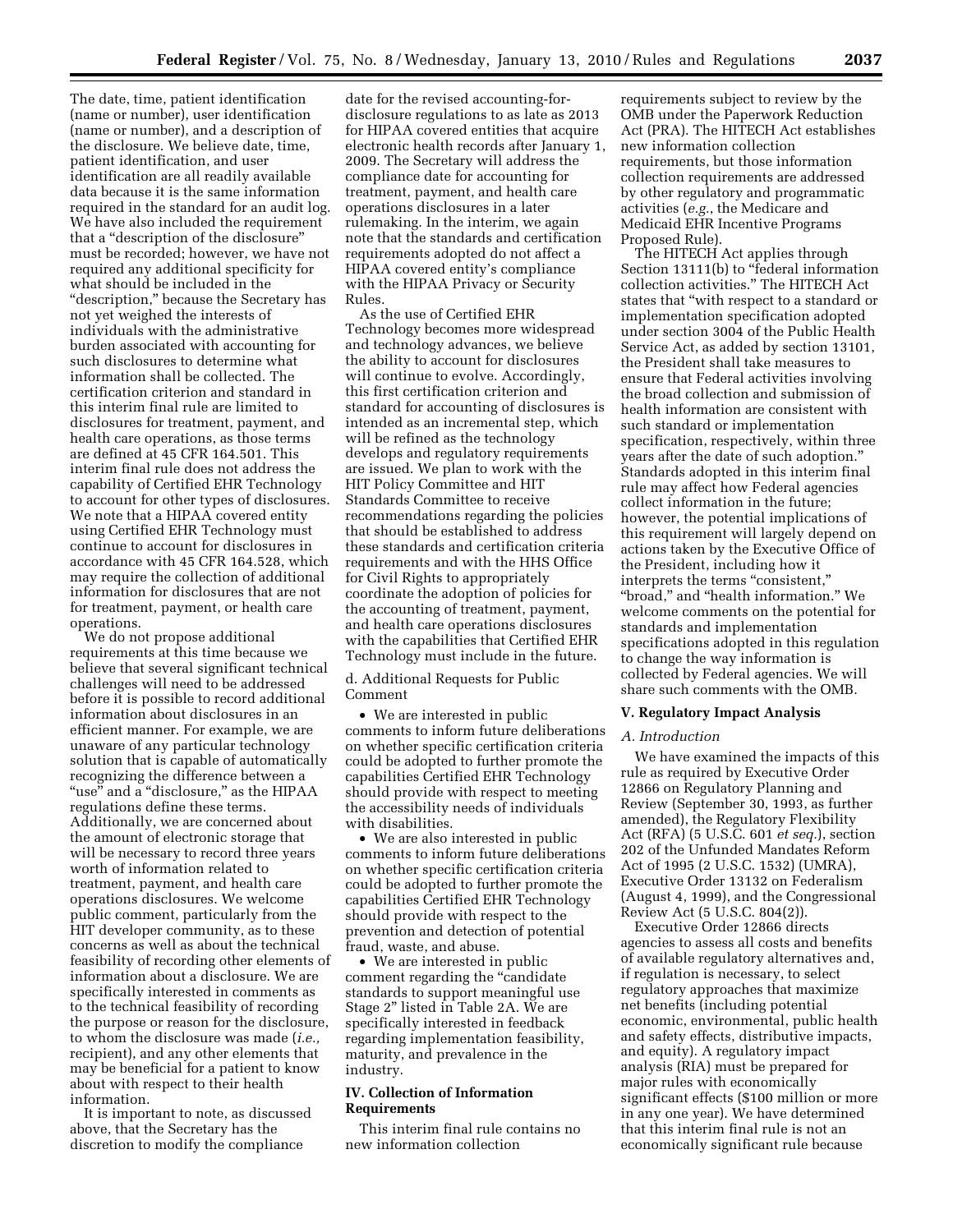The date, time, patient identification (name or number), user identification (name or number), and a description of the disclosure. We believe date, time, patient identification, and user identification are all readily available data because it is the same information required in the standard for an audit log. We have also included the requirement that a "description of the disclosure" must be recorded; however, we have not required any additional specificity for what should be included in the "description," because the Secretary has not yet weighed the interests of individuals with the administrative burden associated with accounting for such disclosures to determine what information shall be collected. The certification criterion and standard in this interim final rule are limited to disclosures for treatment, payment, and health care operations, as those terms are defined at 45 CFR 164.501. This interim final rule does not address the capability of Certified EHR Technology to account for other types of disclosures. We note that a HIPAA covered entity using Certified EHR Technology must continue to account for disclosures in accordance with 45 CFR 164.528, which may require the collection of additional information for disclosures that are not for treatment, payment, or health care operations.

We do not propose additional requirements at this time because we believe that several significant technical challenges will need to be addressed before it is possible to record additional information about disclosures in an efficient manner. For example, we are unaware of any particular technology solution that is capable of automatically recognizing the difference between a "use" and a "disclosure," as the HIPAA regulations define these terms. Additionally, we are concerned about the amount of electronic storage that will be necessary to record three years worth of information related to treatment, payment, and health care operations disclosures. We welcome public comment, particularly from the HIT developer community, as to these concerns as well as about the technical feasibility of recording other elements of information about a disclosure. We are specifically interested in comments as to the technical feasibility of recording the purpose or reason for the disclosure, to whom the disclosure was made (*i.e.,* recipient), and any other elements that may be beneficial for a patient to know about with respect to their health information.

It is important to note, as discussed above, that the Secretary has the discretion to modify the compliance date for the revised accounting-for-disclosure regulations to as late as 2013 for HIPAA covered entities that acquire electronic health records after January 1, 2009. The Secretary will address the compliance date for accounting for treatment, payment, and health care operations disclosures in a later rulemaking. In the interim, we again note that the standards and certification requirements adopted do not affect a HIPAA covered entity's compliance with the HIPAA Privacy or Security Rules.

As the use of Certified EHR Technology becomes more widespread and technology advances, we believe the ability to account for disclosures will continue to evolve. Accordingly, this first certification criterion and standard for accounting of disclosures is intended as an incremental step, which will be refined as the technology develops and regulatory requirements are issued. We plan to work with the HIT Policy Committee and HIT Standards Committee to receive recommendations regarding the policies that should be established to address these standards and certification criteria requirements and with the HHS Office for Civil Rights to appropriately coordinate the adoption of policies for the accounting of treatment, payment, and health care operations disclosures with the capabilities that Certified EHR Technology must include in the future.

d. Additional Requests for Public Comment

- We are interested in public comments to inform future deliberations on whether specific certification criteria could be adopted to further promote the capabilities Certified EHR Technology should provide with respect to meeting the accessibility needs of individuals with disabilities.
- We are also interested in public comments to inform future deliberations on whether specific certification criteria could be adopted to further promote the capabilities Certified EHR Technology should provide with respect to the prevention and detection of potential fraud, waste, and abuse.
- We are interested in public comment regarding the "candidate standards to support meaningful use Stage 2" listed in Table 2A. We are specifically interested in feedback regarding implementation feasibility, maturity, and prevalence in the industry.

## IV. Collection of Information Requirements

This interim final rule contains no new information collection requirements subject to review by the OMB under the Paperwork Reduction Act (PRA). The HITECH Act establishes new information collection requirements, but those information collection requirements are addressed by other regulatory and programmatic activities (*e.g.*, the Medicare and Medicaid EHR Incentive Programs Proposed Rule).

The HITECH Act applies through Section 13111(b) to "federal information collection activities." The HITECH Act states that "with respect to a standard or implementation specification adopted under section 3004 of the Public Health Service Act, as added by section 13101, the President shall take measures to ensure that Federal activities involving the broad collection and submission of health information are consistent with such standard or implementation specification, respectively, within three years after the date of such adoption." Standards adopted in this interim final rule may affect how Federal agencies collect information in the future; however, the potential implications of this requirement will largely depend on actions taken by the Executive Office of the President, including how it interprets the terms "consistent," "broad," and "health information." We welcome comments on the potential for standards and implementation specifications adopted in this regulation to change the way information is collected by Federal agencies. We will share such comments with the OMB.

## V. Regulatory Impact Analysis

### *A. Introduction*

We have examined the impacts of this rule as required by Executive Order 12866 on Regulatory Planning and Review (September 30, 1993, as further amended), the Regulatory Flexibility Act (RFA) (5 U.S.C. 601 *et seq.*), section 202 of the Unfunded Mandates Reform Act of 1995 (2 U.S.C. 1532) (UMRA), Executive Order 13132 on Federalism (August 4, 1999), and the Congressional Review Act (5 U.S.C. 804(2)).

Executive Order 12866 directs agencies to assess all costs and benefits of available regulatory alternatives and, if regulation is necessary, to select regulatory approaches that maximize net benefits (including potential economic, environmental, public health and safety effects, distributive impacts, and equity). A regulatory impact analysis (RIA) must be prepared for major rules with economically significant effects ($100 million or more in any one year). We have determined that this interim final rule is not an economically significant rule because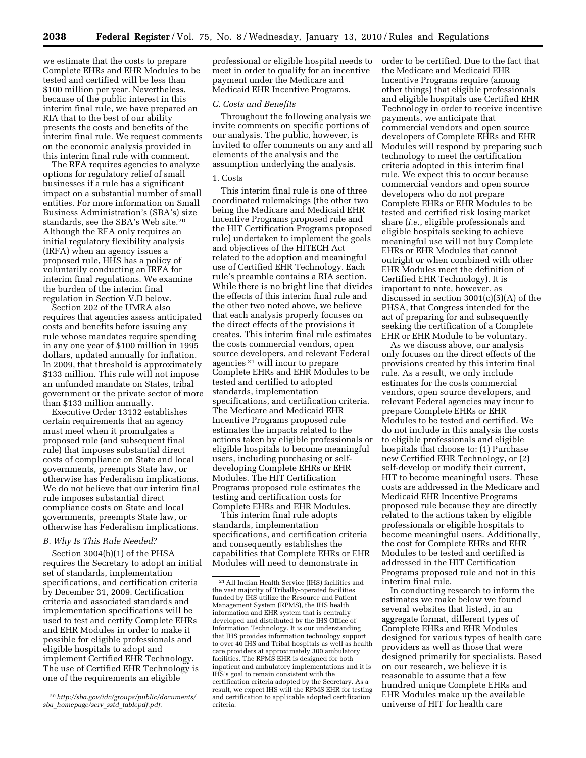we estimate that the costs to prepare Complete EHRs and EHR Modules to be tested and certified will be less than $100 million per year. Nevertheless, because of the public interest in this interim final rule, we have prepared an RIA that to the best of our ability presents the costs and benefits of the interim final rule. We request comments on the economic analysis provided in this interim final rule with comment.

The RFA requires agencies to analyze options for regulatory relief of small businesses if a rule has a significant impact on a substantial number of small entities. For more information on Small Business Administration's (SBA's) size standards, see the SBA's Web site.[20] Although the RFA only requires an initial regulatory flexibility analysis (IRFA) when an agency issues a proposed rule, HHS has a policy of voluntarily conducting an IRFA for interim final regulations. We examine the burden of the interim final regulation in Section V.D below.

Section 202 of the UMRA also requires that agencies assess anticipated costs and benefits before issuing any rule whose mandates require spending in any one year of $100 million in 1995 dollars, updated annually for inflation. In 2009, that threshold is approximately $133 million. This rule will not impose an unfunded mandate on States, tribal government or the private sector of more than $133 million annually.

Executive Order 13132 establishes certain requirements that an agency must meet when it promulgates a proposed rule (and subsequent final rule) that imposes substantial direct costs of compliance on State and local governments, preempts State law, or otherwise has Federalism implications. We do not believe that our interim final rule imposes substantial direct compliance costs on State and local governments, preempts State law, or otherwise has Federalism implications.

### B. Why Is This Rule Needed?

Section 3004(b)(1) of the PHSA requires the Secretary to adopt an initial set of standards, implementation specifications, and certification criteria by December 31, 2009. Certification criteria and associated standards and implementation specifications will be used to test and certify Complete EHRs and EHR Modules in order to make it possible for eligible professionals and eligible hospitals to adopt and implement Certified EHR Technology. The use of Certified EHR Technology is one of the requirements an eligible professional or eligible hospital needs to meet in order to qualify for an incentive payment under the Medicare and Medicaid EHR Incentive Programs.

### C. Costs and Benefits

Throughout the following analysis we invite comments on specific portions of our analysis. The public, however, is invited to offer comments on any and all elements of the analysis and the assumption underlying the analysis.

#### 1. Costs

This interim final rule is one of three coordinated rulemakings (the other two being the Medicare and Medicaid EHR Incentive Programs proposed rule and the HIT Certification Programs proposed rule) undertaken to implement the goals and objectives of the HITECH Act related to the adoption and meaningful use of Certified EHR Technology. Each rule's preamble contains a RIA section. While there is no bright line that divides the effects of this interim final rule and the other two noted above, we believe that each analysis properly focuses on the direct effects of the provisions it creates. This interim final rule estimates the costs commercial vendors, open source developers, and relevant Federal agencies[21] will incur to prepare Complete EHRs and EHR Modules to be tested and certified to adopted standards, implementation specifications, and certification criteria. The Medicare and Medicaid EHR Incentive Programs proposed rule estimates the impacts related to the actions taken by eligible professionals or eligible hospitals to become meaningful users, including purchasing or self-developing Complete EHRs or EHR Modules. The HIT Certification Programs proposed rule estimates the testing and certification costs for Complete EHRs and EHR Modules.

This interim final rule adopts standards, implementation specifications, and certification criteria and consequently establishes the capabilities that Complete EHRs or EHR Modules will need to demonstrate in order to be certified. Due to the fact that the Medicare and Medicaid EHR Incentive Programs require (among other things) that eligible professionals and eligible hospitals use Certified EHR Technology in order to receive incentive payments, we anticipate that commercial vendors and open source developers of Complete EHRs and EHR Modules will respond by preparing such technology to meet the certification criteria adopted in this interim final rule. We expect this to occur because commercial vendors and open source developers who do not prepare Complete EHRs or EHR Modules to be tested and certified risk losing market share (*i.e.*, eligible professionals and eligible hospitals seeking to achieve meaningful use will not buy Complete EHRs or EHR Modules that cannot outright or when combined with other EHR Modules meet the definition of Certified EHR Technology). It is important to note, however, as discussed in section 3001(c)(5)(A) of the PHSA, that Congress intended for the act of preparing for and subsequently seeking the certification of a Complete EHR or EHR Module to be voluntary.

As we discuss above, our analysis only focuses on the direct effects of the provisions created by this interim final rule. As a result, we only include estimates for the costs commercial vendors, open source developers, and relevant Federal agencies may incur to prepare Complete EHRs or EHR Modules to be tested and certified. We do not include in this analysis the costs to eligible professionals and eligible hospitals that choose to: (1) Purchase new Certified EHR Technology, or (2) self-develop or modify their current, HIT to become meaningful users. These costs are addressed in the Medicare and Medicaid EHR Incentive Programs proposed rule because they are directly related to the actions taken by eligible professionals or eligible hospitals to become meaningful users. Additionally, the cost for Complete EHRs and EHR Modules to be tested and certified is addressed in the HIT Certification Programs proposed rule and not in this interim final rule.

In conducting research to inform the estimates we make below we found several websites that listed, in an aggregate format, different types of Complete EHRs and EHR Modules designed for various types of health care providers as well as those that were designed primarily for specialists. Based on our research, we believe it is reasonable to assume that a few hundred unique Complete EHRs and EHR Modules make up the available universe of HIT for health care

---

[20] *http://sba.gov/idc/groups/public/documents/sba_homepage/serv_sstd_tablepdf.pdf.*

[21] All Indian Health Service (IHS) facilities and the vast majority of Tribally-operated facilities funded by IHS utilize the Resource and Patient Management System (RPMS), the IHS health information and EHR system that is centrally developed and distributed by the IHS Office of Information Technology. It is our understanding that IHS provides information technology support to over 40 IHS and Tribal hospitals as well as health care providers at approximately 300 ambulatory facilities. The RPMS EHR is designed for both inpatient and ambulatory implementations and it is IHS's goal to remain consistent with the certification criteria adopted by the Secretary. As a result, we expect IHS will the RPMS EHR for testing and certification to applicable adopted certification criteria.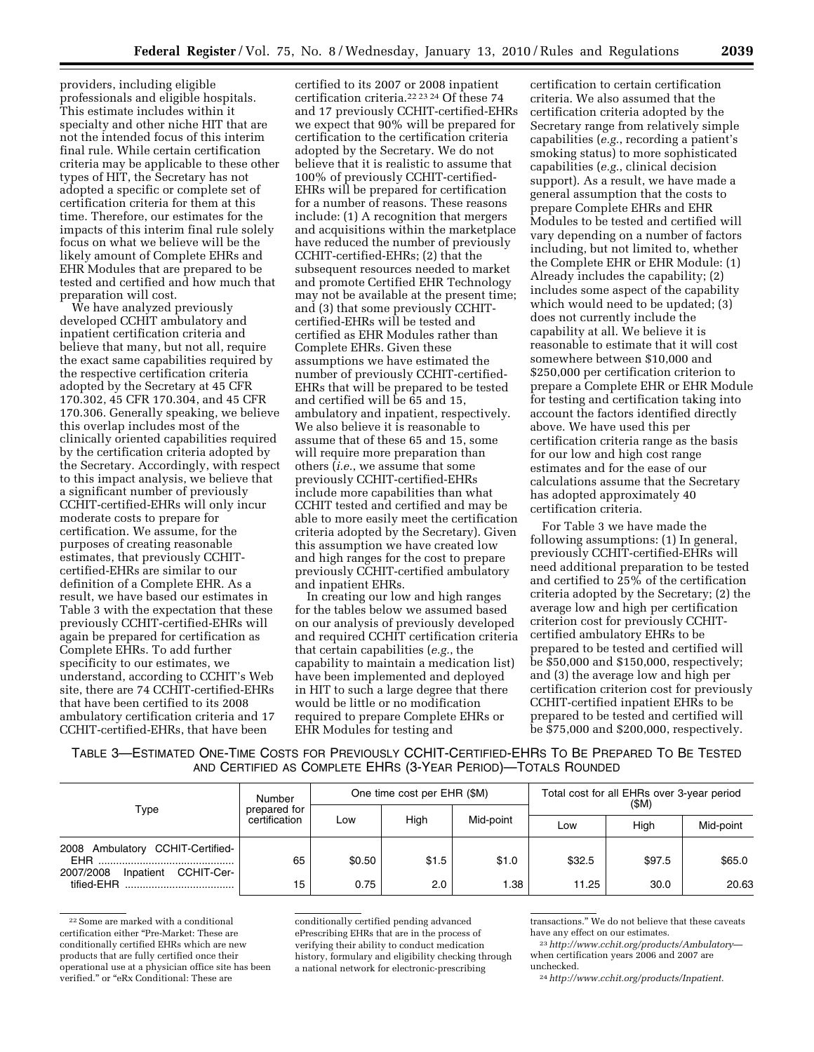providers, including eligible professionals and eligible hospitals. This estimate includes within it specialty and other niche HIT that are not the intended focus of this interim final rule. While certain certification criteria may be applicable to these other types of HIT, the Secretary has not adopted a specific or complete set of certification criteria for them at this time. Therefore, our estimates for the impacts of this interim final rule solely focus on what we believe will be the likely amount of Complete EHRs and EHR Modules that are prepared to be tested and certified and how much that preparation will cost.

We have analyzed previously developed CCHIT ambulatory and inpatient certification criteria and believe that many, but not all, require the exact same capabilities required by the respective certification criteria adopted by the Secretary at 45 CFR 170.302, 45 CFR 170.304, and 45 CFR 170.306. Generally speaking, we believe this overlap includes most of the clinically oriented capabilities required by the certification criteria adopted by the Secretary. Accordingly, with respect to this impact analysis, we believe that a significant number of previously CCHIT-certified-EHRs will only incur moderate costs to prepare for certification. We assume, for the purposes of creating reasonable estimates, that previously CCHIT-certified-EHRs are similar to our definition of a Complete EHR. As a result, we have based our estimates in Table 3 with the expectation that these previously CCHIT-certified-EHRs will again be prepared for certification as Complete EHRs. To add further specificity to our estimates, we understand, according to CCHIT's Web site, there are 74 CCHIT-certified-EHRs that have been certified to its 2008 ambulatory certification criteria and 17 CCHIT-certified-EHRs, that have been certified to its 2007 or 2008 inpatient certification criteria.[22 23 24] Of these 74 and 17 previously CCHIT-certified-EHRs we expect that 90% will be prepared for certification to the certification criteria adopted by the Secretary. We do not believe that it is realistic to assume that 100% of previously CCHIT-certified-EHRs will be prepared for certification for a number of reasons. These reasons include: (1) A recognition that mergers and acquisitions within the marketplace have reduced the number of previously CCHIT-certified-EHRs; (2) that the subsequent resources needed to market and promote Certified EHR Technology may not be available at the present time; and (3) that some previously CCHIT-certified-EHRs will be tested and certified as EHR Modules rather than Complete EHRs. Given these assumptions we have estimated the number of previously CCHIT-certified-EHRs that will be prepared to be tested and certified will be 65 and 15, ambulatory and inpatient, respectively. We also believe it is reasonable to assume that of these 65 and 15, some will require more preparation than others (*i.e.*, we assume that some previously CCHIT-certified-EHRs include more capabilities than what CCHIT tested and certified and may be able to more easily meet the certification criteria adopted by the Secretary). Given this assumption we have created low and high ranges for the cost to prepare previously CCHIT-certified ambulatory and inpatient EHRs.

In creating our low and high ranges for the tables below we assumed based on our analysis of previously developed and required CCHIT certification criteria that certain capabilities (*e.g.*, the capability to maintain a medication list) have been implemented and deployed in HIT to such a large degree that there would be little or no modification required to prepare Complete EHRs or EHR Modules for testing and certification to certain certification criteria. We also assumed that the certification criteria adopted by the Secretary range from relatively simple capabilities (*e.g.*, recording a patient's smoking status) to more sophisticated capabilities (*e.g.*, clinical decision support). As a result, we have made a general assumption that the costs to prepare Complete EHRs and EHR Modules to be tested and certified will vary depending on a number of factors including, but not limited to, whether the Complete EHR or EHR Module: (1) Already includes the capability; (2) includes some aspect of the capability which would need to be updated; (3) does not currently include the capability at all. We believe it is reasonable to estimate that it will cost somewhere between $10,000 and $250,000 per certification criterion to prepare a Complete EHR or EHR Module for testing and certification taking into account the factors identified directly above. We have used this per certification criteria range as the basis for our low and high cost range estimates and for the ease of our calculations assume that the Secretary has adopted approximately 40 certification criteria.

For Table 3 we have made the following assumptions: (1) In general, previously CCHIT-certified-EHRs will need additional preparation to be tested and certified to 25% of the certification criteria adopted by the Secretary; (2) the average low and high per certification criterion cost for previously CCHIT-certified ambulatory EHRs to be prepared to be tested and certified will be $50,000 and $150,000, respectively; and (3) the average low and high per certification criterion cost for previously CCHIT-certified inpatient EHRs to be prepared to be tested and certified will be $75,000 and $200,000, respectively.

TABLE 3—ESTIMATED ONE-TIME COSTS FOR PREVIOUSLY CCHIT-CERTIFIED-EHRS TO BE PREPARED TO BE TESTED AND CERTIFIED AS COMPLETE EHRS (3-YEAR PERIOD)—TOTALS ROUNDED

| Type | Number prepared for certification | One time cost per EHR ($M) | | | Total cost for all EHRs over 3-year period ($M) | | |
|---|---|---|---|---|---|---|---|
| | | Low | High | Mid-point | Low | High | Mid-point |
| 2008 Ambulatory CCHIT-Certified-EHR | 65 | $0.50 | $1.5 | $1.0 | $32.5 | $97.5 | $65.0 |
| 2007/2008 Inpatient CCHIT-Certified-EHR | 15 | 0.75 | 2.0 | 1.38 | 11.25 | 30.0 | 20.63 |

[22] Some are marked with a conditional certification either "Pre-Market: These are conditionally certified EHRs which are new products that are fully certified once their operational use at a physician office site has been verified." or "eRx Conditional: These are conditionally certified pending advanced ePrescribing EHRs that are in the process of verifying their ability to conduct medication history, formulary and eligibility checking through a national network for electronic-prescribing transactions." We do not believe that these caveats have any effect on our estimates.

[23] *http://www.cchit.org/products/Ambulatory*—when certification years 2006 and 2007 are unchecked.

[24] *http://www.cchit.org/products/Inpatient.*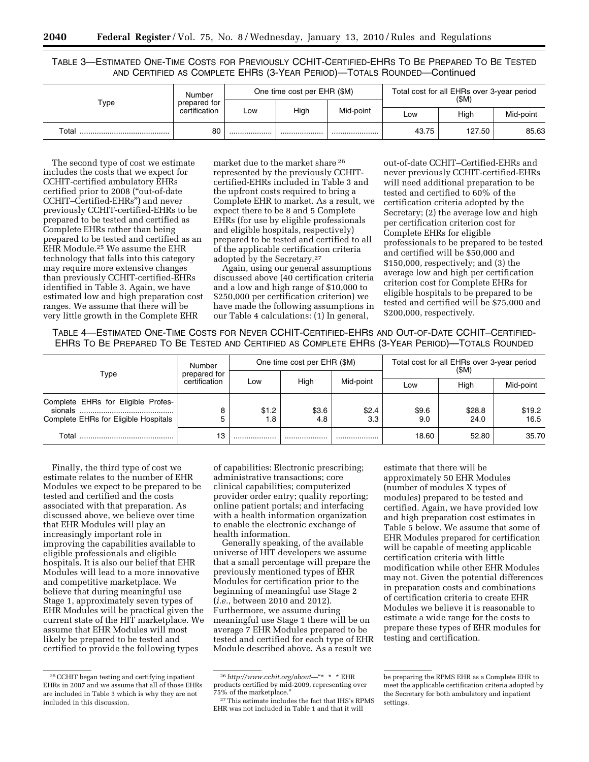TABLE 3—ESTIMATED ONE-TIME COSTS FOR PREVIOUSLY CCHIT-CERTIFIED-EHRS TO BE PREPARED TO BE TESTED AND CERTIFIED AS COMPLETE EHRS (3-YEAR PERIOD)—TOTALS ROUNDED—Continued

| Type | Number prepared for certification | One time cost per EHR ($M) | | | Total cost for all EHRs over 3-year period ($M) | | |
|---|---|---|---|---|---|---|---|
| | | Low | High | Mid-point | Low | High | Mid-point |
| Total | 80 | | | | 43.75 | 127.50 | 85.63 |

The second type of cost we estimate includes the costs that we expect for CCHIT-certified ambulatory EHRs certified prior to 2008 ("out-of-date CCHIT–Certified-EHRs") and never previously CCHIT-certified-EHRs to be prepared to be tested and certified as Complete EHRs rather than being prepared to be tested and certified as an EHR Module.[25] We assume the EHR technology that falls into this category may require more extensive changes than previously CCHIT-certified-EHRs identified in Table 3. Again, we have estimated low and high preparation cost ranges. We assume that there will be very little growth in the Complete EHR market due to the market share[26] represented by the previously CCHIT-certified-EHRs included in Table 3 and the upfront costs required to bring a Complete EHR to market. As a result, we expect there to be 8 and 5 Complete EHRs (for use by eligible professionals and eligible hospitals, respectively) prepared to be tested and certified to all of the applicable certification criteria adopted by the Secretary.[27]

Again, using our general assumptions discussed above (40 certification criteria and a low and high range of $10,000 to $250,000 per certification criterion) we have made the following assumptions in our Table 4 calculations: (1) In general, out-of-date CCHIT–Certified-EHRs and never previously CCHIT-certified-EHRs will need additional preparation to be tested and certified to 60% of the certification criteria adopted by the Secretary; (2) the average low and high per certification criterion cost for Complete EHRs for eligible professionals to be prepared to be tested and certified will be $50,000 and $150,000, respectively; and (3) the average low and high per certification criterion cost for Complete EHRs for eligible hospitals to be prepared to be tested and certified will be $75,000 and $200,000, respectively.

TABLE 4—ESTIMATED ONE-TIME COSTS FOR NEVER CCHIT-CERTIFIED-EHRS AND OUT-OF-DATE CCHIT–CERTIFIED-EHRS TO BE PREPARED TO BE TESTED AND CERTIFIED AS COMPLETE EHRS (3-YEAR PERIOD)—TOTALS ROUNDED

| Type | Number prepared for certification | One time cost per EHR ($M) | | | Total cost for all EHRs over 3-year period ($M) | | |
|---|---|---|---|---|---|---|---|
| | | Low | High | Mid-point | Low | High | Mid-point |
| Complete EHRs for Eligible Professionals | 8 | $1.2 | $3.6 | $2.4 | $9.6 | $28.8 | $19.2 |
| Complete EHRs for Eligible Hospitals | 5 | 1.8 | 4.8 | 3.3 | 9.0 | 24.0 | 16.5 |
| Total | 13 | | | | 18.60 | 52.80 | 35.70 |

Finally, the third type of cost we estimate relates to the number of EHR Modules we expect to be prepared to be tested and certified and the costs associated with that preparation. As discussed above, we believe over time that EHR Modules will play an increasingly important role in improving the capabilities available to eligible professionals and eligible hospitals. It is also our belief that EHR Modules will lead to a more innovative and competitive marketplace. We believe that during meaningful use Stage 1, approximately seven types of EHR Modules will be practical given the current state of the HIT marketplace. We assume that EHR Modules will most likely be prepared to be tested and certified to provide the following types of capabilities: Electronic prescribing; administrative transactions; core clinical capabilities; computerized provider order entry; quality reporting; online patient portals; and interfacing with a health information organization to enable the electronic exchange of health information.

Generally speaking, of the available universe of HIT developers we assume that a small percentage will prepare the previously mentioned types of EHR Modules for certification prior to the beginning of meaningful use Stage 2 (*i.e.*, between 2010 and 2012). Furthermore, we assume during meaningful use Stage 1 there will be on average 7 EHR Modules prepared to be tested and certified for each type of EHR Module described above. As a result we estimate that there will be approximately 50 EHR Modules (number of modules X types of modules) prepared to be tested and certified. Again, we have provided low and high preparation cost estimates in Table 5 below. We assume that some of EHR Modules prepared for certification will be capable of meeting applicable certification criteria with little modification while other EHR Modules may not. Given the potential differences in preparation costs and combinations of certification criteria to create EHR Modules we believe it is reasonable to estimate a wide range for the costs to prepare these types of EHR modules for testing and certification.

---

[25] CCHIT began testing and certifying inpatient EHRs in 2007 and we assume that all of those EHRs are included in Table 3 which is why they are not included in this discussion.

[26] *http://www.cchit.org/about*—"* * * EHR products certified by mid-2009, representing over 75% of the marketplace."

[27] This estimate includes the fact that IHS's RPMS EHR was not included in Table 1 and that it will be preparing the RPMS EHR as a Complete EHR to meet the applicable certification criteria adopted by the Secretary for both ambulatory and inpatient settings.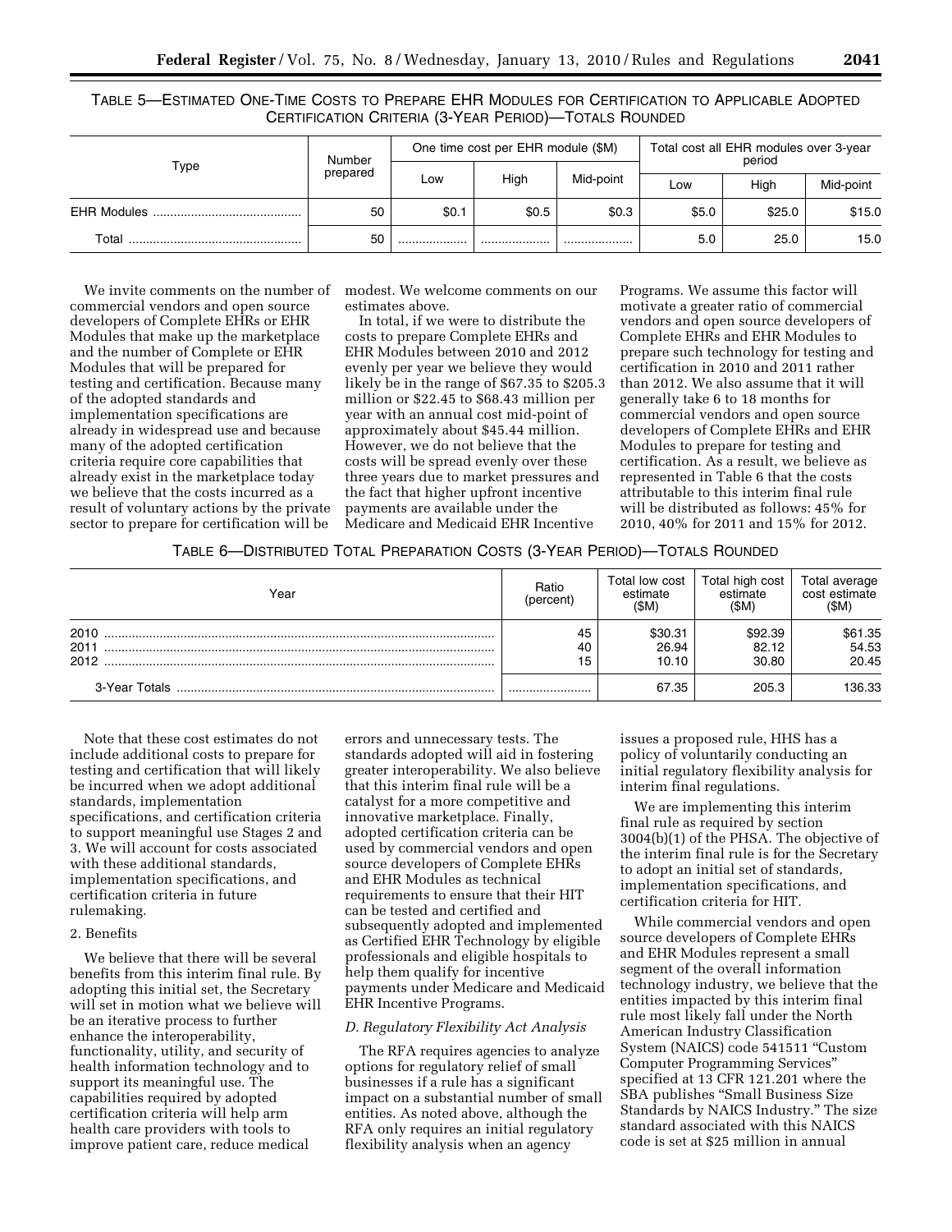TABLE 5—ESTIMATED ONE-TIME COSTS TO PREPARE EHR MODULES FOR CERTIFICATION TO APPLICABLE ADOPTED CERTIFICATION CRITERIA (3-YEAR PERIOD)—TOTALS ROUNDED

| Type | Number prepared | One time cost per EHR module ($M) | | | Total cost all EHR modules over 3-year period | | |
|---|---|---|---|---|---|---|---|
| | | Low | High | Mid-point | Low | High | Mid-point |
| EHR Modules | 50 | $0.1 | $0.5 | $0.3 | $5.0 | $25.0 | $15.0 |
| Total | 50 | | | | 5.0 | 25.0 | 15.0 |

We invite comments on the number of commercial vendors and open source developers of Complete EHRs or EHR Modules that make up the marketplace and the number of Complete or EHR Modules that will be prepared for testing and certification. Because many of the adopted standards and implementation specifications are already in widespread use and because many of the adopted certification criteria require core capabilities that already exist in the marketplace today we believe that the costs incurred as a result of voluntary actions by the private sector to prepare for certification will be modest. We welcome comments on our estimates above.

In total, if we were to distribute the costs to prepare Complete EHRs and EHR Modules between 2010 and 2012 evenly per year we believe they would likely be in the range of $67.35 to $205.3 million or $22.45 to $68.43 million per year with an annual cost mid-point of approximately about $45.44 million. However, we do not believe that the costs will be spread evenly over these three years due to market pressures and the fact that higher upfront incentive payments are available under the Medicare and Medicaid EHR Incentive Programs. We assume this factor will motivate a greater ratio of commercial vendors and open source developers of Complete EHRs and EHR Modules to prepare such technology for testing and certification in 2010 and 2011 rather than 2012. We also assume that it will generally take 6 to 18 months for commercial vendors and open source developers of Complete EHRs and EHR Modules to prepare for testing and certification. As a result, we believe as represented in Table 6 that the costs attributable to this interim final rule will be distributed as follows: 45% for 2010, 40% for 2011 and 15% for 2012.

TABLE 6—DISTRIBUTED TOTAL PREPARATION COSTS (3-YEAR PERIOD)—TOTALS ROUNDED

| Year | Ratio (percent) | Total low cost estimate ($M) | Total high cost estimate ($M) | Total average cost estimate ($M) |
|---|---|---|---|---|
| 2010 | 45 | $30.31 | $92.39 | $61.35 |
| 2011 | 40 | 26.94 | 82.12 | 54.53 |
| 2012 | 15 | 10.10 | 30.80 | 20.45 |
| 3-Year Totals | | 67.35 | 205.3 | 136.33 |

Note that these cost estimates do not include additional costs to prepare for testing and certification that will likely be incurred when we adopt additional standards, implementation specifications, and certification criteria to support meaningful use Stages 2 and 3. We will account for costs associated with these additional standards, implementation specifications, and certification criteria in future rulemaking.

2. Benefits

We believe that there will be several benefits from this interim final rule. By adopting this initial set, the Secretary will set in motion what we believe will be an iterative process to further enhance the interoperability, functionality, utility, and security of health information technology and to support its meaningful use. The capabilities required by adopted certification criteria will help arm health care providers with tools to improve patient care, reduce medical errors and unnecessary tests. The standards adopted will aid in fostering greater interoperability. We also believe that this interim final rule will be a catalyst for a more competitive and innovative marketplace. Finally, adopted certification criteria can be used by commercial vendors and open source developers of Complete EHRs and EHR Modules as technical requirements to ensure that their HIT can be tested and certified and subsequently adopted and implemented as Certified EHR Technology by eligible professionals and eligible hospitals to help them qualify for incentive payments under Medicare and Medicaid EHR Incentive Programs.

*D. Regulatory Flexibility Act Analysis*

The RFA requires agencies to analyze options for regulatory relief of small businesses if a rule has a significant impact on a substantial number of small entities. As noted above, although the RFA only requires an initial regulatory flexibility analysis when an agency issues a proposed rule, HHS has a policy of voluntarily conducting an initial regulatory flexibility analysis for interim final regulations.

We are implementing this interim final rule as required by section 3004(b)(1) of the PHSA. The objective of the interim final rule is for the Secretary to adopt an initial set of standards, implementation specifications, and certification criteria for HIT.

While commercial vendors and open source developers of Complete EHRs and EHR Modules represent a small segment of the overall information technology industry, we believe that the entities impacted by this interim final rule most likely fall under the North American Industry Classification System (NAICS) code 541511 "Custom Computer Programming Services" specified at 13 CFR 121.201 where the SBA publishes "Small Business Size Standards by NAICS Industry." The size standard associated with this NAICS code is set at $25 million in annual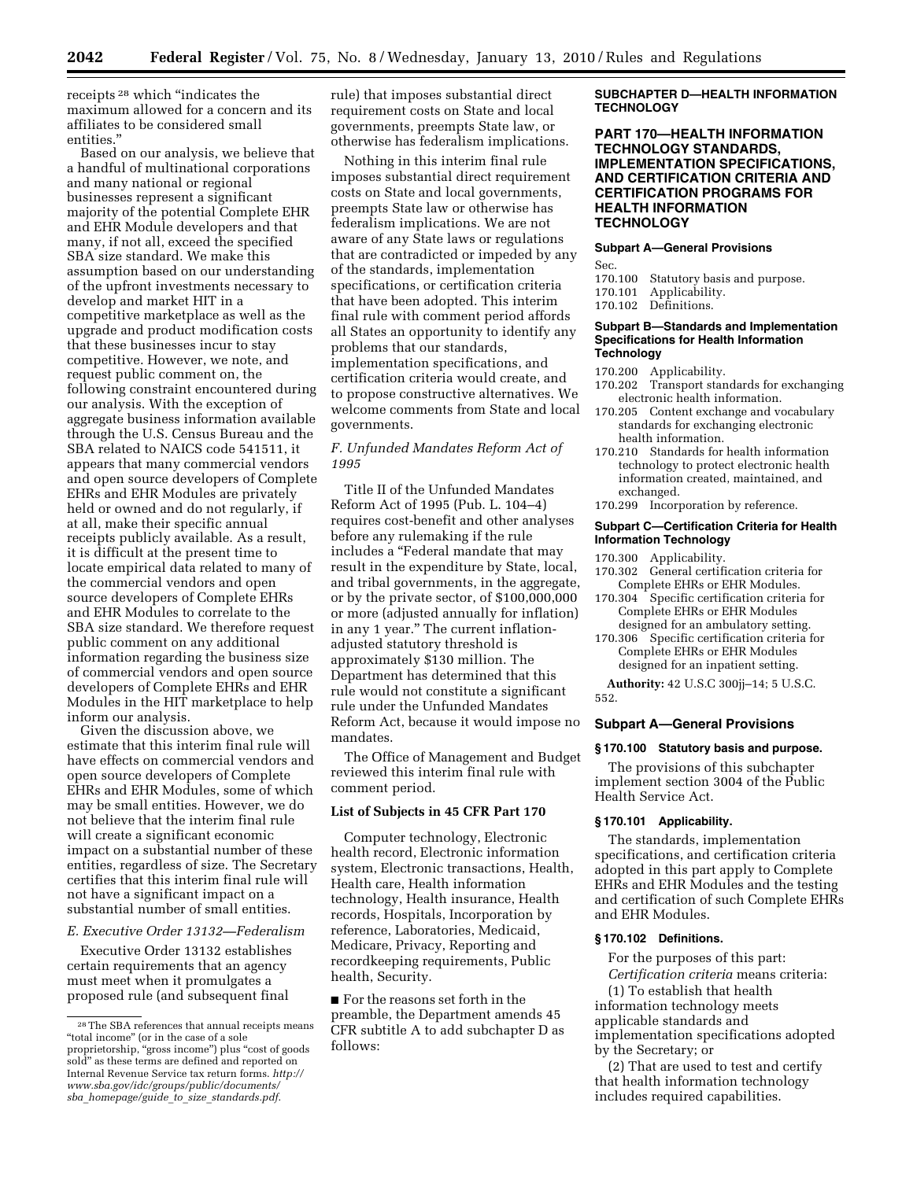receipts[28] which "indicates the maximum allowed for a concern and its affiliates to be considered small entities."

Based on our analysis, we believe that a handful of multinational corporations and many national or regional businesses represent a significant majority of the potential Complete EHR and EHR Module developers and that many, if not all, exceed the specified SBA size standard. We make this assumption based on our understanding of the upfront investments necessary to develop and market HIT in a competitive marketplace as well as the upgrade and product modification costs that these businesses incur to stay competitive. However, we note, and request public comment on, the following constraint encountered during our analysis. With the exception of aggregate business information available through the U.S. Census Bureau and the SBA related to NAICS code 541511, it appears that many commercial vendors and open source developers of Complete EHRs and EHR Modules are privately held or owned and do not regularly, if at all, make their specific annual receipts publicly available. As a result, it is difficult at the present time to locate empirical data related to many of the commercial vendors and open source developers of Complete EHRs and EHR Modules to correlate to the SBA size standard. We therefore request public comment on any additional information regarding the business size of commercial vendors and open source developers of Complete EHRs and EHR Modules in the HIT marketplace to help inform our analysis.

Given the discussion above, we estimate that this interim final rule will have effects on commercial vendors and open source developers of Complete EHRs and EHR Modules, some of which may be small entities. However, we do not believe that the interim final rule will create a significant economic impact on a substantial number of these entities, regardless of size. The Secretary certifies that this interim final rule will not have a significant impact on a substantial number of small entities.

*E. Executive Order 13132—Federalism*

Executive Order 13132 establishes certain requirements that an agency must meet when it promulgates a proposed rule (and subsequent final rule) that imposes substantial direct requirement costs on State and local governments, preempts State law, or otherwise has federalism implications.

Nothing in this interim final rule imposes substantial direct requirement costs on State and local governments, preempts State law or otherwise has federalism implications. We are not aware of any State laws or regulations that are contradicted or impeded by any of the standards, implementation specifications, or certification criteria that have been adopted. This interim final rule with comment period affords all States an opportunity to identify any problems that our standards, implementation specifications, and certification criteria would create, and to propose constructive alternatives. We welcome comments from State and local governments.

*F. Unfunded Mandates Reform Act of 1995*

Title II of the Unfunded Mandates Reform Act of 1995 (Pub. L. 104–4) requires cost-benefit and other analyses before any rulemaking if the rule includes a "Federal mandate that may result in the expenditure by State, local, and tribal governments, in the aggregate, or by the private sector, of $100,000,000 or more (adjusted annually for inflation) in any 1 year." The current inflation-adjusted statutory threshold is approximately $130 million. The Department has determined that this rule would not constitute a significant rule under the Unfunded Mandates Reform Act, because it would impose no mandates.

The Office of Management and Budget reviewed this interim final rule with comment period.

**List of Subjects in 45 CFR Part 170**

Computer technology, Electronic health record, Electronic information system, Electronic transactions, Health, Health care, Health information technology, Health insurance, Health records, Hospitals, Incorporation by reference, Laboratories, Medicaid, Medicare, Privacy, Reporting and recordkeeping requirements, Public health, Security.

■ For the reasons set forth in the preamble, the Department amends 45 CFR subtitle A to add subchapter D as follows:

**SUBCHAPTER D—HEALTH INFORMATION TECHNOLOGY**

**PART 170—HEALTH INFORMATION TECHNOLOGY STANDARDS, IMPLEMENTATION SPECIFICATIONS, AND CERTIFICATION CRITERIA AND CERTIFICATION PROGRAMS FOR HEALTH INFORMATION TECHNOLOGY**

**Subpart A—General Provisions**

Sec.
170.100 Statutory basis and purpose.
170.101 Applicability.
170.102 Definitions.

**Subpart B—Standards and Implementation Specifications for Health Information Technology**

170.200 Applicability.
170.202 Transport standards for exchanging electronic health information.
170.205 Content exchange and vocabulary standards for exchanging electronic health information.
170.210 Standards for health information technology to protect electronic health information created, maintained, and exchanged.
170.299 Incorporation by reference.

**Subpart C—Certification Criteria for Health Information Technology**

170.300 Applicability.
170.302 General certification criteria for Complete EHRs or EHR Modules.
170.304 Specific certification criteria for Complete EHRs or EHR Modules designed for an ambulatory setting.
170.306 Specific certification criteria for Complete EHRs or EHR Modules designed for an inpatient setting.

**Authority:** 42 U.S.C 300jj–14; 5 U.S.C. 552.

**Subpart A—General Provisions**

**§ 170.100 Statutory basis and purpose.**

The provisions of this subchapter implement section 3004 of the Public Health Service Act.

**§ 170.101 Applicability.**

The standards, implementation specifications, and certification criteria adopted in this part apply to Complete EHRs and EHR Modules and the testing and certification of such Complete EHRs and EHR Modules.

**§ 170.102 Definitions.**

For the purposes of this part:

*Certification criteria* means criteria:

(1) To establish that health information technology meets applicable standards and implementation specifications adopted by the Secretary; or

(2) That are used to test and certify that health information technology includes required capabilities.

[28] The SBA references that annual receipts means "total income" (or in the case of a sole proprietorship, "gross income") plus "cost of goods sold" as these terms are defined and reported on Internal Revenue Service tax return forms. *http://www.sba.gov/idc/groups/public/documents/sba_homepage/guide_to_size_standards.pdf.*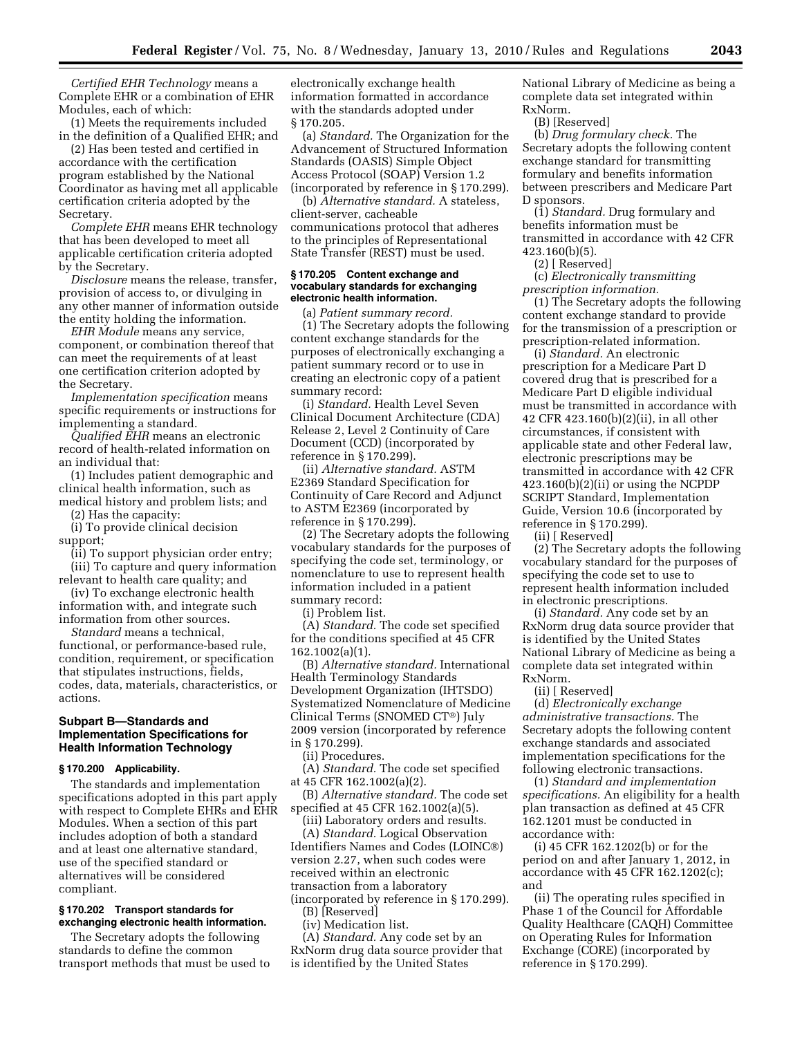*Certified EHR Technology* means a Complete EHR or a combination of EHR Modules, each of which:

(1) Meets the requirements included in the definition of a Qualified EHR; and

(2) Has been tested and certified in accordance with the certification program established by the National Coordinator as having met all applicable certification criteria adopted by the Secretary.

*Complete EHR* means EHR technology that has been developed to meet all applicable certification criteria adopted by the Secretary.

*Disclosure* means the release, transfer, provision of access to, or divulging in any other manner of information outside the entity holding the information.

*EHR Module* means any service, component, or combination thereof that can meet the requirements of at least one certification criterion adopted by the Secretary.

*Implementation specification* means specific requirements or instructions for implementing a standard.

*Qualified EHR* means an electronic record of health-related information on an individual that:

(1) Includes patient demographic and clinical health information, such as medical history and problem lists; and

(2) Has the capacity:

(i) To provide clinical decision support;

(ii) To support physician order entry;

(iii) To capture and query information relevant to health care quality; and

(iv) To exchange electronic health information with, and integrate such information from other sources.

*Standard* means a technical, functional, or performance-based rule, condition, requirement, or specification that stipulates instructions, fields, codes, data, materials, characteristics, or actions.

## Subpart B—Standards and Implementation Specifications for Health Information Technology

### § 170.200 Applicability.

The standards and implementation specifications adopted in this part apply with respect to Complete EHRs and EHR Modules. When a section of this part includes adoption of both a standard and at least one alternative standard, use of the specified standard or alternatives will be considered compliant.

### § 170.202 Transport standards for exchanging electronic health information.

The Secretary adopts the following standards to define the common transport methods that must be used to electronically exchange health information formatted in accordance with the standards adopted under § 170.205.

(a) *Standard.* The Organization for the Advancement of Structured Information Standards (OASIS) Simple Object Access Protocol (SOAP) Version 1.2 (incorporated by reference in § 170.299).

(b) *Alternative standard.* A stateless, client-server, cacheable communications protocol that adheres to the principles of Representational State Transfer (REST) must be used.

### § 170.205 Content exchange and vocabulary standards for exchanging electronic health information.

(a) *Patient summary record.*

(1) The Secretary adopts the following content exchange standards for the purposes of electronically exchanging a patient summary record or to use in creating an electronic copy of a patient summary record:

(i) *Standard.* Health Level Seven Clinical Document Architecture (CDA) Release 2, Level 2 Continuity of Care Document (CCD) (incorporated by reference in § 170.299).

(ii) *Alternative standard.* ASTM E2369 Standard Specification for Continuity of Care Record and Adjunct to ASTM E2369 (incorporated by reference in § 170.299).

(2) The Secretary adopts the following vocabulary standards for the purposes of specifying the code set, terminology, or nomenclature to use to represent health information included in a patient summary record:

(i) Problem list.

(A) *Standard.* The code set specified for the conditions specified at 45 CFR 162.1002(a)(1).

(B) *Alternative standard.* International Health Terminology Standards Development Organization (IHTSDO) Systematized Nomenclature of Medicine Clinical Terms (SNOMED CT®) July 2009 version (incorporated by reference in § 170.299).

(ii) Procedures.

(A) *Standard.* The code set specified at 45 CFR 162.1002(a)(2).

(B) *Alternative standard.* The code set specified at 45 CFR 162.1002(a)(5).

(iii) Laboratory orders and results.

(A) *Standard.* Logical Observation Identifiers Names and Codes (LOINC®) version 2.27, when such codes were received within an electronic transaction from a laboratory (incorporated by reference in § 170.299).

(B) [Reserved]

(iv) Medication list.

(A) *Standard.* Any code set by an RxNorm drug data source provider that is identified by the United States National Library of Medicine as being a complete data set integrated within RxNorm.

(B) [Reserved]

(b) *Drug formulary check.* The Secretary adopts the following content exchange standard for transmitting formulary and benefits information between prescribers and Medicare Part D sponsors.

(1) *Standard.* Drug formulary and benefits information must be transmitted in accordance with 42 CFR 423.160(b)(5).

(2) [ Reserved]

(c) *Electronically transmitting prescription information.*

(1) The Secretary adopts the following content exchange standard to provide for the transmission of a prescription or prescription-related information.

(i) *Standard.* An electronic prescription for a Medicare Part D covered drug that is prescribed for a Medicare Part D eligible individual must be transmitted in accordance with 42 CFR 423.160(b)(2)(ii), in all other circumstances, if consistent with applicable state and other Federal law, electronic prescriptions may be transmitted in accordance with 42 CFR 423.160(b)(2)(ii) or using the NCPDP SCRIPT Standard, Implementation Guide, Version 10.6 (incorporated by reference in § 170.299).

(ii) [ Reserved]

(2) The Secretary adopts the following vocabulary standard for the purposes of specifying the code set to use to represent health information included in electronic prescriptions.

(i) *Standard.* Any code set by an RxNorm drug data source provider that is identified by the United States National Library of Medicine as being a complete data set integrated within RxNorm.

(ii) [ Reserved]

(d) *Electronically exchange administrative transactions.* The Secretary adopts the following content exchange standards and associated implementation specifications for the following electronic transactions.

(1) *Standard and implementation specifications.* An eligibility for a health plan transaction as defined at 45 CFR 162.1201 must be conducted in accordance with:

(i) 45 CFR 162.1202(b) or for the period on and after January 1, 2012, in accordance with 45 CFR 162.1202(c); and

(ii) The operating rules specified in Phase 1 of the Council for Affordable Quality Healthcare (CAQH) Committee on Operating Rules for Information Exchange (CORE) (incorporated by reference in § 170.299).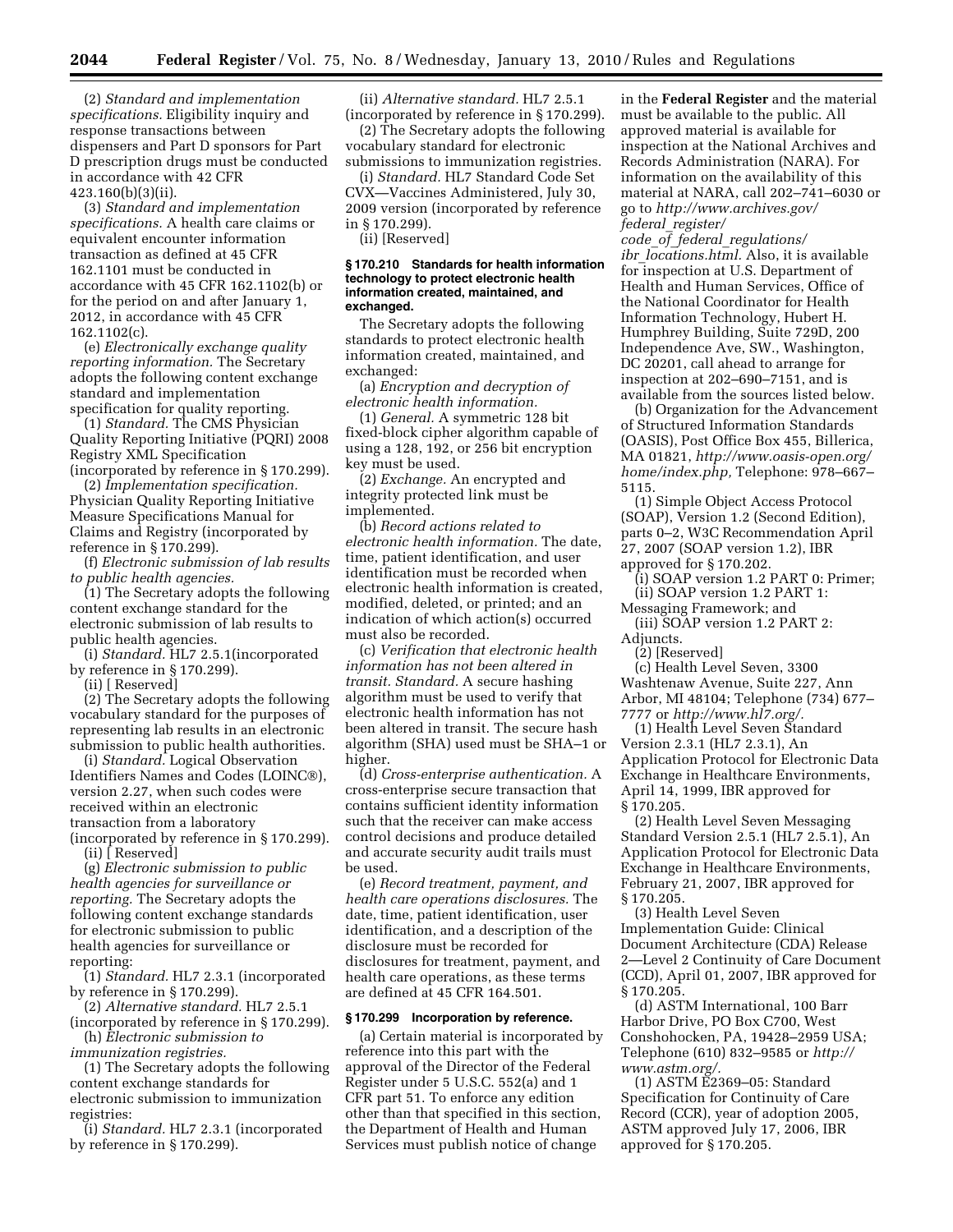(2) *Standard and implementation specifications.* Eligibility inquiry and response transactions between dispensers and Part D sponsors for Part D prescription drugs must be conducted in accordance with 42 CFR 423.160(b)(3)(ii).

(3) *Standard and implementation specifications.* A health care claims or equivalent encounter information transaction as defined at 45 CFR 162.1101 must be conducted in accordance with 45 CFR 162.1102(b) or for the period on and after January 1, 2012, in accordance with 45 CFR 162.1102(c).

(e) *Electronically exchange quality reporting information.* The Secretary adopts the following content exchange standard and implementation specification for quality reporting.

(1) *Standard.* The CMS Physician Quality Reporting Initiative (PQRI) 2008 Registry XML Specification (incorporated by reference in § 170.299).

(2) *Implementation specification.* Physician Quality Reporting Initiative Measure Specifications Manual for Claims and Registry (incorporated by reference in § 170.299).

(f) *Electronic submission of lab results to public health agencies.*

(1) The Secretary adopts the following content exchange standard for the electronic submission of lab results to public health agencies.

(i) *Standard.* HL7 2.5.1(incorporated by reference in § 170.299).

(ii) [ Reserved]

(2) The Secretary adopts the following vocabulary standard for the purposes of representing lab results in an electronic submission to public health authorities.

(i) *Standard.* Logical Observation Identifiers Names and Codes (LOINC®), version 2.27, when such codes were received within an electronic transaction from a laboratory (incorporated by reference in § 170.299).

(ii) [ Reserved]

(g) *Electronic submission to public health agencies for surveillance or reporting.* The Secretary adopts the following content exchange standards for electronic submission to public health agencies for surveillance or reporting:

(1) *Standard.* HL7 2.3.1 (incorporated by reference in § 170.299).

(2) *Alternative standard.* HL7 2.5.1 (incorporated by reference in § 170.299).

(h) *Electronic submission to immunization registries.*

(1) The Secretary adopts the following content exchange standards for electronic submission to immunization registries:

(i) *Standard.* HL7 2.3.1 (incorporated by reference in § 170.299).

(ii) *Alternative standard.* HL7 2.5.1 (incorporated by reference in § 170.299).

(2) The Secretary adopts the following vocabulary standard for electronic submissions to immunization registries.

(i) *Standard.* HL7 Standard Code Set CVX—Vaccines Administered, July 30, 2009 version (incorporated by reference in § 170.299).

(ii) [Reserved]

**§ 170.210 Standards for health information technology to protect electronic health information created, maintained, and exchanged.**

The Secretary adopts the following standards to protect electronic health information created, maintained, and exchanged:

(a) *Encryption and decryption of electronic health information.*

(1) *General.* A symmetric 128 bit fixed-block cipher algorithm capable of using a 128, 192, or 256 bit encryption key must be used.

(2) *Exchange.* An encrypted and integrity protected link must be implemented.

(b) *Record actions related to electronic health information.* The date, time, patient identification, and user identification must be recorded when electronic health information is created, modified, deleted, or printed; and an indication of which action(s) occurred must also be recorded.

(c) *Verification that electronic health information has not been altered in transit. Standard.* A secure hashing algorithm must be used to verify that electronic health information has not been altered in transit. The secure hash algorithm (SHA) used must be SHA–1 or higher.

(d) *Cross-enterprise authentication.* A cross-enterprise secure transaction that contains sufficient identity information such that the receiver can make access control decisions and produce detailed and accurate security audit trails must be used.

(e) *Record treatment, payment, and health care operations disclosures.* The date, time, patient identification, user identification, and a description of the disclosure must be recorded for disclosures for treatment, payment, and health care operations, as these terms are defined at 45 CFR 164.501.

**§ 170.299 Incorporation by reference.**

(a) Certain material is incorporated by reference into this part with the approval of the Director of the Federal Register under 5 U.S.C. 552(a) and 1 CFR part 51. To enforce any edition other than that specified in this section, the Department of Health and Human Services must publish notice of change in the **Federal Register** and the material must be available to the public. All approved material is available for inspection at the National Archives and Records Administration (NARA). For information on the availability of this material at NARA, call 202–741–6030 or go to *http://www.archives.gov/federal_register/code_of_federal_regulations/ibr_locations.html.* Also, it is available for inspection at U.S. Department of Health and Human Services, Office of the National Coordinator for Health Information Technology, Hubert H. Humphrey Building, Suite 729D, 200 Independence Ave, SW., Washington, DC 20201, call ahead to arrange for inspection at 202–690–7151, and is available from the sources listed below.

(b) Organization for the Advancement of Structured Information Standards (OASIS), Post Office Box 455, Billerica, MA 01821, *http://www.oasis-open.org/home/index.php,* Telephone: 978–667–5115.

(1) Simple Object Access Protocol (SOAP), Version 1.2 (Second Edition), parts 0–2, W3C Recommendation April 27, 2007 (SOAP version 1.2), IBR approved for § 170.202.

(i) SOAP version 1.2 PART 0: Primer;

(ii) SOAP version 1.2 PART 1: Messaging Framework; and

(iii) SOAP version 1.2 PART 2: Adjuncts.

(2) [Reserved]

(c) Health Level Seven, 3300 Washtenaw Avenue, Suite 227, Ann Arbor, MI 48104; Telephone (734) 677–7777 or *http://www.hl7.org/.*

(1) Health Level Seven Standard Version 2.3.1 (HL7 2.3.1), An Application Protocol for Electronic Data Exchange in Healthcare Environments, April 14, 1999, IBR approved for § 170.205.

(2) Health Level Seven Messaging Standard Version 2.5.1 (HL7 2.5.1), An Application Protocol for Electronic Data Exchange in Healthcare Environments, February 21, 2007, IBR approved for § 170.205.

(3) Health Level Seven Implementation Guide: Clinical Document Architecture (CDA) Release 2—Level 2 Continuity of Care Document (CCD), April 01, 2007, IBR approved for § 170.205.

(d) ASTM International, 100 Barr Harbor Drive, PO Box C700, West Conshohocken, PA, 19428–2959 USA; Telephone (610) 832–9585 or *http://www.astm.org/.*

(1) ASTM E2369–05: Standard Specification for Continuity of Care Record (CCR), year of adoption 2005, ASTM approved July 17, 2006, IBR approved for § 170.205.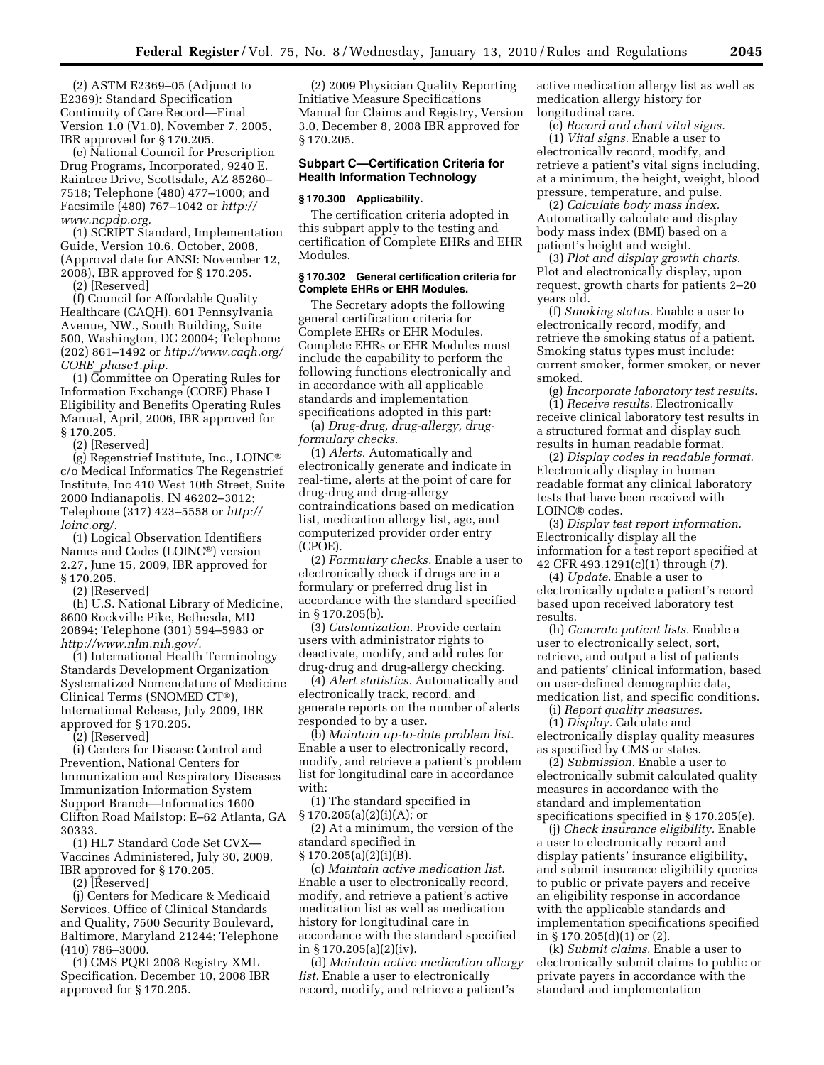(2) ASTM E2369–05 (Adjunct to E2369): Standard Specification Continuity of Care Record—Final Version 1.0 (V1.0), November 7, 2005, IBR approved for § 170.205.

(e) National Council for Prescription Drug Programs, Incorporated, 9240 E. Raintree Drive, Scottsdale, AZ 85260–7518; Telephone (480) 477–1000; and Facsimile (480) 767–1042 or *http://www.ncpdp.org.*

(1) SCRIPT Standard, Implementation Guide, Version 10.6, October, 2008, (Approval date for ANSI: November 12, 2008), IBR approved for § 170.205.

(2) [Reserved]

(f) Council for Affordable Quality Healthcare (CAQH), 601 Pennsylvania Avenue, NW., South Building, Suite 500, Washington, DC 20004; Telephone (202) 861–1492 or *http://www.caqh.org/CORE_phase1.php.*

(1) Committee on Operating Rules for Information Exchange (CORE) Phase I Eligibility and Benefits Operating Rules Manual, April, 2006, IBR approved for § 170.205.

(2) [Reserved]

(g) Regenstrief Institute, Inc., LOINC® c/o Medical Informatics The Regenstrief Institute, Inc 410 West 10th Street, Suite 2000 Indianapolis, IN 46202–3012; Telephone (317) 423–5558 or *http://loinc.org/.*

(1) Logical Observation Identifiers Names and Codes (LOINC®) version 2.27, June 15, 2009, IBR approved for § 170.205.

(2) [Reserved]

(h) U.S. National Library of Medicine, 8600 Rockville Pike, Bethesda, MD 20894; Telephone (301) 594–5983 or *http://www.nlm.nih.gov/.*

(1) International Health Terminology Standards Development Organization Systematized Nomenclature of Medicine Clinical Terms (SNOMED CT®), International Release, July 2009, IBR approved for § 170.205.

(2) [Reserved]

(i) Centers for Disease Control and Prevention, National Centers for Immunization and Respiratory Diseases Immunization Information System Support Branch—Informatics 1600 Clifton Road Mailstop: E–62 Atlanta, GA 30333.

(1) HL7 Standard Code Set CVX—Vaccines Administered, July 30, 2009, IBR approved for § 170.205.

(2) [Reserved]

(j) Centers for Medicare & Medicaid Services, Office of Clinical Standards and Quality, 7500 Security Boulevard, Baltimore, Maryland 21244; Telephone (410) 786–3000.

(1) CMS PQRI 2008 Registry XML Specification, December 10, 2008 IBR approved for § 170.205.

(2) 2009 Physician Quality Reporting Initiative Measure Specifications Manual for Claims and Registry, Version 3.0, December 8, 2008 IBR approved for § 170.205.

## Subpart C—Certification Criteria for Health Information Technology

### § 170.300 Applicability.

The certification criteria adopted in this subpart apply to the testing and certification of Complete EHRs and EHR Modules.

### § 170.302 General certification criteria for Complete EHRs or EHR Modules.

The Secretary adopts the following general certification criteria for Complete EHRs or EHR Modules. Complete EHRs or EHR Modules must include the capability to perform the following functions electronically and in accordance with all applicable standards and implementation specifications adopted in this part:

(a) *Drug-drug, drug-allergy, drug-formulary checks.*

(1) *Alerts.* Automatically and electronically generate and indicate in real-time, alerts at the point of care for drug-drug and drug-allergy contraindications based on medication list, medication allergy list, age, and computerized provider order entry (CPOE).

(2) *Formulary checks.* Enable a user to electronically check if drugs are in a formulary or preferred drug list in accordance with the standard specified in § 170.205(b).

(3) *Customization.* Provide certain users with administrator rights to deactivate, modify, and add rules for drug-drug and drug-allergy checking.

(4) *Alert statistics.* Automatically and electronically track, record, and generate reports on the number of alerts responded to by a user.

(b) *Maintain up-to-date problem list.* Enable a user to electronically record, modify, and retrieve a patient's problem list for longitudinal care in accordance with:

(1) The standard specified in § 170.205(a)(2)(i)(A); or

(2) At a minimum, the version of the standard specified in § 170.205(a)(2)(i)(B).

(c) *Maintain active medication list.* Enable a user to electronically record, modify, and retrieve a patient's active medication list as well as medication history for longitudinal care in accordance with the standard specified in § 170.205(a)(2)(iv).

(d) *Maintain active medication allergy list.* Enable a user to electronically record, modify, and retrieve a patient's active medication allergy list as well as medication allergy history for longitudinal care.

(e) *Record and chart vital signs.*

(1) *Vital signs.* Enable a user to electronically record, modify, and retrieve a patient's vital signs including, at a minimum, the height, weight, blood pressure, temperature, and pulse.

(2) *Calculate body mass index.* Automatically calculate and display body mass index (BMI) based on a patient's height and weight.

(3) *Plot and display growth charts.* Plot and electronically display, upon request, growth charts for patients 2–20 years old.

(f) *Smoking status.* Enable a user to electronically record, modify, and retrieve the smoking status of a patient. Smoking status types must include: current smoker, former smoker, or never smoked.

(g) *Incorporate laboratory test results.*

(1) *Receive results.* Electronically receive clinical laboratory test results in a structured format and display such results in human readable format.

(2) *Display codes in readable format.* Electronically display in human readable format any clinical laboratory tests that have been received with LOINC® codes.

(3) *Display test report information.* Electronically display all the information for a test report specified at 42 CFR 493.1291(c)(1) through (7).

(4) *Update.* Enable a user to electronically update a patient's record based upon received laboratory test results.

(h) *Generate patient lists.* Enable a user to electronically select, sort, retrieve, and output a list of patients and patients' clinical information, based on user-defined demographic data, medication list, and specific conditions.

(i) *Report quality measures.*

(1) *Display.* Calculate and electronically display quality measures as specified by CMS or states.

(2) *Submission.* Enable a user to electronically submit calculated quality measures in accordance with the standard and implementation specifications specified in § 170.205(e).

(j) *Check insurance eligibility.* Enable a user to electronically record and display patients' insurance eligibility, and submit insurance eligibility queries to public or private payers and receive an eligibility response in accordance with the applicable standards and implementation specifications specified in § 170.205(d)(1) or (2).

(k) *Submit claims.* Enable a user to electronically submit claims to public or private payers in accordance with the standard and implementation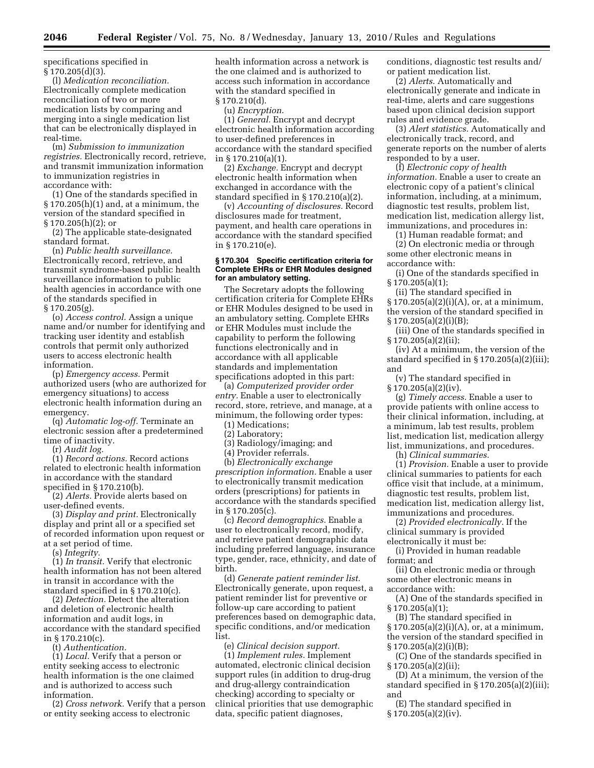specifications specified in § 170.205(d)(3).

(l) *Medication reconciliation.* Electronically complete medication reconciliation of two or more medication lists by comparing and merging into a single medication list that can be electronically displayed in real-time.

(m) *Submission to immunization registries.* Electronically record, retrieve, and transmit immunization information to immunization registries in accordance with:

(1) One of the standards specified in § 170.205(h)(1) and, at a minimum, the version of the standard specified in § 170.205(h)(2); or

(2) The applicable state-designated standard format.

(n) *Public health surveillance.* Electronically record, retrieve, and transmit syndrome-based public health surveillance information to public health agencies in accordance with one of the standards specified in § 170.205(g).

(o) *Access control.* Assign a unique name and/or number for identifying and tracking user identity and establish controls that permit only authorized users to access electronic health information.

(p) *Emergency access.* Permit authorized users (who are authorized for emergency situations) to access electronic health information during an emergency.

(q) *Automatic log-off.* Terminate an electronic session after a predetermined time of inactivity.

(r) *Audit log.*

(1) *Record actions.* Record actions related to electronic health information in accordance with the standard specified in § 170.210(b).

(2) *Alerts.* Provide alerts based on user-defined events.

(3) *Display and print.* Electronically display and print all or a specified set of recorded information upon request or at a set period of time.

(s) *Integrity.*

(1) *In transit.* Verify that electronic health information has not been altered in transit in accordance with the standard specified in § 170.210(c).

(2) *Detection.* Detect the alteration and deletion of electronic health information and audit logs, in accordance with the standard specified in § 170.210(c).

(t) *Authentication.*

(1) *Local.* Verify that a person or entity seeking access to electronic health information is the one claimed and is authorized to access such information.

(2) *Cross network.* Verify that a person or entity seeking access to electronic health information across a network is the one claimed and is authorized to access such information in accordance with the standard specified in § 170.210(d).

(u) *Encryption.*

(1) *General.* Encrypt and decrypt electronic health information according to user-defined preferences in accordance with the standard specified in § 170.210(a)(1).

(2) *Exchange.* Encrypt and decrypt electronic health information when exchanged in accordance with the standard specified in § 170.210(a)(2).

(v) *Accounting of disclosures.* Record disclosures made for treatment, payment, and health care operations in accordance with the standard specified in § 170.210(e).

#### § 170.304 Specific certification criteria for Complete EHRs or EHR Modules designed for an ambulatory setting.

The Secretary adopts the following certification criteria for Complete EHRs or EHR Modules designed to be used in an ambulatory setting. Complete EHRs or EHR Modules must include the capability to perform the following functions electronically and in accordance with all applicable standards and implementation specifications adopted in this part:

(a) *Computerized provider order entry.* Enable a user to electronically record, store, retrieve, and manage, at a minimum, the following order types:

(1) Medications;

(2) Laboratory;

(3) Radiology/imaging; and

(4) Provider referrals.

(b) *Electronically exchange prescription information.* Enable a user to electronically transmit medication orders (prescriptions) for patients in accordance with the standards specified in § 170.205(c).

(c) *Record demographics.* Enable a user to electronically record, modify, and retrieve patient demographic data including preferred language, insurance type, gender, race, ethnicity, and date of birth.

(d) *Generate patient reminder list.* Electronically generate, upon request, a patient reminder list for preventive or follow-up care according to patient preferences based on demographic data, specific conditions, and/or medication list.

(e) *Clinical decision support.*

(1) *Implement rules.* Implement automated, electronic clinical decision support rules (in addition to drug-drug and drug-allergy contraindication checking) according to specialty or clinical priorities that use demographic data, specific patient diagnoses, conditions, diagnostic test results and/or patient medication list.

(2) *Alerts.* Automatically and electronically generate and indicate in real-time, alerts and care suggestions based upon clinical decision support rules and evidence grade.

(3) *Alert statistics.* Automatically and electronically track, record, and generate reports on the number of alerts responded to by a user.

(f) *Electronic copy of health information.* Enable a user to create an electronic copy of a patient's clinical information, including, at a minimum, diagnostic test results, problem list, medication list, medication allergy list, immunizations, and procedures in:

(1) Human readable format; and

(2) On electronic media or through some other electronic means in accordance with:

(i) One of the standards specified in § 170.205(a)(1);

(ii) The standard specified in § 170.205(a)(2)(i)(A), or, at a minimum, the version of the standard specified in § 170.205(a)(2)(i)(B);

(iii) One of the standards specified in § 170.205(a)(2)(ii);

(iv) At a minimum, the version of the standard specified in § 170.205(a)(2)(iii); and

(v) The standard specified in § 170.205(a)(2)(iv).

(g) *Timely access.* Enable a user to provide patients with online access to their clinical information, including, at a minimum, lab test results, problem list, medication list, medication allergy list, immunizations, and procedures.

(h) *Clinical summaries.*

(1) *Provision.* Enable a user to provide clinical summaries to patients for each office visit that include, at a minimum, diagnostic test results, problem list, medication list, medication allergy list, immunizations and procedures.

(2) *Provided electronically.* If the clinical summary is provided electronically it must be:

(i) Provided in human readable format; and

(ii) On electronic media or through some other electronic means in accordance with:

(A) One of the standards specified in § 170.205(a)(1);

(B) The standard specified in § 170.205(a)(2)(i)(A), or, at a minimum, the version of the standard specified in § 170.205(a)(2)(i)(B);

(C) One of the standards specified in § 170.205(a)(2)(ii);

(D) At a minimum, the version of the standard specified in § 170.205(a)(2)(iii); and

(E) The standard specified in § 170.205(a)(2)(iv).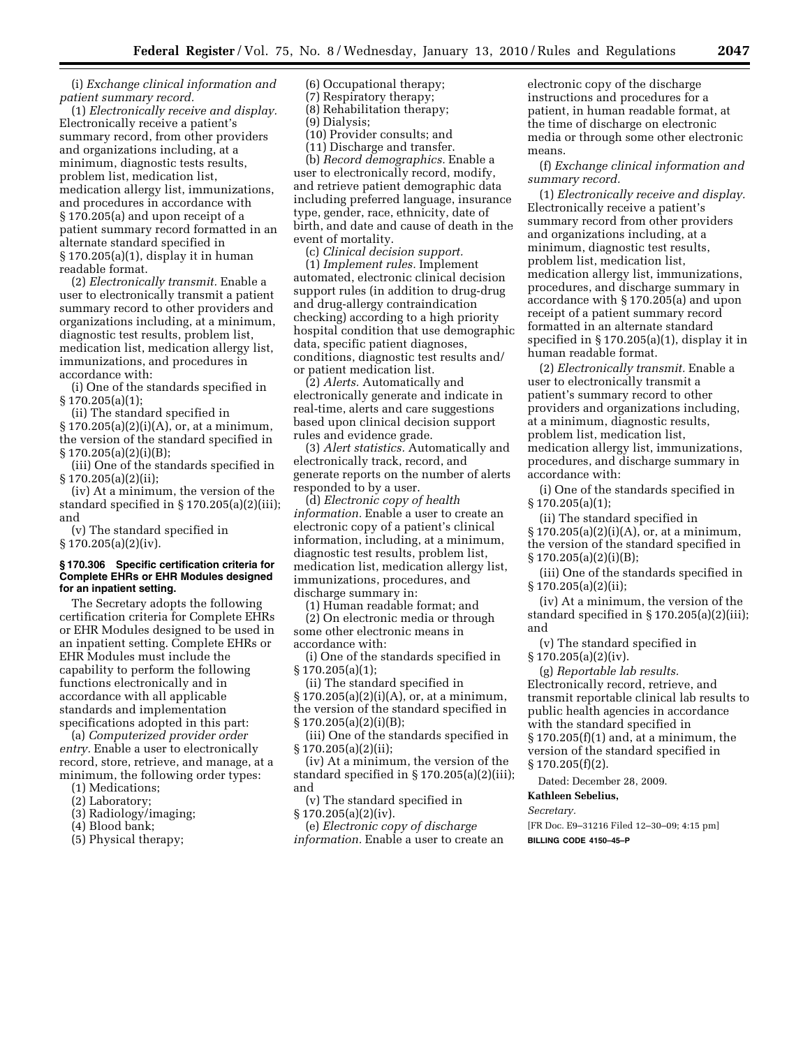(i) *Exchange clinical information and patient summary record.*

(1) *Electronically receive and display.* Electronically receive a patient's summary record, from other providers and organizations including, at a minimum, diagnostic tests results, problem list, medication list, medication allergy list, immunizations, and procedures in accordance with § 170.205(a) and upon receipt of a patient summary record formatted in an alternate standard specified in § 170.205(a)(1), display it in human readable format.

(2) *Electronically transmit.* Enable a user to electronically transmit a patient summary record to other providers and organizations including, at a minimum, diagnostic test results, problem list, medication list, medication allergy list, immunizations, and procedures in accordance with:

(i) One of the standards specified in § 170.205(a)(1);

(ii) The standard specified in § 170.205(a)(2)(i)(A), or, at a minimum, the version of the standard specified in § 170.205(a)(2)(i)(B);

(iii) One of the standards specified in § 170.205(a)(2)(ii);

(iv) At a minimum, the version of the standard specified in § 170.205(a)(2)(iii); and

(v) The standard specified in § 170.205(a)(2)(iv).

**§ 170.306 Specific certification criteria for Complete EHRs or EHR Modules designed for an inpatient setting.**

The Secretary adopts the following certification criteria for Complete EHRs or EHR Modules designed to be used in an inpatient setting. Complete EHRs or EHR Modules must include the capability to perform the following functions electronically and in accordance with all applicable standards and implementation specifications adopted in this part:

(a) *Computerized provider order entry.* Enable a user to electronically record, store, retrieve, and manage, at a minimum, the following order types:

(1) Medications;

(2) Laboratory;

(3) Radiology/imaging;

(4) Blood bank;

(5) Physical therapy;

(6) Occupational therapy;

(7) Respiratory therapy;

(8) Rehabilitation therapy;

(9) Dialysis;

(10) Provider consults; and

(11) Discharge and transfer.

(b) *Record demographics.* Enable a user to electronically record, modify, and retrieve patient demographic data including preferred language, insurance type, gender, race, ethnicity, date of birth, and date and cause of death in the event of mortality.

(c) *Clinical decision support.*

(1) *Implement rules.* Implement automated, electronic clinical decision support rules (in addition to drug-drug and drug-allergy contraindication checking) according to a high priority hospital condition that use demographic data, specific patient diagnoses, conditions, diagnostic test results and/or patient medication list.

(2) *Alerts.* Automatically and electronically generate and indicate in real-time, alerts and care suggestions based upon clinical decision support rules and evidence grade.

(3) *Alert statistics.* Automatically and electronically track, record, and generate reports on the number of alerts responded to by a user.

(d) *Electronic copy of health information.* Enable a user to create an electronic copy of a patient's clinical information, including, at a minimum, diagnostic test results, problem list, medication list, medication allergy list, immunizations, procedures, and discharge summary in:

(1) Human readable format; and

(2) On electronic media or through some other electronic means in accordance with:

(i) One of the standards specified in § 170.205(a)(1);

(ii) The standard specified in § 170.205(a)(2)(i)(A), or, at a minimum, the version of the standard specified in § 170.205(a)(2)(i)(B);

(iii) One of the standards specified in § 170.205(a)(2)(ii);

(iv) At a minimum, the version of the standard specified in § 170.205(a)(2)(iii); and

(v) The standard specified in § 170.205(a)(2)(iv).

(e) *Electronic copy of discharge information.* Enable a user to create an electronic copy of the discharge instructions and procedures for a patient, in human readable format, at the time of discharge on electronic media or through some other electronic means.

(f) *Exchange clinical information and summary record.*

(1) *Electronically receive and display.* Electronically receive a patient's summary record from other providers and organizations including, at a minimum, diagnostic test results, problem list, medication list, medication allergy list, immunizations, procedures, and discharge summary in accordance with § 170.205(a) and upon receipt of a patient summary record formatted in an alternate standard specified in § 170.205(a)(1), display it in human readable format.

(2) *Electronically transmit.* Enable a user to electronically transmit a patient's summary record to other providers and organizations including, at a minimum, diagnostic results, problem list, medication list, medication allergy list, immunizations, procedures, and discharge summary in accordance with:

(i) One of the standards specified in § 170.205(a)(1);

(ii) The standard specified in § 170.205(a)(2)(i)(A), or, at a minimum, the version of the standard specified in § 170.205(a)(2)(i)(B);

(iii) One of the standards specified in § 170.205(a)(2)(ii);

(iv) At a minimum, the version of the standard specified in § 170.205(a)(2)(iii); and

(v) The standard specified in § 170.205(a)(2)(iv).

(g) *Reportable lab results.* Electronically record, retrieve, and transmit reportable clinical lab results to public health agencies in accordance with the standard specified in § 170.205(f)(1) and, at a minimum, the version of the standard specified in § 170.205(f)(2).

Dated: December 28, 2009.

**Kathleen Sebelius,**

*Secretary.*

[FR Doc. E9–31216 Filed 12–30–09; 4:15 pm]

**BILLING CODE 4150–45–P**